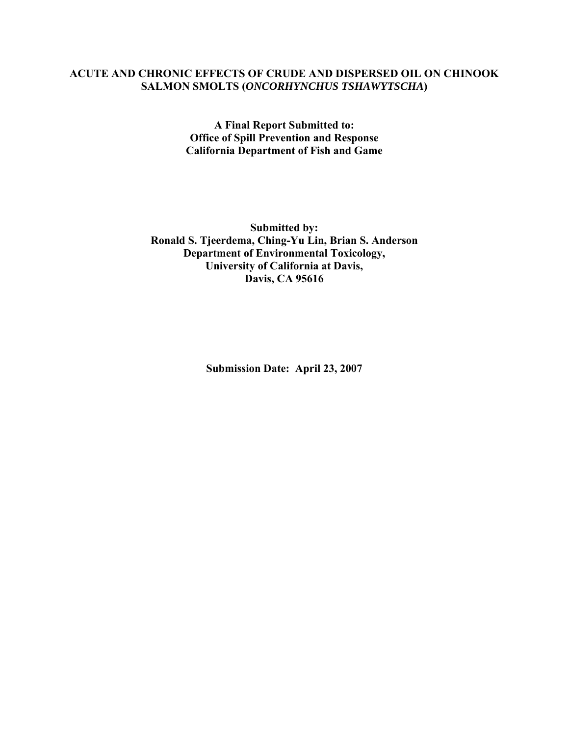# ACUTE AND CHRONIC EFFECTS OF CRUDE AND DISPERSED OIL ON CHINOOK SALMON SMOLTS (*ONCORHYNCHUS TSHAWYTSCHA*)

**A Final Report Submitted to:**
**Office of Spill Prevention and Response**
**California Department of Fish and Game**

**Submitted by:**
**Ronald S. Tjeerdema, Ching-Yu Lin, Brian S. Anderson**
**Department of Environmental Toxicology,**
**University of California at Davis,**
**Davis, CA 95616**

**Submission Date: April 23, 2007**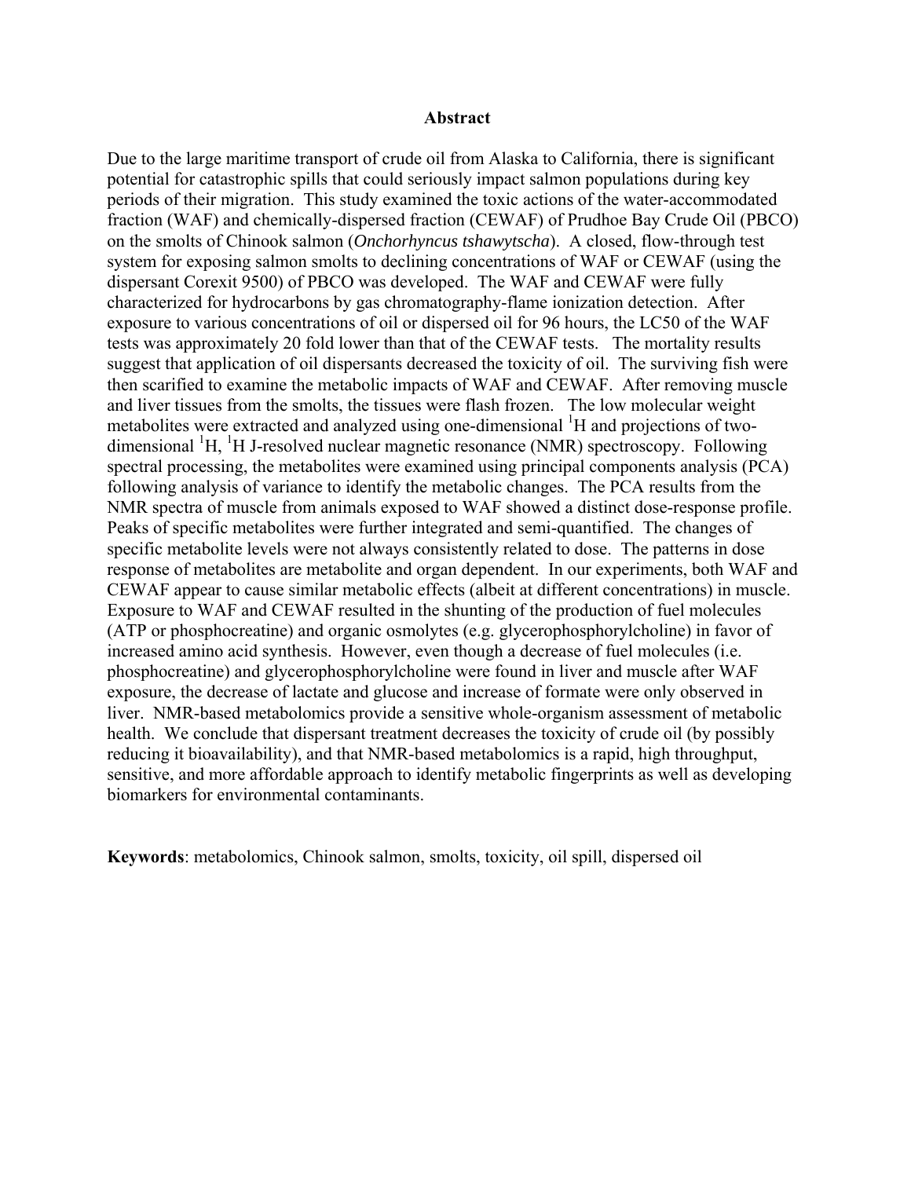# Abstract

Due to the large maritime transport of crude oil from Alaska to California, there is significant potential for catastrophic spills that could seriously impact salmon populations during key periods of their migration. This study examined the toxic actions of the water-accommodated fraction (WAF) and chemically-dispersed fraction (CEWAF) of Prudhoe Bay Crude Oil (PBCO) on the smolts of Chinook salmon (*Onchorhyncus tshawytscha*). A closed, flow-through test system for exposing salmon smolts to declining concentrations of WAF or CEWAF (using the dispersant Corexit 9500) of PBCO was developed. The WAF and CEWAF were fully characterized for hydrocarbons by gas chromatography-flame ionization detection. After exposure to various concentrations of oil or dispersed oil for 96 hours, the LC50 of the WAF tests was approximately 20 fold lower than that of the CEWAF tests. The mortality results suggest that application of oil dispersants decreased the toxicity of oil. The surviving fish were then scarified to examine the metabolic impacts of WAF and CEWAF. After removing muscle and liver tissues from the smolts, the tissues were flash frozen. The low molecular weight metabolites were extracted and analyzed using one-dimensional $^{1}$H and projections of two-dimensional $^{1}$H, $^{1}$H J-resolved nuclear magnetic resonance (NMR) spectroscopy. Following spectral processing, the metabolites were examined using principal components analysis (PCA) following analysis of variance to identify the metabolic changes. The PCA results from the NMR spectra of muscle from animals exposed to WAF showed a distinct dose-response profile. Peaks of specific metabolites were further integrated and semi-quantified. The changes of specific metabolite levels were not always consistently related to dose. The patterns in dose response of metabolites are metabolite and organ dependent. In our experiments, both WAF and CEWAF appear to cause similar metabolic effects (albeit at different concentrations) in muscle. Exposure to WAF and CEWAF resulted in the shunting of the production of fuel molecules (ATP or phosphocreatine) and organic osmolytes (e.g. glycerophosphorylcholine) in favor of increased amino acid synthesis. However, even though a decrease of fuel molecules (i.e. phosphocreatine) and glycerophosphorylcholine were found in liver and muscle after WAF exposure, the decrease of lactate and glucose and increase of formate were only observed in liver. NMR-based metabolomics provide a sensitive whole-organism assessment of metabolic health. We conclude that dispersant treatment decreases the toxicity of crude oil (by possibly reducing it bioavailability), and that NMR-based metabolomics is a rapid, high throughput, sensitive, and more affordable approach to identify metabolic fingerprints as well as developing biomarkers for environmental contaminants.

**Keywords**: metabolomics, Chinook salmon, smolts, toxicity, oil spill, dispersed oil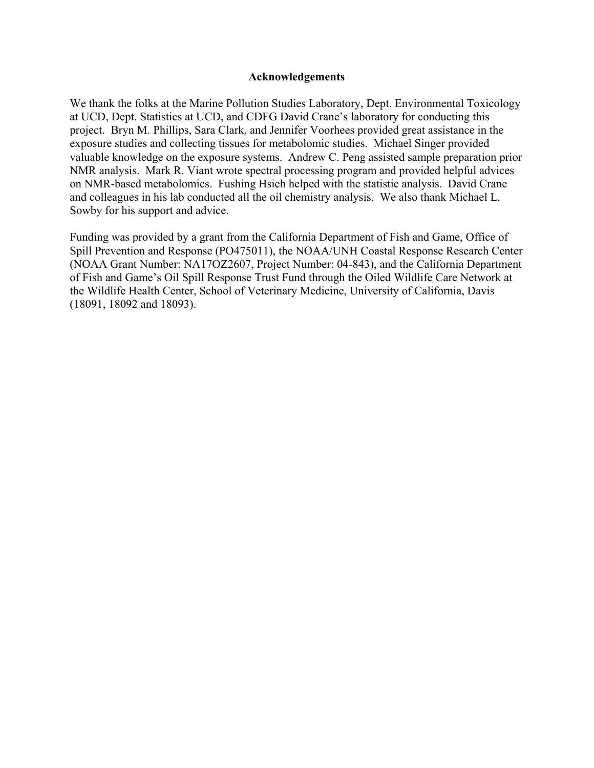## Acknowledgements

We thank the folks at the Marine Pollution Studies Laboratory, Dept. Environmental Toxicology at UCD, Dept. Statistics at UCD, and CDFG David Crane's laboratory for conducting this project. Bryn M. Phillips, Sara Clark, and Jennifer Voorhees provided great assistance in the exposure studies and collecting tissues for metabolomic studies. Michael Singer provided valuable knowledge on the exposure systems. Andrew C. Peng assisted sample preparation prior NMR analysis. Mark R. Viant wrote spectral processing program and provided helpful advices on NMR-based metabolomics. Fushing Hsieh helped with the statistic analysis. David Crane and colleagues in his lab conducted all the oil chemistry analysis. We also thank Michael L. Sowby for his support and advice.

Funding was provided by a grant from the California Department of Fish and Game, Office of Spill Prevention and Response (PO475011), the NOAA/UNH Coastal Response Research Center (NOAA Grant Number: NA17OZ2607, Project Number: 04-843), and the California Department of Fish and Game's Oil Spill Response Trust Fund through the Oiled Wildlife Care Network at the Wildlife Health Center, School of Veterinary Medicine, University of California, Davis (18091, 18092 and 18093).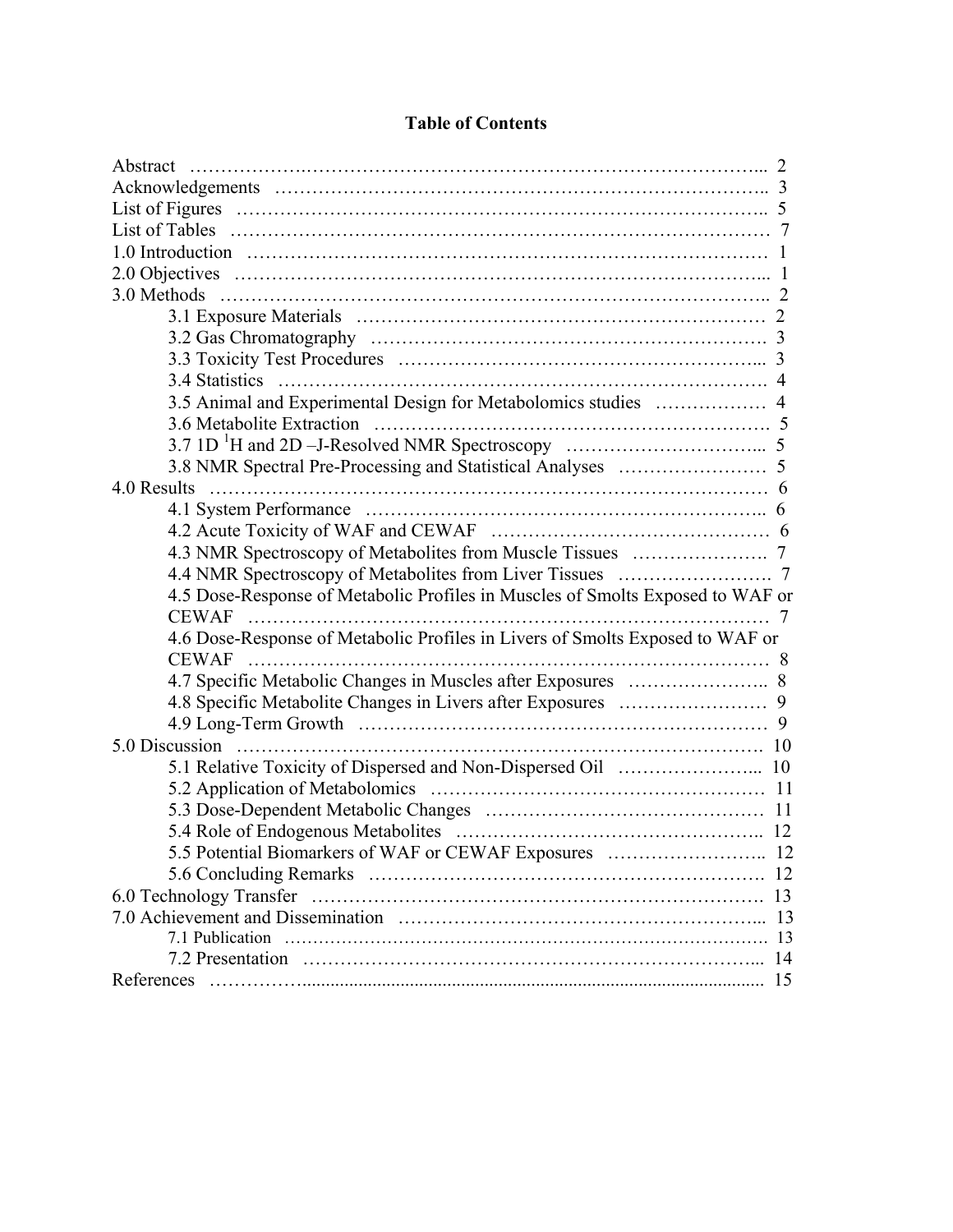## Table of Contents

Abstract ………………………………………………………………………………... 2
Acknowledgements ………………………………………………………………….. 3
List of Figures …………………………………………………………………….. 5
List of Tables ……………………………………………………………………… 7
1.0 Introduction ……………………………………………………………………… 1
2.0 Objectives ……………………………………………………………………... 1
3.0 Methods ………………………………………………………………………….. 2

- 3.1 Exposure Materials ………………………………………………………… 2
- 3.2 Gas Chromatography ……………………………………………………. 3
- 3.3 Toxicity Test Procedures …………………………………………………... 3
- 3.4 Statistics ……………………………………………………………………. 4
- 3.5 Animal and Experimental Design for Metabolomics studies ……………… 4
- 3.6 Metabolite Extraction ………………………………………………………. 5
- 3.7 1D $^{1}$H and 2D –J-Resolved NMR Spectroscopy …………………………... 5
- 3.8 NMR Spectral Pre-Processing and Statistical Analyses …………………… 5

4.0 Results ……………………………………………………………………………… 6

- 4.1 System Performance ………………………………………………………... 6
- 4.2 Acute Toxicity of WAF and CEWAF ……………………………………… 6
- 4.3 NMR Spectroscopy of Metabolites from Muscle Tissues …………………. 7
- 4.4 NMR Spectroscopy of Metabolites from Liver Tissues ……………………. 7
- 4.5 Dose-Response of Metabolic Profiles in Muscles of Smolts Exposed to WAF or CEWAF ……………………………………………………………………… 7
- 4.6 Dose-Response of Metabolic Profiles in Livers of Smolts Exposed to WAF or CEWAF ……………………………………………………………………… 8
- 4.7 Specific Metabolic Changes in Muscles after Exposures ………………….. 8
- 4.8 Specific Metabolite Changes in Livers after Exposures …………………… 9
- 4.9 Long-Term Growth ………………………………………………………… 9

5.0 Discussion ………………………………………………………………………. 10

- 5.1 Relative Toxicity of Dispersed and Non-Dispersed Oil …………………... 10
- 5.2 Application of Metabolomics ……………………………………………… 11
- 5.3 Dose-Dependent Metabolic Changes ……………………………………… 11
- 5.4 Role of Endogenous Metabolites ………………………………………….. 12
- 5.5 Potential Biomarkers of WAF or CEWAF Exposures …………………….. 12
- 5.6 Concluding Remarks ………………………………………………………. 12

6.0 Technology Transfer ……………………………………………………………. 13
7.0 Achievement and Dissemination ……………………………………………….... 13

- 7.1 Publication ……………………………………………………………………. 13
- 7.2 Presentation ………………………………………………………………... 14

References ……………........................................................................................... 15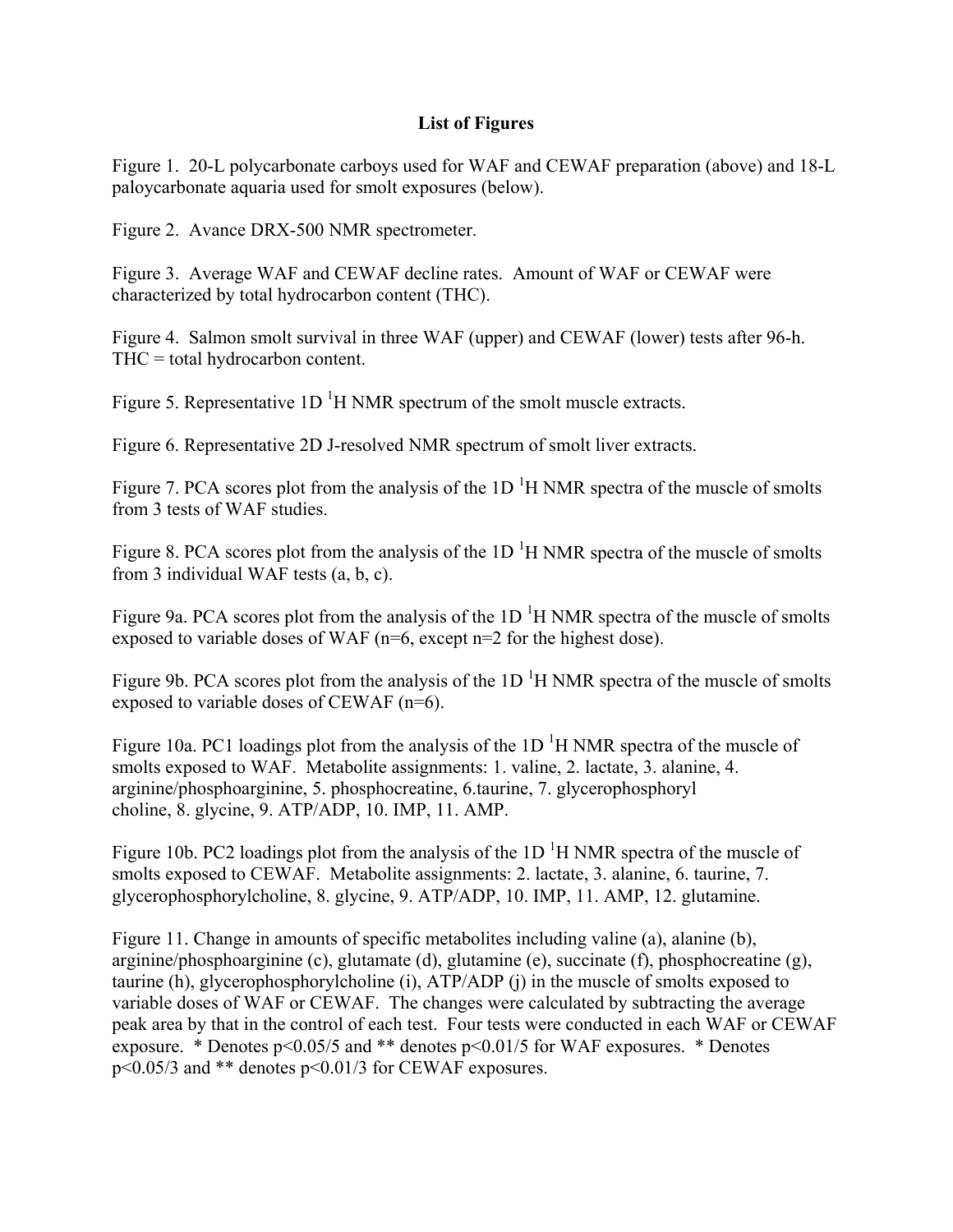## List of Figures

Figure 1. 20-L polycarbonate carboys used for WAF and CEWAF preparation (above) and 18-L paloycarbonate aquaria used for smolt exposures (below).

Figure 2. Avance DRX-500 NMR spectrometer.

Figure 3. Average WAF and CEWAF decline rates. Amount of WAF or CEWAF were characterized by total hydrocarbon content (THC).

Figure 4. Salmon smolt survival in three WAF (upper) and CEWAF (lower) tests after 96-h. THC = total hydrocarbon content.

Figure 5. Representative 1D $^1$H NMR spectrum of the smolt muscle extracts.

Figure 6. Representative 2D J-resolved NMR spectrum of smolt liver extracts.

Figure 7. PCA scores plot from the analysis of the 1D $^1$H NMR spectra of the muscle of smolts from 3 tests of WAF studies.

Figure 8. PCA scores plot from the analysis of the 1D $^1$H NMR spectra of the muscle of smolts from 3 individual WAF tests (a, b, c).

Figure 9a. PCA scores plot from the analysis of the 1D $^1$H NMR spectra of the muscle of smolts exposed to variable doses of WAF (n=6, except n=2 for the highest dose).

Figure 9b. PCA scores plot from the analysis of the 1D $^1$H NMR spectra of the muscle of smolts exposed to variable doses of CEWAF (n=6).

Figure 10a. PC1 loadings plot from the analysis of the 1D $^1$H NMR spectra of the muscle of smolts exposed to WAF. Metabolite assignments: 1. valine, 2. lactate, 3. alanine, 4. arginine/phosphoarginine, 5. phosphocreatine, 6.taurine, 7. glycerophosphoryl choline, 8. glycine, 9. ATP/ADP, 10. IMP, 11. AMP.

Figure 10b. PC2 loadings plot from the analysis of the 1D $^1$H NMR spectra of the muscle of smolts exposed to CEWAF. Metabolite assignments: 2. lactate, 3. alanine, 6. taurine, 7. glycerophosphorylcholine, 8. glycine, 9. ATP/ADP, 10. IMP, 11. AMP, 12. glutamine.

Figure 11. Change in amounts of specific metabolites including valine (a), alanine (b), arginine/phosphoarginine (c), glutamate (d), glutamine (e), succinate (f), phosphocreatine (g), taurine (h), glycerophosphorylcholine (i), ATP/ADP (j) in the muscle of smolts exposed to variable doses of WAF or CEWAF. The changes were calculated by subtracting the average peak area by that in the control of each test. Four tests were conducted in each WAF or CEWAF exposure. * Denotes $p<0.05/5$ and ** denotes $p<0.01/5$ for WAF exposures. * Denotes $p<0.05/3$ and ** denotes $p<0.01/3$ for CEWAF exposures.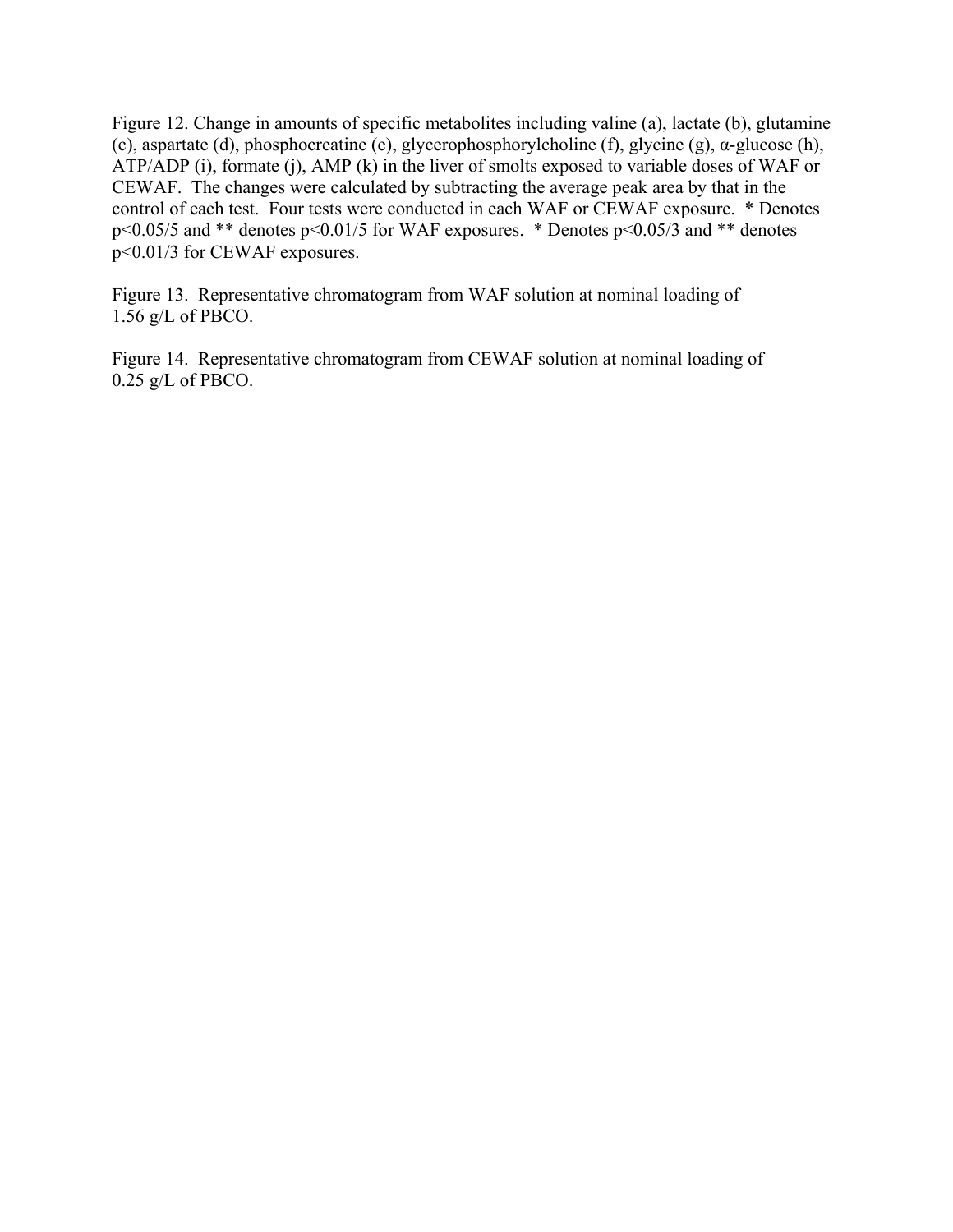Figure 12. Change in amounts of specific metabolites including valine (a), lactate (b), glutamine (c), aspartate (d), phosphocreatine (e), glycerophosphorylcholine (f), glycine (g), α-glucose (h), ATP/ADP (i), formate (j), AMP (k) in the liver of smolts exposed to variable doses of WAF or CEWAF. The changes were calculated by subtracting the average peak area by that in the control of each test. Four tests were conducted in each WAF or CEWAF exposure. * Denotes $p<0.05/5$ and ** denotes $p<0.01/5$ for WAF exposures. * Denotes $p<0.05/3$ and ** denotes $p<0.01/3$ for CEWAF exposures.

Figure 13. Representative chromatogram from WAF solution at nominal loading of 1.56 g/L of PBCO.

Figure 14. Representative chromatogram from CEWAF solution at nominal loading of 0.25 g/L of PBCO.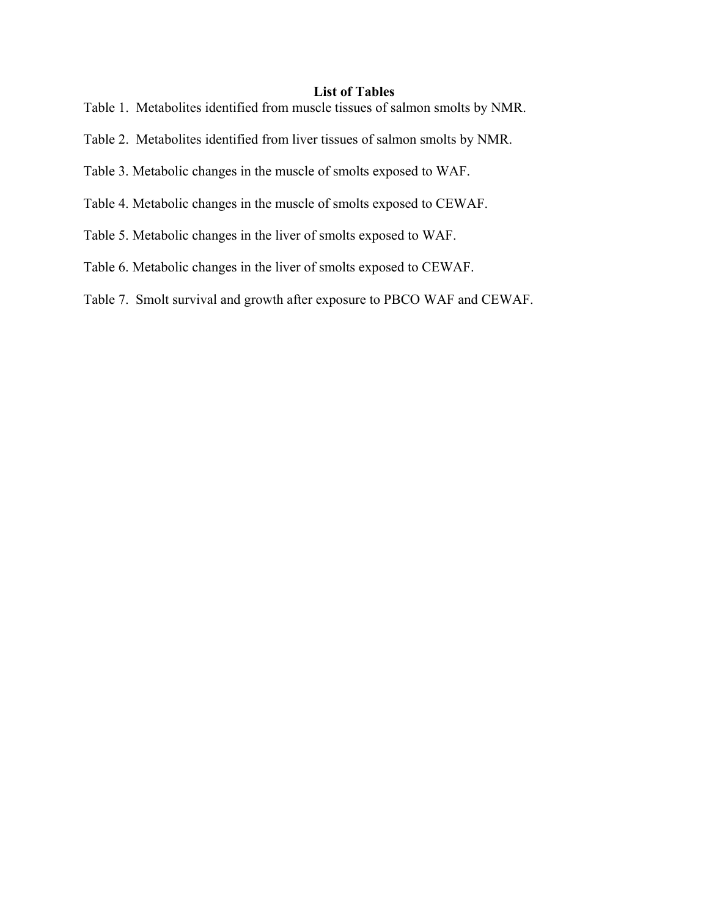## List of Tables

Table 1. Metabolites identified from muscle tissues of salmon smolts by NMR.

Table 2. Metabolites identified from liver tissues of salmon smolts by NMR.

Table 3. Metabolic changes in the muscle of smolts exposed to WAF.

Table 4. Metabolic changes in the muscle of smolts exposed to CEWAF.

Table 5. Metabolic changes in the liver of smolts exposed to WAF.

Table 6. Metabolic changes in the liver of smolts exposed to CEWAF.

Table 7. Smolt survival and growth after exposure to PBCO WAF and CEWAF.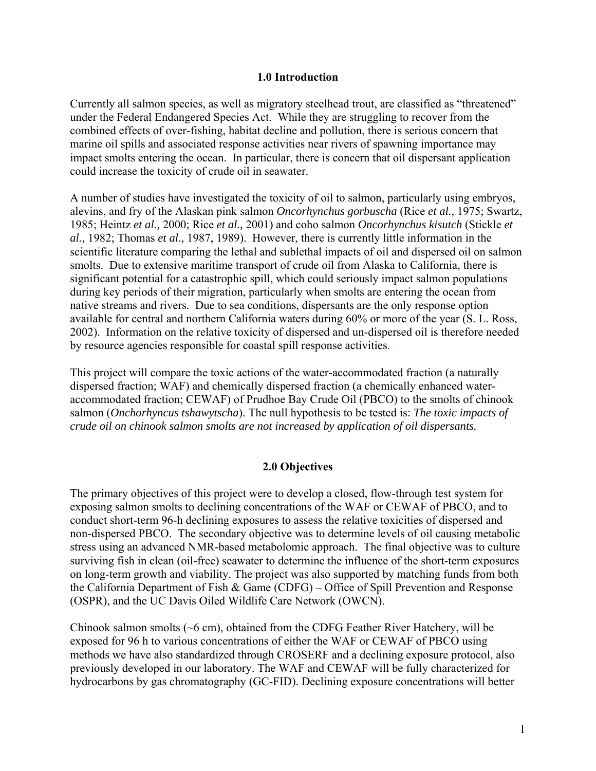## 1.0 Introduction

Currently all salmon species, as well as migratory steelhead trout, are classified as "threatened" under the Federal Endangered Species Act. While they are struggling to recover from the combined effects of over-fishing, habitat decline and pollution, there is serious concern that marine oil spills and associated response activities near rivers of spawning importance may impact smolts entering the ocean. In particular, there is concern that oil dispersant application could increase the toxicity of crude oil in seawater.

A number of studies have investigated the toxicity of oil to salmon, particularly using embryos, alevins, and fry of the Alaskan pink salmon *Oncorhynchus gorbuscha* (Rice *et al.,* 1975; Swartz, 1985; Heintz *et al.,* 2000; Rice *et al.,* 2001) and coho salmon *Oncorhynchus kisutch* (Stickle *et al.,* 1982; Thomas *et al.,* 1987, 1989). However, there is currently little information in the scientific literature comparing the lethal and sublethal impacts of oil and dispersed oil on salmon smolts. Due to extensive maritime transport of crude oil from Alaska to California, there is significant potential for a catastrophic spill, which could seriously impact salmon populations during key periods of their migration, particularly when smolts are entering the ocean from native streams and rivers. Due to sea conditions, dispersants are the only response option available for central and northern California waters during 60% or more of the year (S. L. Ross, 2002). Information on the relative toxicity of dispersed and un-dispersed oil is therefore needed by resource agencies responsible for coastal spill response activities.

This project will compare the toxic actions of the water-accommodated fraction (a naturally dispersed fraction; WAF) and chemically dispersed fraction (a chemically enhanced water-accommodated fraction; CEWAF) of Prudhoe Bay Crude Oil (PBCO) to the smolts of chinook salmon (*Onchorhyncus tshawytscha*). The null hypothesis to be tested is: *The toxic impacts of crude oil on chinook salmon smolts are not increased by application of oil dispersants.*

## 2.0 Objectives

The primary objectives of this project were to develop a closed, flow-through test system for exposing salmon smolts to declining concentrations of the WAF or CEWAF of PBCO, and to conduct short-term 96-h declining exposures to assess the relative toxicities of dispersed and non-dispersed PBCO. The secondary objective was to determine levels of oil causing metabolic stress using an advanced NMR-based metabolomic approach. The final objective was to culture surviving fish in clean (oil-free) seawater to determine the influence of the short-term exposures on long-term growth and viability. The project was also supported by matching funds from both the California Department of Fish & Game (CDFG) – Office of Spill Prevention and Response (OSPR), and the UC Davis Oiled Wildlife Care Network (OWCN).

Chinook salmon smolts (~6 cm), obtained from the CDFG Feather River Hatchery, will be exposed for 96 h to various concentrations of either the WAF or CEWAF of PBCO using methods we have also standardized through CROSERF and a declining exposure protocol, also previously developed in our laboratory. The WAF and CEWAF will be fully characterized for hydrocarbons by gas chromatography (GC-FID). Declining exposure concentrations will better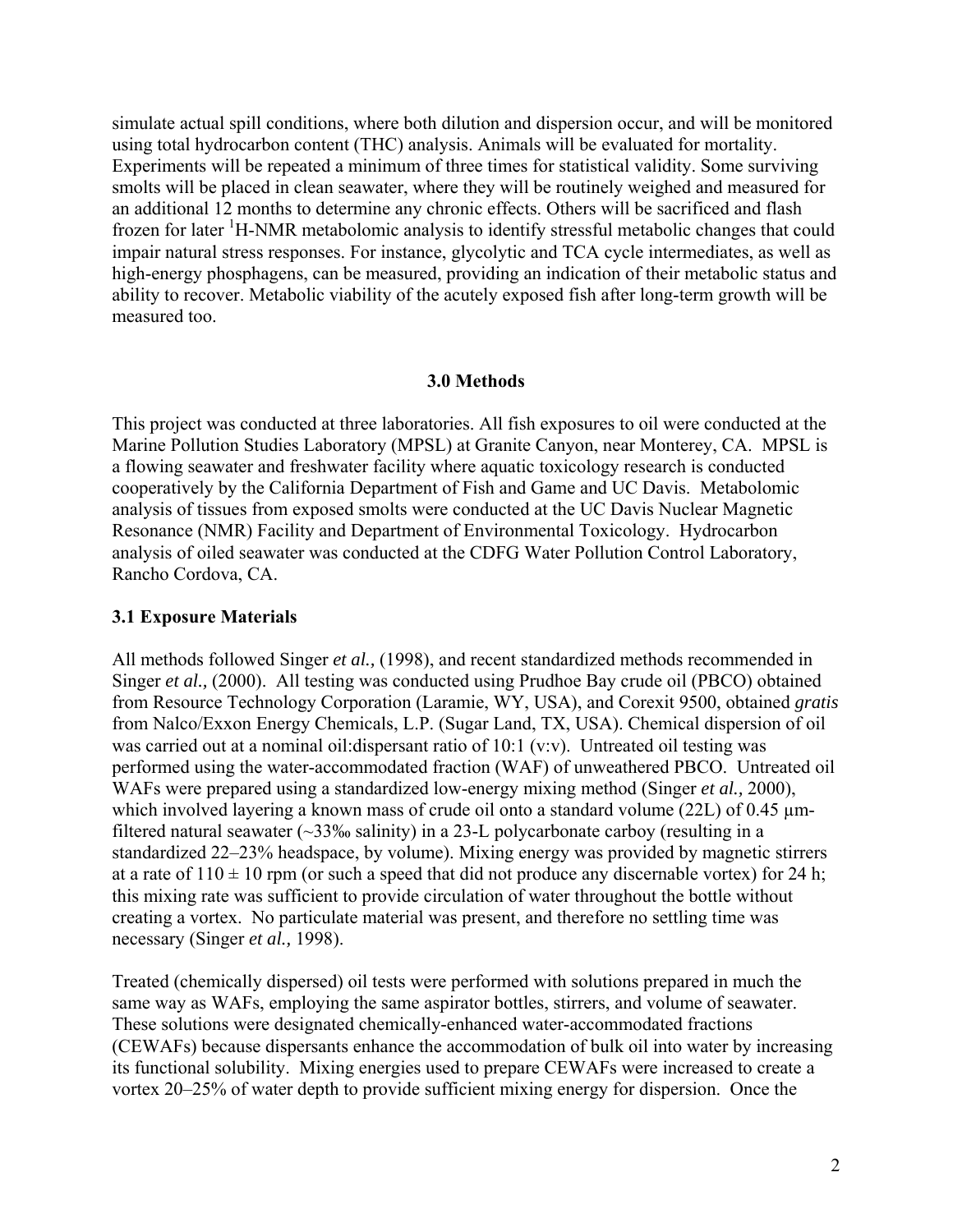simulate actual spill conditions, where both dilution and dispersion occur, and will be monitored using total hydrocarbon content (THC) analysis. Animals will be evaluated for mortality. Experiments will be repeated a minimum of three times for statistical validity. Some surviving smolts will be placed in clean seawater, where they will be routinely weighed and measured for an additional 12 months to determine any chronic effects. Others will be sacrificed and flash frozen for later $^1$H-NMR metabolomic analysis to identify stressful metabolic changes that could impair natural stress responses. For instance, glycolytic and TCA cycle intermediates, as well as high-energy phosphagens, can be measured, providing an indication of their metabolic status and ability to recover. Metabolic viability of the acutely exposed fish after long-term growth will be measured too.

## 3.0 Methods

This project was conducted at three laboratories. All fish exposures to oil were conducted at the Marine Pollution Studies Laboratory (MPSL) at Granite Canyon, near Monterey, CA. MPSL is a flowing seawater and freshwater facility where aquatic toxicology research is conducted cooperatively by the California Department of Fish and Game and UC Davis. Metabolomic analysis of tissues from exposed smolts were conducted at the UC Davis Nuclear Magnetic Resonance (NMR) Facility and Department of Environmental Toxicology. Hydrocarbon analysis of oiled seawater was conducted at the CDFG Water Pollution Control Laboratory, Rancho Cordova, CA.

### 3.1 Exposure Materials

All methods followed Singer *et al.,* (1998), and recent standardized methods recommended in Singer *et al.,* (2000). All testing was conducted using Prudhoe Bay crude oil (PBCO) obtained from Resource Technology Corporation (Laramie, WY, USA), and Corexit 9500, obtained *gratis* from Nalco/Exxon Energy Chemicals, L.P. (Sugar Land, TX, USA). Chemical dispersion of oil was carried out at a nominal oil:dispersant ratio of 10:1 (v:v). Untreated oil testing was performed using the water-accommodated fraction (WAF) of unweathered PBCO. Untreated oil WAFs were prepared using a standardized low-energy mixing method (Singer *et al.,* 2000), which involved layering a known mass of crude oil onto a standard volume (22L) of 0.45 µm-filtered natural seawater (~33‰ salinity) in a 23-L polycarbonate carboy (resulting in a standardized 22–23% headspace, by volume). Mixing energy was provided by magnetic stirrers at a rate of $110 \pm 10$ rpm (or such a speed that did not produce any discernable vortex) for 24 h; this mixing rate was sufficient to provide circulation of water throughout the bottle without creating a vortex. No particulate material was present, and therefore no settling time was necessary (Singer *et al.,* 1998).

Treated (chemically dispersed) oil tests were performed with solutions prepared in much the same way as WAFs, employing the same aspirator bottles, stirrers, and volume of seawater. These solutions were designated chemically-enhanced water-accommodated fractions (CEWAFs) because dispersants enhance the accommodation of bulk oil into water by increasing its functional solubility. Mixing energies used to prepare CEWAFs were increased to create a vortex 20–25% of water depth to provide sufficient mixing energy for dispersion. Once the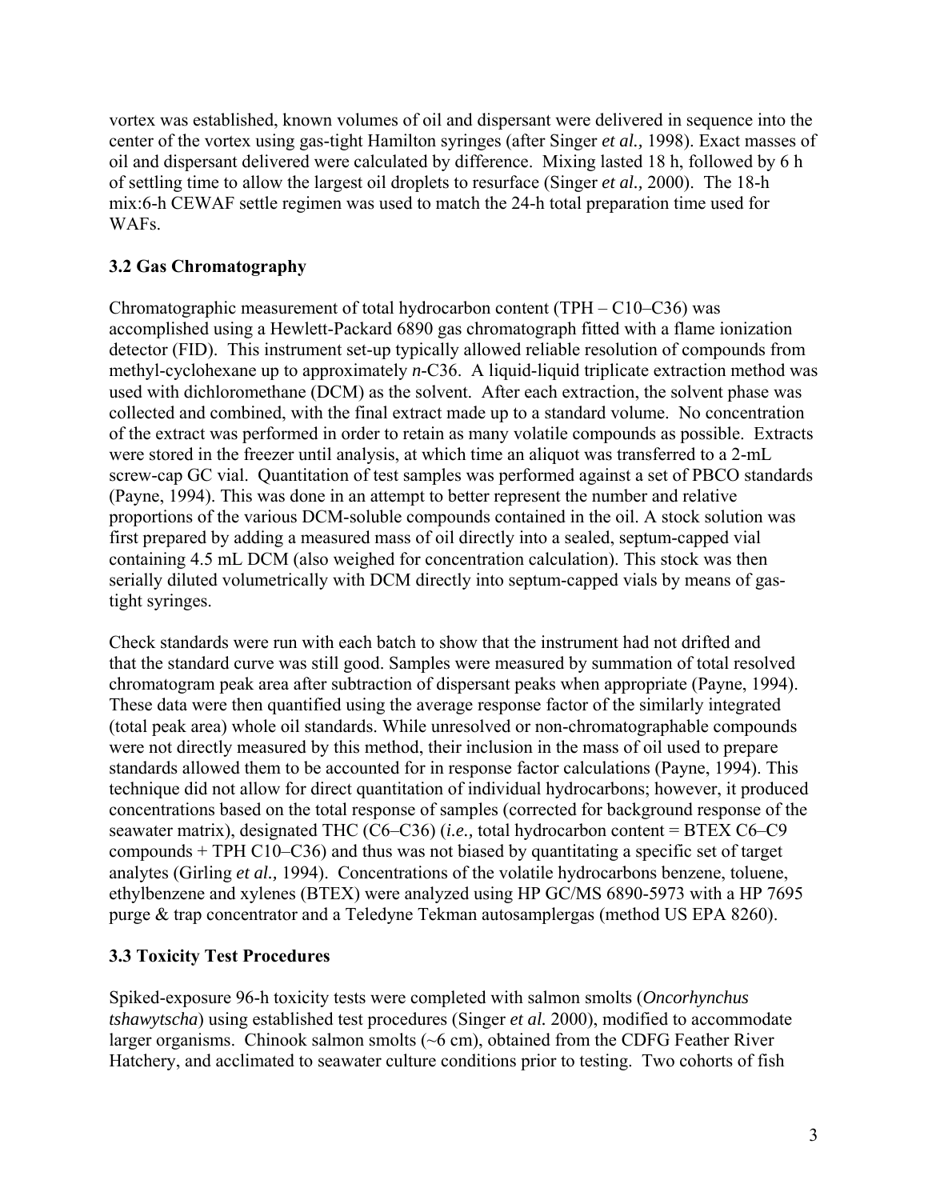vortex was established, known volumes of oil and dispersant were delivered in sequence into the center of the vortex using gas-tight Hamilton syringes (after Singer *et al.,* 1998). Exact masses of oil and dispersant delivered were calculated by difference. Mixing lasted 18 h, followed by 6 h of settling time to allow the largest oil droplets to resurface (Singer *et al.,* 2000). The 18-h mix:6-h CEWAF settle regimen was used to match the 24-h total preparation time used for WAFs.

### 3.2 Gas Chromatography

Chromatographic measurement of total hydrocarbon content (TPH – C10–C36) was accomplished using a Hewlett-Packard 6890 gas chromatograph fitted with a flame ionization detector (FID). This instrument set-up typically allowed reliable resolution of compounds from methyl-cyclohexane up to approximately *n*-C36. A liquid-liquid triplicate extraction method was used with dichloromethane (DCM) as the solvent. After each extraction, the solvent phase was collected and combined, with the final extract made up to a standard volume. No concentration of the extract was performed in order to retain as many volatile compounds as possible. Extracts were stored in the freezer until analysis, at which time an aliquot was transferred to a 2-mL screw-cap GC vial. Quantitation of test samples was performed against a set of PBCO standards (Payne, 1994). This was done in an attempt to better represent the number and relative proportions of the various DCM-soluble compounds contained in the oil. A stock solution was first prepared by adding a measured mass of oil directly into a sealed, septum-capped vial containing 4.5 mL DCM (also weighed for concentration calculation). This stock was then serially diluted volumetrically with DCM directly into septum-capped vials by means of gas-tight syringes.

Check standards were run with each batch to show that the instrument had not drifted and that the standard curve was still good. Samples were measured by summation of total resolved chromatogram peak area after subtraction of dispersant peaks when appropriate (Payne, 1994). These data were then quantified using the average response factor of the similarly integrated (total peak area) whole oil standards. While unresolved or non-chromatographable compounds were not directly measured by this method, their inclusion in the mass of oil used to prepare standards allowed them to be accounted for in response factor calculations (Payne, 1994). This technique did not allow for direct quantitation of individual hydrocarbons; however, it produced concentrations based on the total response of samples (corrected for background response of the seawater matrix), designated THC (C6–C36) (*i.e.,* total hydrocarbon content = BTEX C6–C9 compounds + TPH C10–C36) and thus was not biased by quantitating a specific set of target analytes (Girling *et al.,* 1994). Concentrations of the volatile hydrocarbons benzene, toluene, ethylbenzene and xylenes (BTEX) were analyzed using HP GC/MS 6890-5973 with a HP 7695 purge & trap concentrator and a Teledyne Tekman autosamplergas (method US EPA 8260).

### 3.3 Toxicity Test Procedures

Spiked-exposure 96-h toxicity tests were completed with salmon smolts (*Oncorhynchus tshawytscha*) using established test procedures (Singer *et al.* 2000), modified to accommodate larger organisms. Chinook salmon smolts (~6 cm), obtained from the CDFG Feather River Hatchery, and acclimated to seawater culture conditions prior to testing. Two cohorts of fish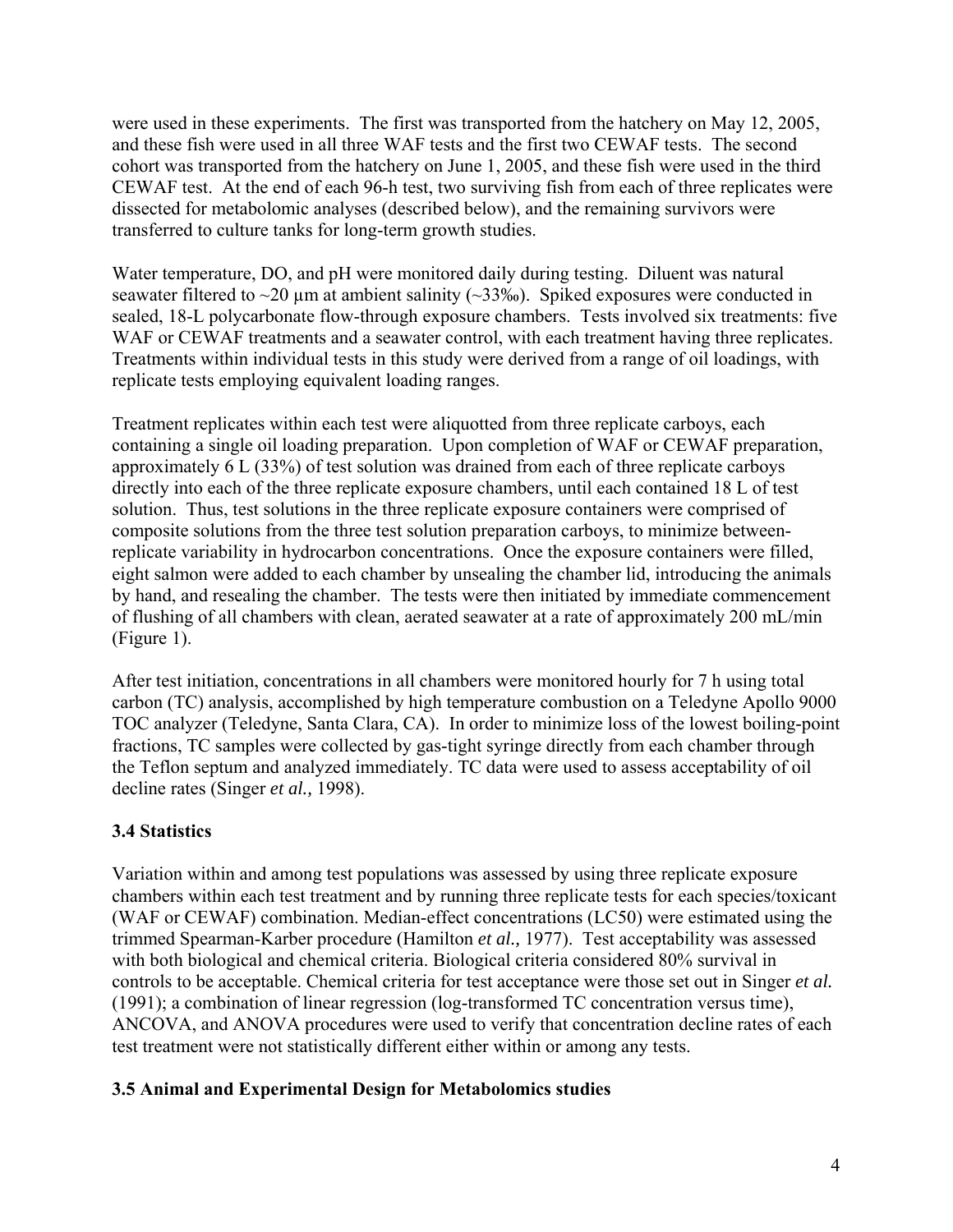were used in these experiments. The first was transported from the hatchery on May 12, 2005, and these fish were used in all three WAF tests and the first two CEWAF tests. The second cohort was transported from the hatchery on June 1, 2005, and these fish were used in the third CEWAF test. At the end of each 96-h test, two surviving fish from each of three replicates were dissected for metabolomic analyses (described below), and the remaining survivors were transferred to culture tanks for long-term growth studies.

Water temperature, DO, and pH were monitored daily during testing. Diluent was natural seawater filtered to ~20 µm at ambient salinity (~33‰). Spiked exposures were conducted in sealed, 18-L polycarbonate flow-through exposure chambers. Tests involved six treatments: five WAF or CEWAF treatments and a seawater control, with each treatment having three replicates. Treatments within individual tests in this study were derived from a range of oil loadings, with replicate tests employing equivalent loading ranges.

Treatment replicates within each test were aliquotted from three replicate carboys, each containing a single oil loading preparation. Upon completion of WAF or CEWAF preparation, approximately 6 L (33%) of test solution was drained from each of three replicate carboys directly into each of the three replicate exposure chambers, until each contained 18 L of test solution. Thus, test solutions in the three replicate exposure containers were comprised of composite solutions from the three test solution preparation carboys, to minimize between-replicate variability in hydrocarbon concentrations. Once the exposure containers were filled, eight salmon were added to each chamber by unsealing the chamber lid, introducing the animals by hand, and resealing the chamber. The tests were then initiated by immediate commencement of flushing of all chambers with clean, aerated seawater at a rate of approximately 200 mL/min (Figure 1).

After test initiation, concentrations in all chambers were monitored hourly for 7 h using total carbon (TC) analysis, accomplished by high temperature combustion on a Teledyne Apollo 9000 TOC analyzer (Teledyne, Santa Clara, CA). In order to minimize loss of the lowest boiling-point fractions, TC samples were collected by gas-tight syringe directly from each chamber through the Teflon septum and analyzed immediately. TC data were used to assess acceptability of oil decline rates (Singer *et al.,* 1998).

### 3.4 Statistics

Variation within and among test populations was assessed by using three replicate exposure chambers within each test treatment and by running three replicate tests for each species/toxicant (WAF or CEWAF) combination. Median-effect concentrations (LC50) were estimated using the trimmed Spearman-Karber procedure (Hamilton *et al.,* 1977). Test acceptability was assessed with both biological and chemical criteria. Biological criteria considered 80% survival in controls to be acceptable. Chemical criteria for test acceptance were those set out in Singer *et al.* (1991); a combination of linear regression (log-transformed TC concentration versus time), ANCOVA, and ANOVA procedures were used to verify that concentration decline rates of each test treatment were not statistically different either within or among any tests.

### 3.5 Animal and Experimental Design for Metabolomics studies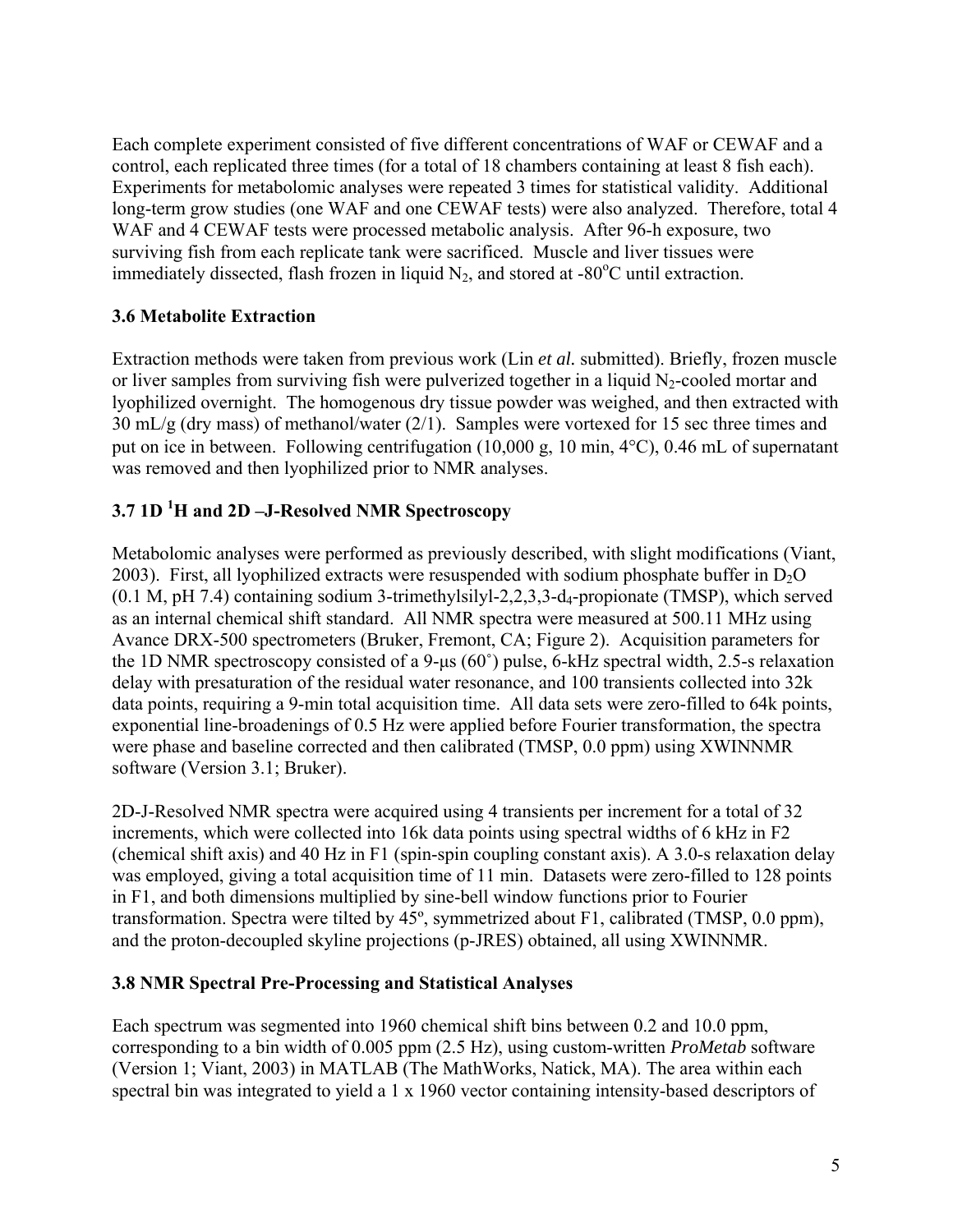Each complete experiment consisted of five different concentrations of WAF or CEWAF and a control, each replicated three times (for a total of 18 chambers containing at least 8 fish each). Experiments for metabolomic analyses were repeated 3 times for statistical validity. Additional long-term grow studies (one WAF and one CEWAF tests) were also analyzed. Therefore, total 4 WAF and 4 CEWAF tests were processed metabolic analysis. After 96-h exposure, two surviving fish from each replicate tank were sacrificed. Muscle and liver tissues were immediately dissected, flash frozen in liquid $N_2$, and stored at -80$^o$C until extraction.

### 3.6 Metabolite Extraction

Extraction methods were taken from previous work (Lin *et al.* submitted). Briefly, frozen muscle or liver samples from surviving fish were pulverized together in a liquid $N_2$-cooled mortar and lyophilized overnight. The homogenous dry tissue powder was weighed, and then extracted with 30 mL/g (dry mass) of methanol/water (2/1). Samples were vortexed for 15 sec three times and put on ice in between. Following centrifugation (10,000 g, 10 min, 4°C), 0.46 mL of supernatant was removed and then lyophilized prior to NMR analyses.

### 3.7 1D $^1$H and 2D –J-Resolved NMR Spectroscopy

Metabolomic analyses were performed as previously described, with slight modifications (Viant, 2003). First, all lyophilized extracts were resuspended with sodium phosphate buffer in $D_2O$ (0.1 M, pH 7.4) containing sodium 3-trimethylsilyl-2,2,3,3-d$_4$-propionate (TMSP), which served as an internal chemical shift standard. All NMR spectra were measured at 500.11 MHz using Avance DRX-500 spectrometers (Bruker, Fremont, CA; Figure 2). Acquisition parameters for the 1D NMR spectroscopy consisted of a 9-μs (60˚) pulse, 6-kHz spectral width, 2.5-s relaxation delay with presaturation of the residual water resonance, and 100 transients collected into 32k data points, requiring a 9-min total acquisition time. All data sets were zero-filled to 64k points, exponential line-broadenings of 0.5 Hz were applied before Fourier transformation, the spectra were phase and baseline corrected and then calibrated (TMSP, 0.0 ppm) using XWINNMR software (Version 3.1; Bruker).

2D-J-Resolved NMR spectra were acquired using 4 transients per increment for a total of 32 increments, which were collected into 16k data points using spectral widths of 6 kHz in F2 (chemical shift axis) and 40 Hz in F1 (spin-spin coupling constant axis). A 3.0-s relaxation delay was employed, giving a total acquisition time of 11 min. Datasets were zero-filled to 128 points in F1, and both dimensions multiplied by sine-bell window functions prior to Fourier transformation. Spectra were tilted by 45º, symmetrized about F1, calibrated (TMSP, 0.0 ppm), and the proton-decoupled skyline projections (p-JRES) obtained, all using XWINNMR.

### 3.8 NMR Spectral Pre-Processing and Statistical Analyses

Each spectrum was segmented into 1960 chemical shift bins between 0.2 and 10.0 ppm, corresponding to a bin width of 0.005 ppm (2.5 Hz), using custom-written *ProMetab* software (Version 1; Viant, 2003) in MATLAB (The MathWorks, Natick, MA). The area within each spectral bin was integrated to yield a 1 x 1960 vector containing intensity-based descriptors of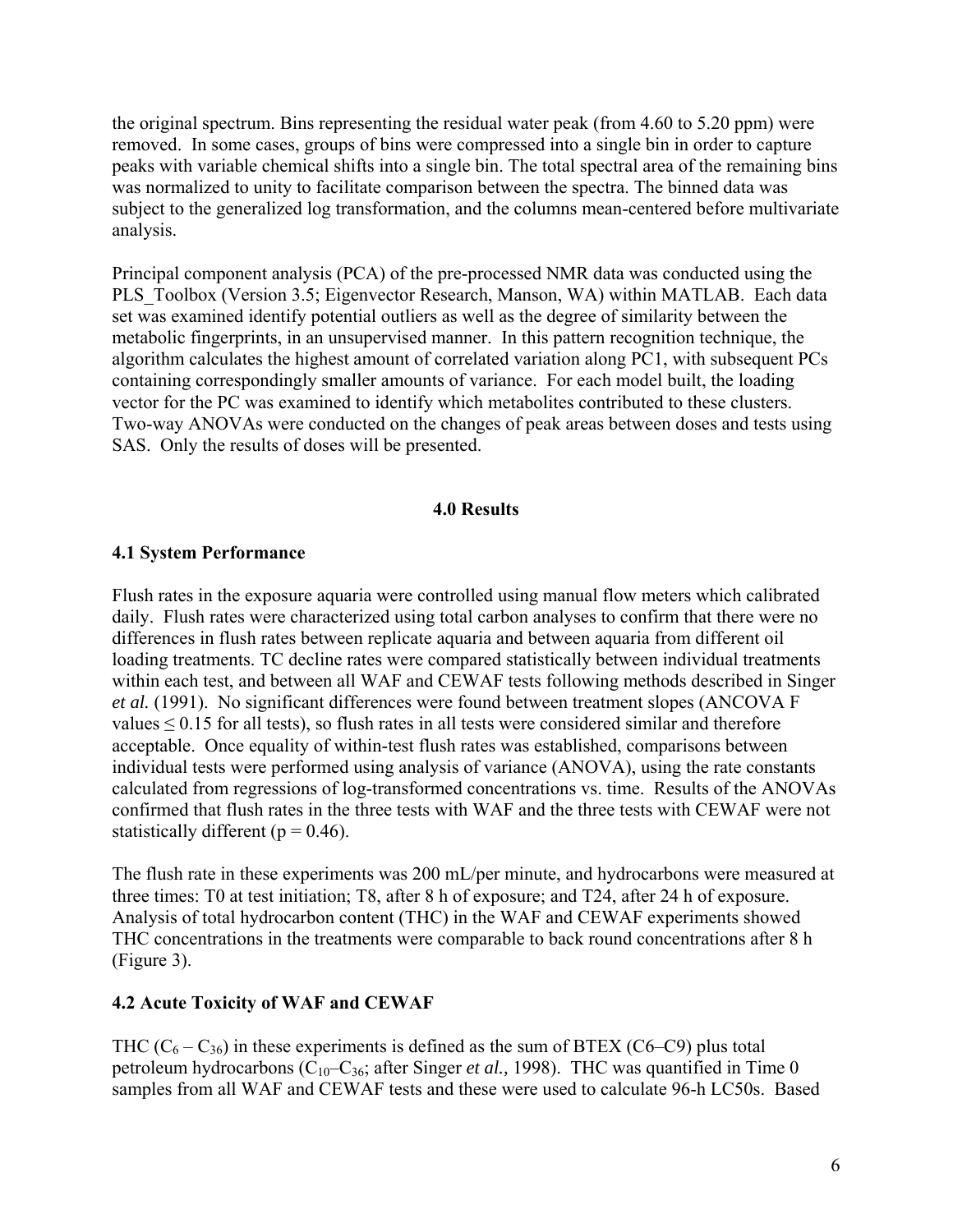the original spectrum. Bins representing the residual water peak (from 4.60 to 5.20 ppm) were removed. In some cases, groups of bins were compressed into a single bin in order to capture peaks with variable chemical shifts into a single bin. The total spectral area of the remaining bins was normalized to unity to facilitate comparison between the spectra. The binned data was subject to the generalized log transformation, and the columns mean-centered before multivariate analysis.

Principal component analysis (PCA) of the pre-processed NMR data was conducted using the PLS_Toolbox (Version 3.5; Eigenvector Research, Manson, WA) within MATLAB. Each data set was examined identify potential outliers as well as the degree of similarity between the metabolic fingerprints, in an unsupervised manner. In this pattern recognition technique, the algorithm calculates the highest amount of correlated variation along PC1, with subsequent PCs containing correspondingly smaller amounts of variance. For each model built, the loading vector for the PC was examined to identify which metabolites contributed to these clusters. Two-way ANOVAs were conducted on the changes of peak areas between doses and tests using SAS. Only the results of doses will be presented.

## 4.0 Results

### 4.1 System Performance

Flush rates in the exposure aquaria were controlled using manual flow meters which calibrated daily. Flush rates were characterized using total carbon analyses to confirm that there were no differences in flush rates between replicate aquaria and between aquaria from different oil loading treatments. TC decline rates were compared statistically between individual treatments within each test, and between all WAF and CEWAF tests following methods described in Singer *et al.* (1991). No significant differences were found between treatment slopes (ANCOVA F values $\leq 0.15$ for all tests), so flush rates in all tests were considered similar and therefore acceptable. Once equality of within-test flush rates was established, comparisons between individual tests were performed using analysis of variance (ANOVA), using the rate constants calculated from regressions of log-transformed concentrations vs. time. Results of the ANOVAs confirmed that flush rates in the three tests with WAF and the three tests with CEWAF were not statistically different ($p = 0.46$).

The flush rate in these experiments was 200 mL/per minute, and hydrocarbons were measured at three times: T0 at test initiation; T8, after 8 h of exposure; and T24, after 24 h of exposure. Analysis of total hydrocarbon content (THC) in the WAF and CEWAF experiments showed THC concentrations in the treatments were comparable to back round concentrations after 8 h (Figure 3).

### 4.2 Acute Toxicity of WAF and CEWAF

THC ($C_6 – C_{36}$) in these experiments is defined as the sum of BTEX (C6–C9) plus total petroleum hydrocarbons ($C_{10}$–$C_{36}$; after Singer *et al.,* 1998). THC was quantified in Time 0 samples from all WAF and CEWAF tests and these were used to calculate 96-h LC50s. Based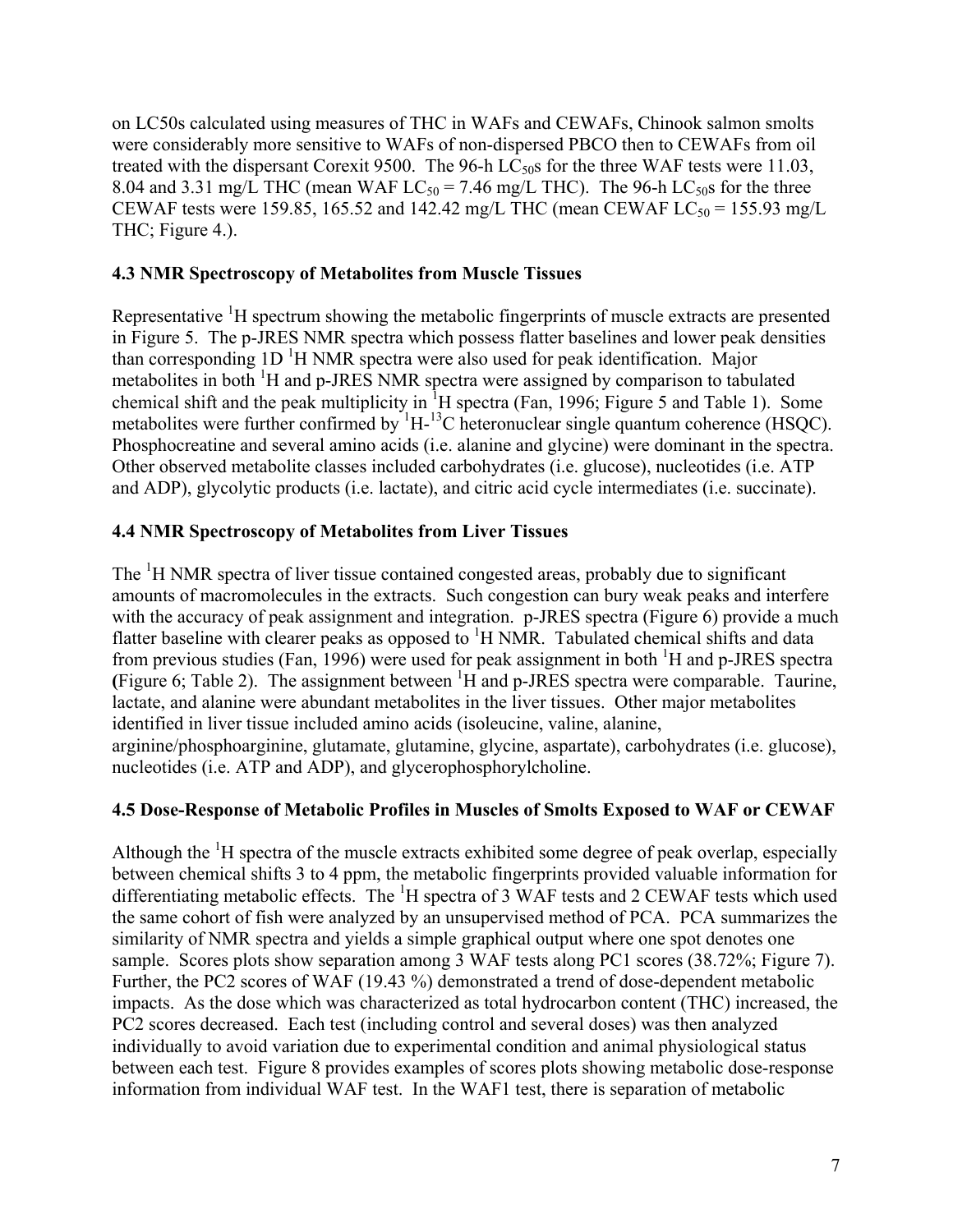on LC50s calculated using measures of THC in WAFs and CEWAFs, Chinook salmon smolts were considerably more sensitive to WAFs of non-dispersed PBCO then to CEWAFs from oil treated with the dispersant Corexit 9500. The 96-h $LC_{50}$s for the three WAF tests were 11.03, 8.04 and 3.31 mg/L THC (mean WAF $LC_{50}$ = 7.46 mg/L THC). The 96-h $LC_{50}$s for the three CEWAF tests were 159.85, 165.52 and 142.42 mg/L THC (mean CEWAF $LC_{50}$ = 155.93 mg/L THC; Figure 4.).

### 4.3 NMR Spectroscopy of Metabolites from Muscle Tissues

Representative $^{1}H$ spectrum showing the metabolic fingerprints of muscle extracts are presented in Figure 5. The p-JRES NMR spectra which possess flatter baselines and lower peak densities than corresponding 1D $^{1}H$ NMR spectra were also used for peak identification. Major metabolites in both $^{1}H$ and p-JRES NMR spectra were assigned by comparison to tabulated chemical shift and the peak multiplicity in $^{1}H$ spectra (Fan, 1996; Figure 5 and Table 1). Some metabolites were further confirmed by $^{1}H$-$^{13}C$ heteronuclear single quantum coherence (HSQC). Phosphocreatine and several amino acids (i.e. alanine and glycine) were dominant in the spectra. Other observed metabolite classes included carbohydrates (i.e. glucose), nucleotides (i.e. ATP and ADP), glycolytic products (i.e. lactate), and citric acid cycle intermediates (i.e. succinate).

### 4.4 NMR Spectroscopy of Metabolites from Liver Tissues

The $^{1}H$ NMR spectra of liver tissue contained congested areas, probably due to significant amounts of macromolecules in the extracts. Such congestion can bury weak peaks and interfere with the accuracy of peak assignment and integration. p-JRES spectra (Figure 6) provide a much flatter baseline with clearer peaks as opposed to $^{1}H$ NMR. Tabulated chemical shifts and data from previous studies (Fan, 1996) were used for peak assignment in both $^{1}H$ and p-JRES spectra (Figure 6; Table 2). The assignment between $^{1}H$ and p-JRES spectra were comparable. Taurine, lactate, and alanine were abundant metabolites in the liver tissues. Other major metabolites identified in liver tissue included amino acids (isoleucine, valine, alanine, arginine/phosphoarginine, glutamate, glutamine, glycine, aspartate), carbohydrates (i.e. glucose), nucleotides (i.e. ATP and ADP), and glycerophosphorylcholine.

### 4.5 Dose-Response of Metabolic Profiles in Muscles of Smolts Exposed to WAF or CEWAF

Although the $^{1}H$ spectra of the muscle extracts exhibited some degree of peak overlap, especially between chemical shifts 3 to 4 ppm, the metabolic fingerprints provided valuable information for differentiating metabolic effects. The $^{1}H$ spectra of 3 WAF tests and 2 CEWAF tests which used the same cohort of fish were analyzed by an unsupervised method of PCA. PCA summarizes the similarity of NMR spectra and yields a simple graphical output where one spot denotes one sample. Scores plots show separation among 3 WAF tests along PC1 scores (38.72%; Figure 7). Further, the PC2 scores of WAF (19.43 %) demonstrated a trend of dose-dependent metabolic impacts. As the dose which was characterized as total hydrocarbon content (THC) increased, the PC2 scores decreased. Each test (including control and several doses) was then analyzed individually to avoid variation due to experimental condition and animal physiological status between each test. Figure 8 provides examples of scores plots showing metabolic dose-response information from individual WAF test. In the WAF1 test, there is separation of metabolic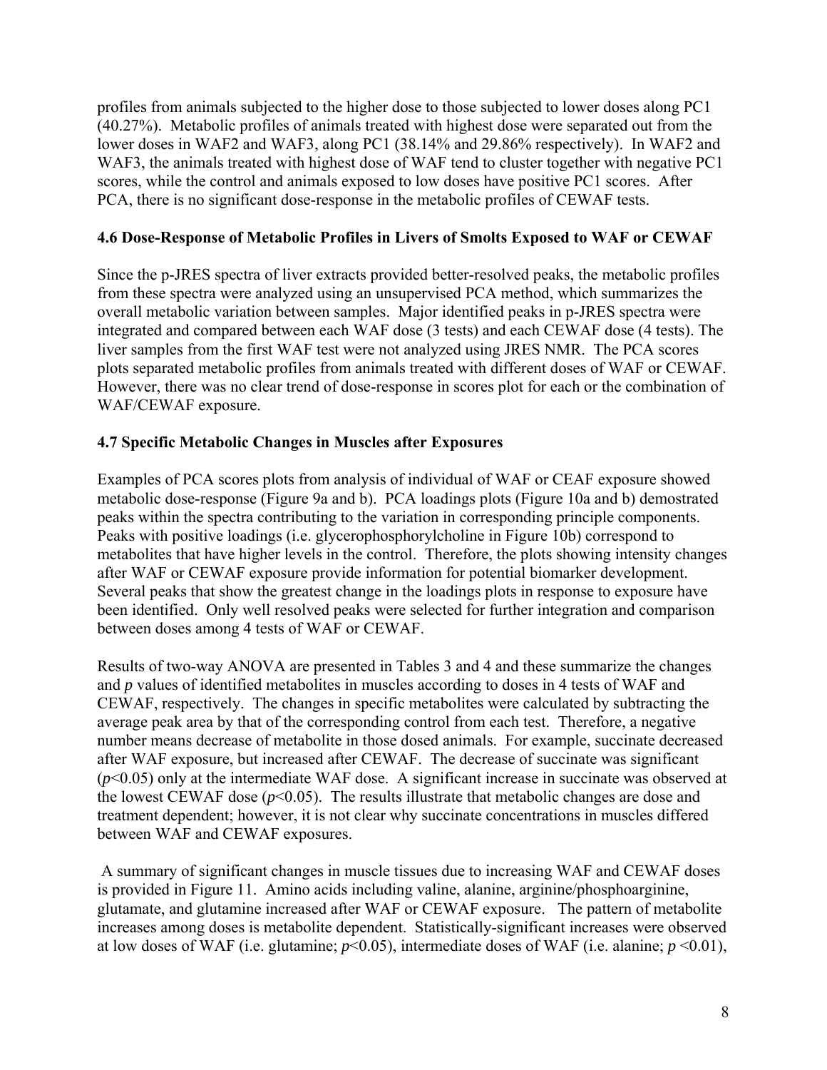profiles from animals subjected to the higher dose to those subjected to lower doses along PC1 (40.27%). Metabolic profiles of animals treated with highest dose were separated out from the lower doses in WAF2 and WAF3, along PC1 (38.14% and 29.86% respectively). In WAF2 and WAF3, the animals treated with highest dose of WAF tend to cluster together with negative PC1 scores, while the control and animals exposed to low doses have positive PC1 scores. After PCA, there is no significant dose-response in the metabolic profiles of CEWAF tests.

### 4.6 Dose-Response of Metabolic Profiles in Livers of Smolts Exposed to WAF or CEWAF

Since the p-JRES spectra of liver extracts provided better-resolved peaks, the metabolic profiles from these spectra were analyzed using an unsupervised PCA method, which summarizes the overall metabolic variation between samples. Major identified peaks in p-JRES spectra were integrated and compared between each WAF dose (3 tests) and each CEWAF dose (4 tests). The liver samples from the first WAF test were not analyzed using JRES NMR. The PCA scores plots separated metabolic profiles from animals treated with different doses of WAF or CEWAF. However, there was no clear trend of dose-response in scores plot for each or the combination of WAF/CEWAF exposure.

### 4.7 Specific Metabolic Changes in Muscles after Exposures

Examples of PCA scores plots from analysis of individual of WAF or CEAF exposure showed metabolic dose-response (Figure 9a and b). PCA loadings plots (Figure 10a and b) demostrated peaks within the spectra contributing to the variation in corresponding principle components. Peaks with positive loadings (i.e. glycerophosphorylcholine in Figure 10b) correspond to metabolites that have higher levels in the control. Therefore, the plots showing intensity changes after WAF or CEWAF exposure provide information for potential biomarker development. Several peaks that show the greatest change in the loadings plots in response to exposure have been identified. Only well resolved peaks were selected for further integration and comparison between doses among 4 tests of WAF or CEWAF.

Results of two-way ANOVA are presented in Tables 3 and 4 and these summarize the changes and *p* values of identified metabolites in muscles according to doses in 4 tests of WAF and CEWAF, respectively. The changes in specific metabolites were calculated by subtracting the average peak area by that of the corresponding control from each test. Therefore, a negative number means decrease of metabolite in those dosed animals. For example, succinate decreased after WAF exposure, but increased after CEWAF. The decrease of succinate was significant ($p<0.05$) only at the intermediate WAF dose. A significant increase in succinate was observed at the lowest CEWAF dose ($p<0.05$). The results illustrate that metabolic changes are dose and treatment dependent; however, it is not clear why succinate concentrations in muscles differed between WAF and CEWAF exposures.

A summary of significant changes in muscle tissues due to increasing WAF and CEWAF doses is provided in Figure 11. Amino acids including valine, alanine, arginine/phosphoarginine, glutamate, and glutamine increased after WAF or CEWAF exposure. The pattern of metabolite increases among doses is metabolite dependent. Statistically-significant increases were observed at low doses of WAF (i.e. glutamine; $p<0.05$), intermediate doses of WAF (i.e. alanine; $p<0.01$),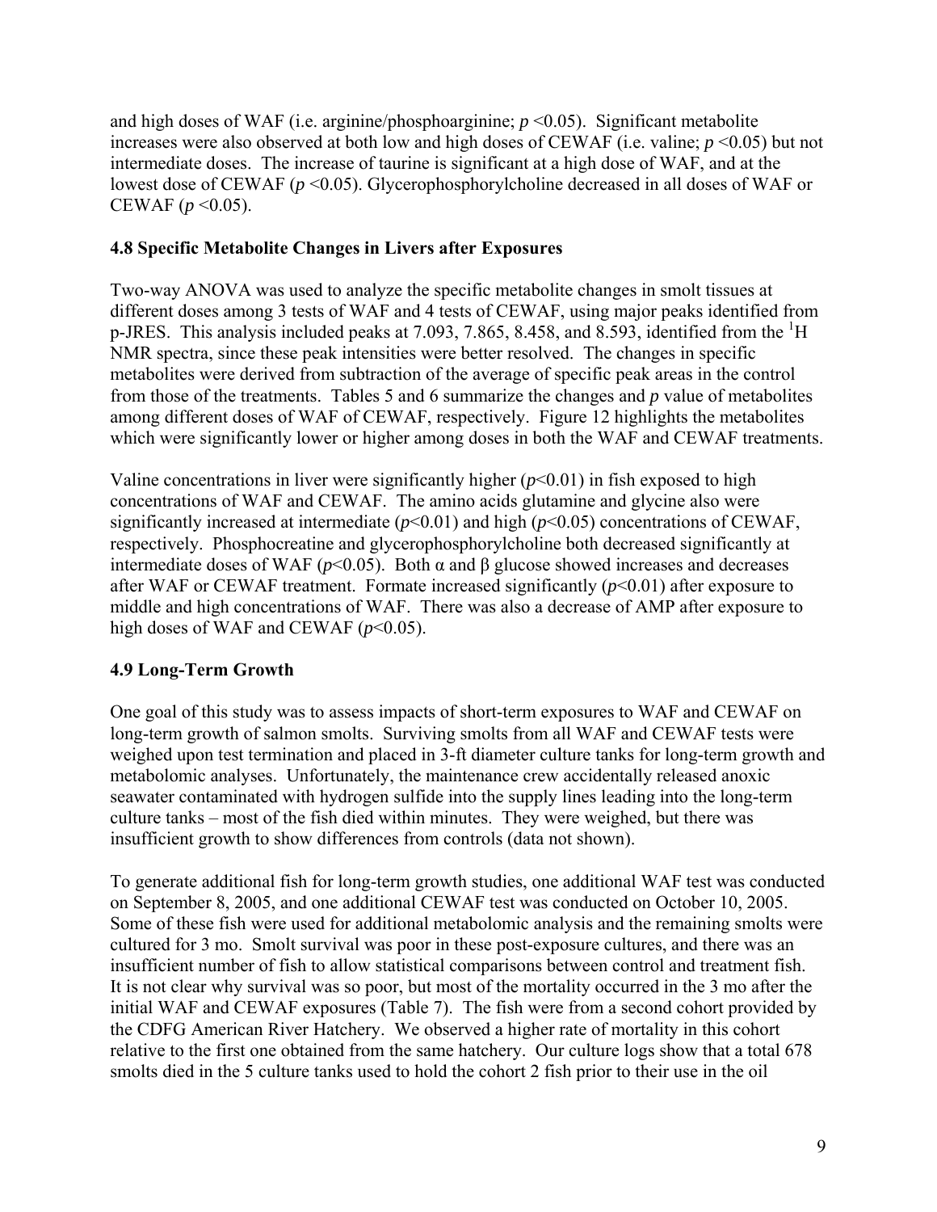and high doses of WAF (i.e. arginine/phosphoarginine; $p < 0.05$). Significant metabolite increases were also observed at both low and high doses of CEWAF (i.e. valine; $p < 0.05$) but not intermediate doses. The increase of taurine is significant at a high dose of WAF, and at the lowest dose of CEWAF ($p < 0.05$). Glycerophosphorylcholine decreased in all doses of WAF or CEWAF ($p < 0.05$).

### 4.8 Specific Metabolite Changes in Livers after Exposures

Two-way ANOVA was used to analyze the specific metabolite changes in smolt tissues at different doses among 3 tests of WAF and 4 tests of CEWAF, using major peaks identified from p-JRES. This analysis included peaks at 7.093, 7.865, 8.458, and 8.593, identified from the $^{1}H$ NMR spectra, since these peak intensities were better resolved. The changes in specific metabolites were derived from subtraction of the average of specific peak areas in the control from those of the treatments. Tables 5 and 6 summarize the changes and *p* value of metabolites among different doses of WAF of CEWAF, respectively. Figure 12 highlights the metabolites which were significantly lower or higher among doses in both the WAF and CEWAF treatments.

Valine concentrations in liver were significantly higher ($p<0.01$) in fish exposed to high concentrations of WAF and CEWAF. The amino acids glutamine and glycine also were significantly increased at intermediate ($p<0.01$) and high ($p<0.05$) concentrations of CEWAF, respectively. Phosphocreatine and glycerophosphorylcholine both decreased significantly at intermediate doses of WAF ($p<0.05$). Both α and β glucose showed increases and decreases after WAF or CEWAF treatment. Formate increased significantly ($p<0.01$) after exposure to middle and high concentrations of WAF. There was also a decrease of AMP after exposure to high doses of WAF and CEWAF ($p<0.05$).

### 4.9 Long-Term Growth

One goal of this study was to assess impacts of short-term exposures to WAF and CEWAF on long-term growth of salmon smolts. Surviving smolts from all WAF and CEWAF tests were weighed upon test termination and placed in 3-ft diameter culture tanks for long-term growth and metabolomic analyses. Unfortunately, the maintenance crew accidentally released anoxic seawater contaminated with hydrogen sulfide into the supply lines leading into the long-term culture tanks – most of the fish died within minutes. They were weighed, but there was insufficient growth to show differences from controls (data not shown).

To generate additional fish for long-term growth studies, one additional WAF test was conducted on September 8, 2005, and one additional CEWAF test was conducted on October 10, 2005. Some of these fish were used for additional metabolomic analysis and the remaining smolts were cultured for 3 mo. Smolt survival was poor in these post-exposure cultures, and there was an insufficient number of fish to allow statistical comparisons between control and treatment fish. It is not clear why survival was so poor, but most of the mortality occurred in the 3 mo after the initial WAF and CEWAF exposures (Table 7). The fish were from a second cohort provided by the CDFG American River Hatchery. We observed a higher rate of mortality in this cohort relative to the first one obtained from the same hatchery. Our culture logs show that a total 678 smolts died in the 5 culture tanks used to hold the cohort 2 fish prior to their use in the oil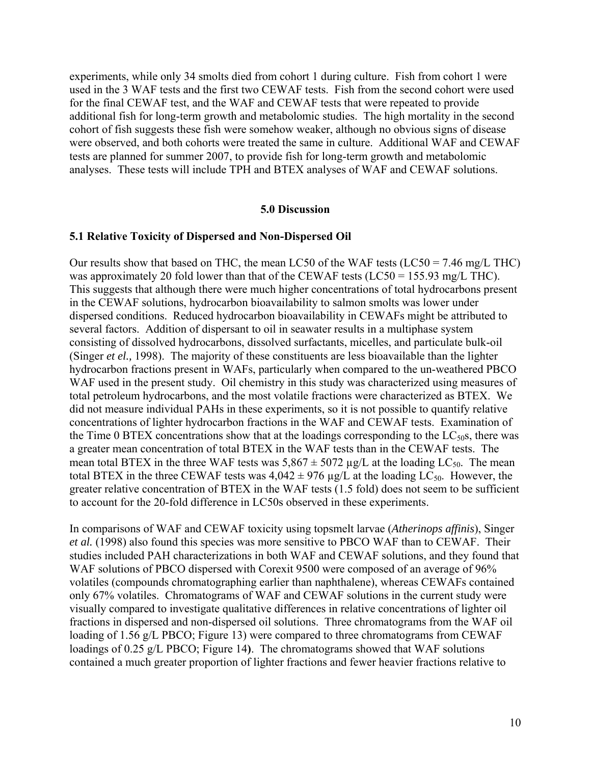experiments, while only 34 smolts died from cohort 1 during culture. Fish from cohort 1 were used in the 3 WAF tests and the first two CEWAF tests. Fish from the second cohort were used for the final CEWAF test, and the WAF and CEWAF tests that were repeated to provide additional fish for long-term growth and metabolomic studies. The high mortality in the second cohort of fish suggests these fish were somehow weaker, although no obvious signs of disease were observed, and both cohorts were treated the same in culture. Additional WAF and CEWAF tests are planned for summer 2007, to provide fish for long-term growth and metabolomic analyses. These tests will include TPH and BTEX analyses of WAF and CEWAF solutions.

## 5.0 Discussion

### 5.1 Relative Toxicity of Dispersed and Non-Dispersed Oil

Our results show that based on THC, the mean LC50 of the WAF tests (LC50 = 7.46 mg/L THC) was approximately 20 fold lower than that of the CEWAF tests (LC50 = 155.93 mg/L THC). This suggests that although there were much higher concentrations of total hydrocarbons present in the CEWAF solutions, hydrocarbon bioavailability to salmon smolts was lower under dispersed conditions. Reduced hydrocarbon bioavailability in CEWAFs might be attributed to several factors. Addition of dispersant to oil in seawater results in a multiphase system consisting of dissolved hydrocarbons, dissolved surfactants, micelles, and particulate bulk-oil (Singer *et el.,* 1998). The majority of these constituents are less bioavailable than the lighter hydrocarbon fractions present in WAFs, particularly when compared to the un-weathered PBCO WAF used in the present study. Oil chemistry in this study was characterized using measures of total petroleum hydrocarbons, and the most volatile fractions were characterized as BTEX. We did not measure individual PAHs in these experiments, so it is not possible to quantify relative concentrations of lighter hydrocarbon fractions in the WAF and CEWAF tests. Examination of the Time 0 BTEX concentrations show that at the loadings corresponding to the $LC_{50}$s, there was a greater mean concentration of total BTEX in the WAF tests than in the CEWAF tests. The mean total BTEX in the three WAF tests was $5{,}867 \pm 5072$ µg/L at the loading $LC_{50}$. The mean total BTEX in the three CEWAF tests was $4{,}042 \pm 976$ µg/L at the loading $LC_{50}$. However, the greater relative concentration of BTEX in the WAF tests (1.5 fold) does not seem to be sufficient to account for the 20-fold difference in LC50s observed in these experiments.

In comparisons of WAF and CEWAF toxicity using topsmelt larvae (*Atherinops affinis*), Singer *et al.* (1998) also found this species was more sensitive to PBCO WAF than to CEWAF. Their studies included PAH characterizations in both WAF and CEWAF solutions, and they found that WAF solutions of PBCO dispersed with Corexit 9500 were composed of an average of 96% volatiles (compounds chromatographing earlier than naphthalene), whereas CEWAFs contained only 67% volatiles. Chromatograms of WAF and CEWAF solutions in the current study were visually compared to investigate qualitative differences in relative concentrations of lighter oil fractions in dispersed and non-dispersed oil solutions. Three chromatograms from the WAF oil loading of 1.56 g/L PBCO; Figure 13) were compared to three chromatograms from CEWAF loadings of 0.25 g/L PBCO; Figure 14**)**. The chromatograms showed that WAF solutions contained a much greater proportion of lighter fractions and fewer heavier fractions relative to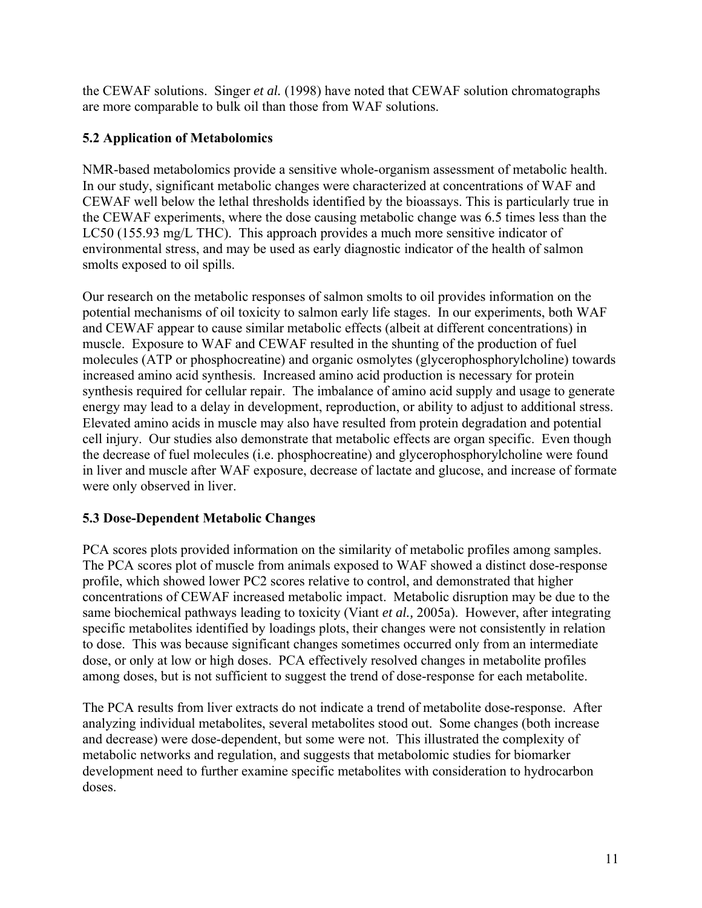the CEWAF solutions. Singer *et al.* (1998) have noted that CEWAF solution chromatographs are more comparable to bulk oil than those from WAF solutions.

### 5.2 Application of Metabolomics

NMR-based metabolomics provide a sensitive whole-organism assessment of metabolic health. In our study, significant metabolic changes were characterized at concentrations of WAF and CEWAF well below the lethal thresholds identified by the bioassays. This is particularly true in the CEWAF experiments, where the dose causing metabolic change was 6.5 times less than the LC50 (155.93 mg/L THC). This approach provides a much more sensitive indicator of environmental stress, and may be used as early diagnostic indicator of the health of salmon smolts exposed to oil spills.

Our research on the metabolic responses of salmon smolts to oil provides information on the potential mechanisms of oil toxicity to salmon early life stages. In our experiments, both WAF and CEWAF appear to cause similar metabolic effects (albeit at different concentrations) in muscle. Exposure to WAF and CEWAF resulted in the shunting of the production of fuel molecules (ATP or phosphocreatine) and organic osmolytes (glycerophosphorylcholine) towards increased amino acid synthesis. Increased amino acid production is necessary for protein synthesis required for cellular repair. The imbalance of amino acid supply and usage to generate energy may lead to a delay in development, reproduction, or ability to adjust to additional stress. Elevated amino acids in muscle may also have resulted from protein degradation and potential cell injury. Our studies also demonstrate that metabolic effects are organ specific. Even though the decrease of fuel molecules (i.e. phosphocreatine) and glycerophosphorylcholine were found in liver and muscle after WAF exposure, decrease of lactate and glucose, and increase of formate were only observed in liver.

### 5.3 Dose-Dependent Metabolic Changes

PCA scores plots provided information on the similarity of metabolic profiles among samples. The PCA scores plot of muscle from animals exposed to WAF showed a distinct dose-response profile, which showed lower PC2 scores relative to control, and demonstrated that higher concentrations of CEWAF increased metabolic impact. Metabolic disruption may be due to the same biochemical pathways leading to toxicity (Viant *et al.,* 2005a). However, after integrating specific metabolites identified by loadings plots, their changes were not consistently in relation to dose. This was because significant changes sometimes occurred only from an intermediate dose, or only at low or high doses. PCA effectively resolved changes in metabolite profiles among doses, but is not sufficient to suggest the trend of dose-response for each metabolite.

The PCA results from liver extracts do not indicate a trend of metabolite dose-response. After analyzing individual metabolites, several metabolites stood out. Some changes (both increase and decrease) were dose-dependent, but some were not. This illustrated the complexity of metabolic networks and regulation, and suggests that metabolomic studies for biomarker development need to further examine specific metabolites with consideration to hydrocarbon doses.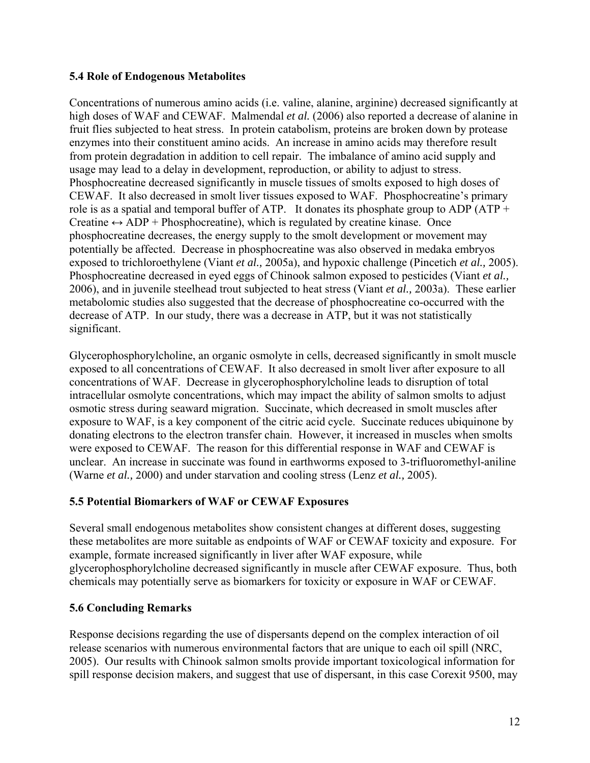### 5.4 Role of Endogenous Metabolites

Concentrations of numerous amino acids (i.e. valine, alanine, arginine) decreased significantly at high doses of WAF and CEWAF. Malmendal *et al.* (2006) also reported a decrease of alanine in fruit flies subjected to heat stress. In protein catabolism, proteins are broken down by protease enzymes into their constituent amino acids. An increase in amino acids may therefore result from protein degradation in addition to cell repair. The imbalance of amino acid supply and usage may lead to a delay in development, reproduction, or ability to adjust to stress. Phosphocreatine decreased significantly in muscle tissues of smolts exposed to high doses of CEWAF. It also decreased in smolt liver tissues exposed to WAF. Phosphocreatine's primary role is as a spatial and temporal buffer of ATP. It donates its phosphate group to ADP (ATP + Creatine $\leftrightarrow$ ADP + Phosphocreatine), which is regulated by creatine kinase. Once phosphocreatine decreases, the energy supply to the smolt development or movement may potentially be affected. Decrease in phosphocreatine was also observed in medaka embryos exposed to trichloroethylene (Viant *et al.,* 2005a), and hypoxic challenge (Pincetich *et al.,* 2005). Phosphocreatine decreased in eyed eggs of Chinook salmon exposed to pesticides (Viant *et al.,* 2006), and in juvenile steelhead trout subjected to heat stress (Viant *et al.,* 2003a). These earlier metabolomic studies also suggested that the decrease of phosphocreatine co-occurred with the decrease of ATP. In our study, there was a decrease in ATP, but it was not statistically significant.

Glycerophosphorylcholine, an organic osmolyte in cells, decreased significantly in smolt muscle exposed to all concentrations of CEWAF. It also decreased in smolt liver after exposure to all concentrations of WAF. Decrease in glycerophosphorylcholine leads to disruption of total intracellular osmolyte concentrations, which may impact the ability of salmon smolts to adjust osmotic stress during seaward migration. Succinate, which decreased in smolt muscles after exposure to WAF, is a key component of the citric acid cycle. Succinate reduces ubiquinone by donating electrons to the electron transfer chain. However, it increased in muscles when smolts were exposed to CEWAF. The reason for this differential response in WAF and CEWAF is unclear. An increase in succinate was found in earthworms exposed to 3-trifluoromethyl-aniline (Warne *et al.,* 2000) and under starvation and cooling stress (Lenz *et al.,* 2005).

### 5.5 Potential Biomarkers of WAF or CEWAF Exposures

Several small endogenous metabolites show consistent changes at different doses, suggesting these metabolites are more suitable as endpoints of WAF or CEWAF toxicity and exposure. For example, formate increased significantly in liver after WAF exposure, while glycerophosphorylcholine decreased significantly in muscle after CEWAF exposure. Thus, both chemicals may potentially serve as biomarkers for toxicity or exposure in WAF or CEWAF.

### 5.6 Concluding Remarks

Response decisions regarding the use of dispersants depend on the complex interaction of oil release scenarios with numerous environmental factors that are unique to each oil spill (NRC, 2005). Our results with Chinook salmon smolts provide important toxicological information for spill response decision makers, and suggest that use of dispersant, in this case Corexit 9500, may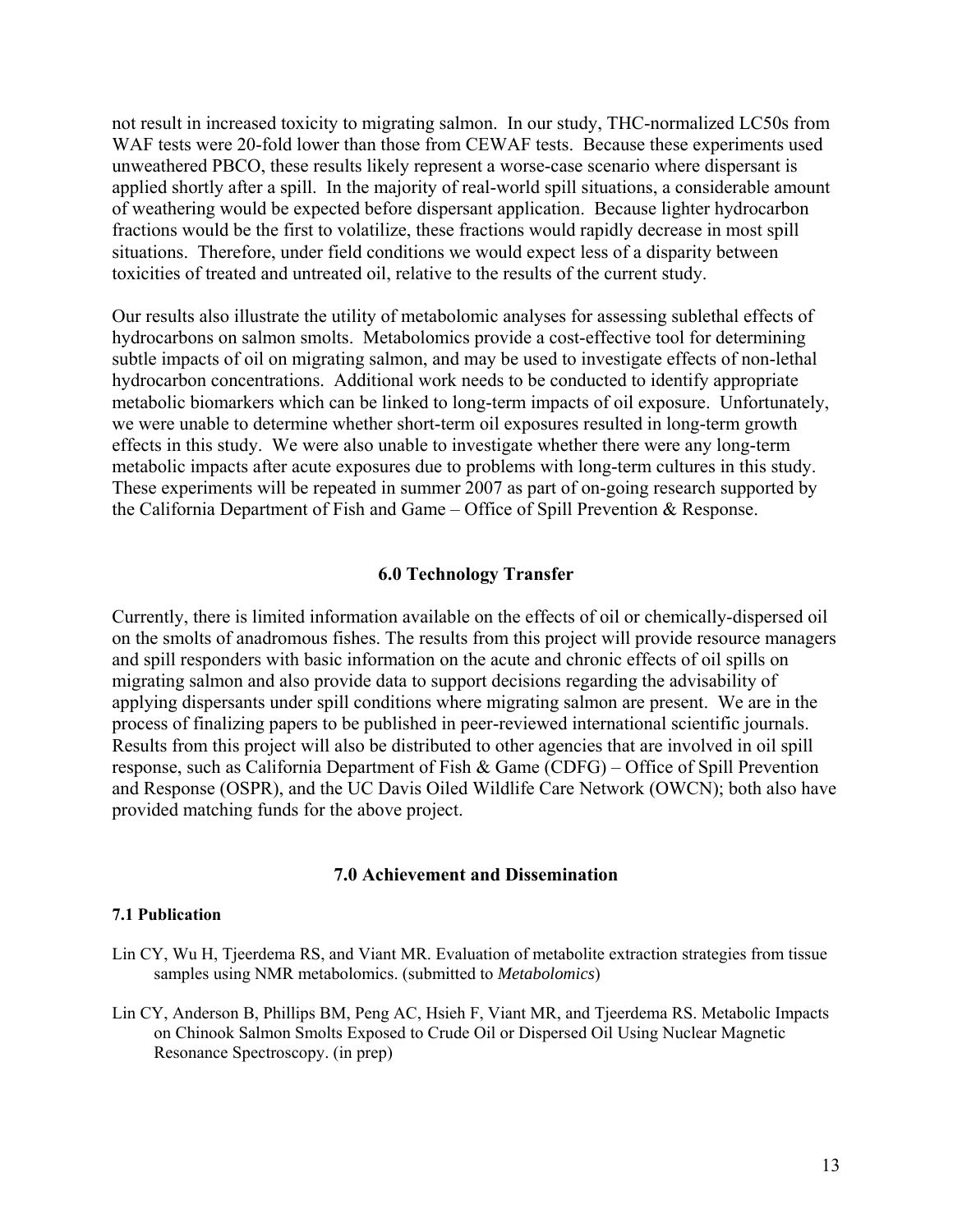not result in increased toxicity to migrating salmon. In our study, THC-normalized LC50s from WAF tests were 20-fold lower than those from CEWAF tests. Because these experiments used unweathered PBCO, these results likely represent a worse-case scenario where dispersant is applied shortly after a spill. In the majority of real-world spill situations, a considerable amount of weathering would be expected before dispersant application. Because lighter hydrocarbon fractions would be the first to volatilize, these fractions would rapidly decrease in most spill situations. Therefore, under field conditions we would expect less of a disparity between toxicities of treated and untreated oil, relative to the results of the current study.

Our results also illustrate the utility of metabolomic analyses for assessing sublethal effects of hydrocarbons on salmon smolts. Metabolomics provide a cost-effective tool for determining subtle impacts of oil on migrating salmon, and may be used to investigate effects of non-lethal hydrocarbon concentrations. Additional work needs to be conducted to identify appropriate metabolic biomarkers which can be linked to long-term impacts of oil exposure. Unfortunately, we were unable to determine whether short-term oil exposures resulted in long-term growth effects in this study. We were also unable to investigate whether there were any long-term metabolic impacts after acute exposures due to problems with long-term cultures in this study. These experiments will be repeated in summer 2007 as part of on-going research supported by the California Department of Fish and Game – Office of Spill Prevention & Response.

## 6.0 Technology Transfer

Currently, there is limited information available on the effects of oil or chemically-dispersed oil on the smolts of anadromous fishes. The results from this project will provide resource managers and spill responders with basic information on the acute and chronic effects of oil spills on migrating salmon and also provide data to support decisions regarding the advisability of applying dispersants under spill conditions where migrating salmon are present. We are in the process of finalizing papers to be published in peer-reviewed international scientific journals. Results from this project will also be distributed to other agencies that are involved in oil spill response, such as California Department of Fish & Game (CDFG) – Office of Spill Prevention and Response (OSPR), and the UC Davis Oiled Wildlife Care Network (OWCN); both also have provided matching funds for the above project.

## 7.0 Achievement and Dissemination

### 7.1 Publication

Lin CY, Wu H, Tjeerdema RS, and Viant MR. Evaluation of metabolite extraction strategies from tissue samples using NMR metabolomics. (submitted to *Metabolomics*)

Lin CY, Anderson B, Phillips BM, Peng AC, Hsieh F, Viant MR, and Tjeerdema RS. Metabolic Impacts on Chinook Salmon Smolts Exposed to Crude Oil or Dispersed Oil Using Nuclear Magnetic Resonance Spectroscopy. (in prep)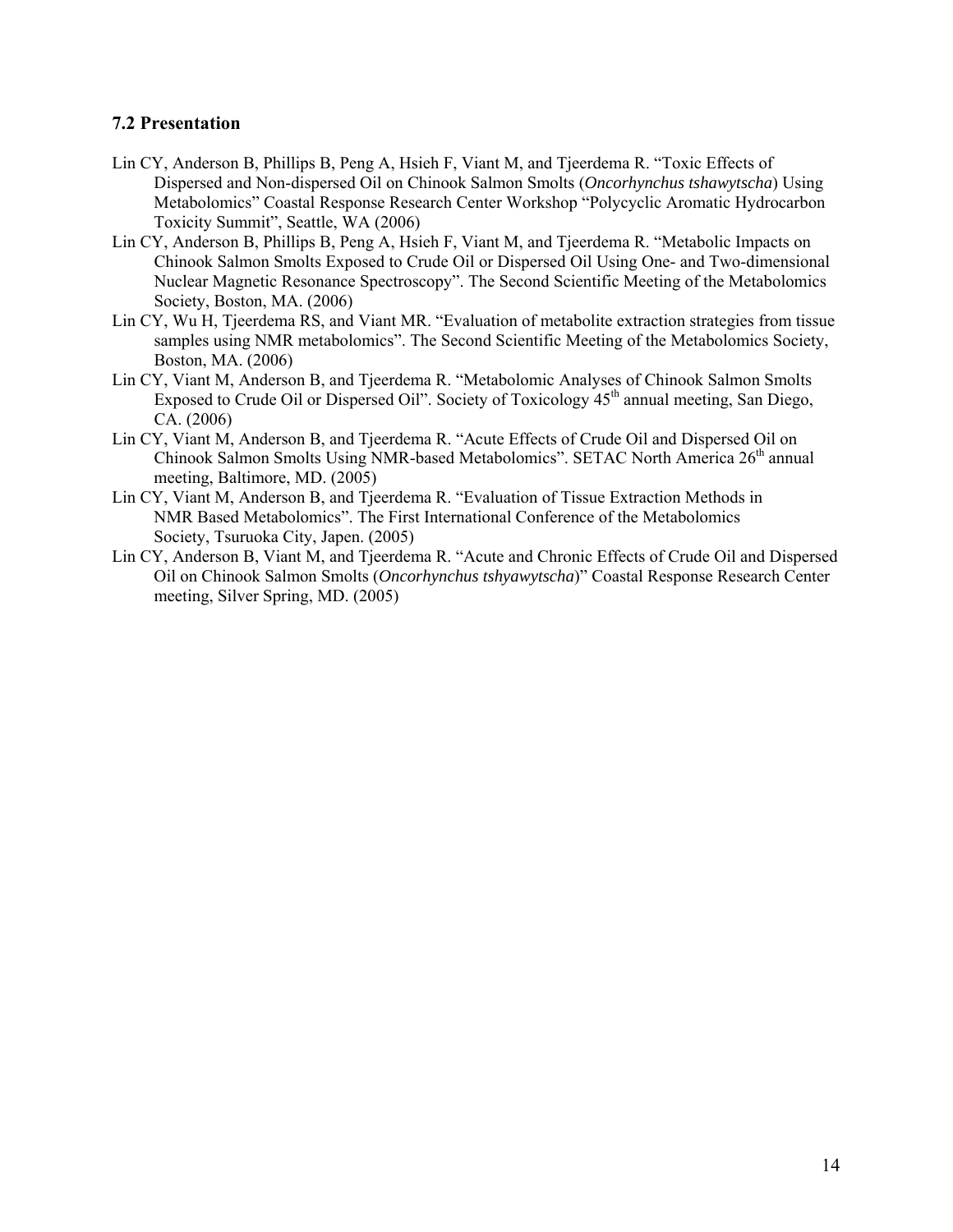### 7.2 Presentation

Lin CY, Anderson B, Phillips B, Peng A, Hsieh F, Viant M, and Tjeerdema R. "Toxic Effects of Dispersed and Non-dispersed Oil on Chinook Salmon Smolts (*Oncorhynchus tshawytscha*) Using Metabolomics" Coastal Response Research Center Workshop "Polycyclic Aromatic Hydrocarbon Toxicity Summit", Seattle, WA (2006)

Lin CY, Anderson B, Phillips B, Peng A, Hsieh F, Viant M, and Tjeerdema R. "Metabolic Impacts on Chinook Salmon Smolts Exposed to Crude Oil or Dispersed Oil Using One- and Two-dimensional Nuclear Magnetic Resonance Spectroscopy". The Second Scientific Meeting of the Metabolomics Society, Boston, MA. (2006)

Lin CY, Wu H, Tjeerdema RS, and Viant MR. "Evaluation of metabolite extraction strategies from tissue samples using NMR metabolomics". The Second Scientific Meeting of the Metabolomics Society, Boston, MA. (2006)

Lin CY, Viant M, Anderson B, and Tjeerdema R. "Metabolomic Analyses of Chinook Salmon Smolts Exposed to Crude Oil or Dispersed Oil". Society of Toxicology 45th annual meeting, San Diego, CA. (2006)

Lin CY, Viant M, Anderson B, and Tjeerdema R. "Acute Effects of Crude Oil and Dispersed Oil on Chinook Salmon Smolts Using NMR-based Metabolomics". SETAC North America 26th annual meeting, Baltimore, MD. (2005)

Lin CY, Viant M, Anderson B, and Tjeerdema R. "Evaluation of Tissue Extraction Methods in NMR Based Metabolomics". The First International Conference of the Metabolomics Society, Tsuruoka City, Japen. (2005)

Lin CY, Anderson B, Viant M, and Tjeerdema R. "Acute and Chronic Effects of Crude Oil and Dispersed Oil on Chinook Salmon Smolts (*Oncorhynchus tshyawytscha*)" Coastal Response Research Center meeting, Silver Spring, MD. (2005)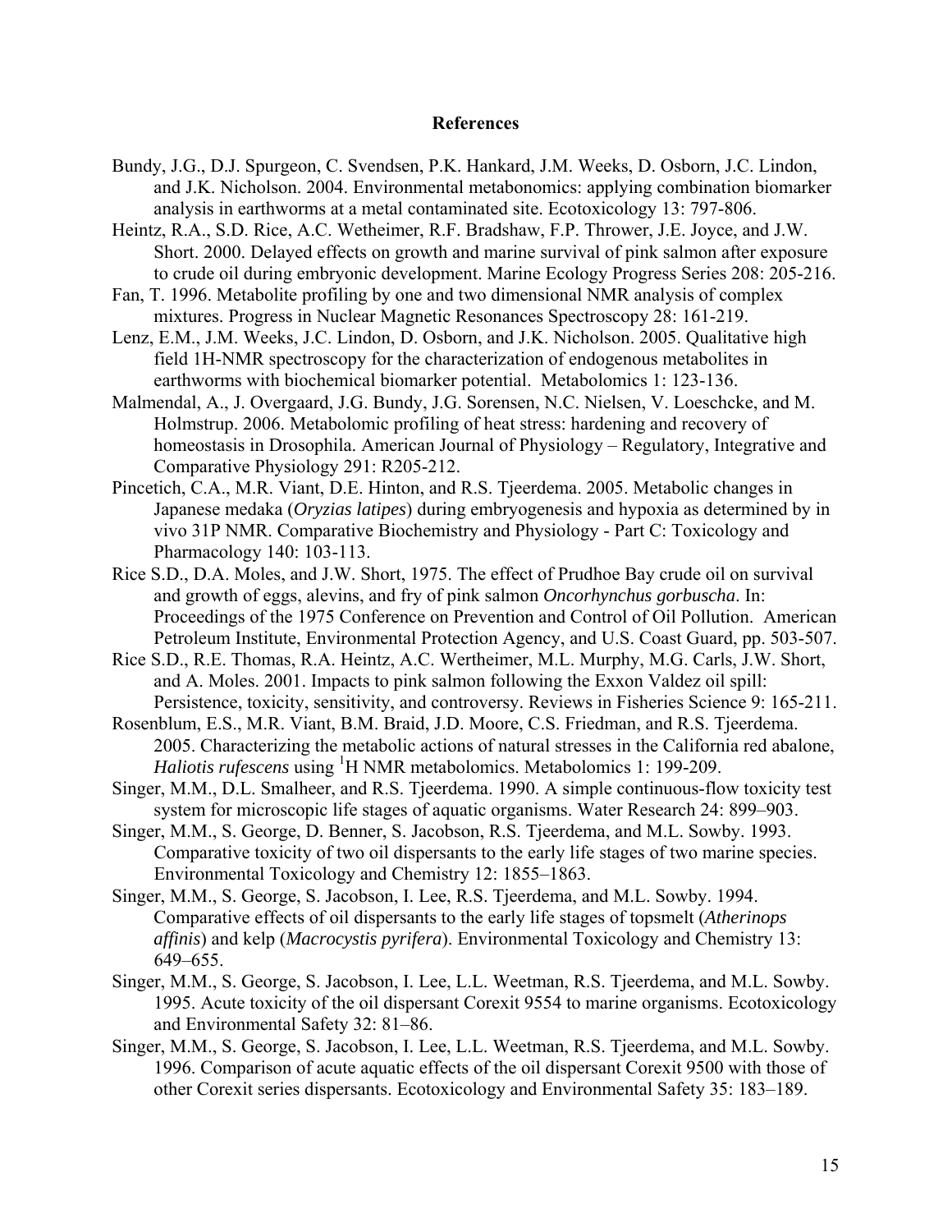# References

Bundy, J.G., D.J. Spurgeon, C. Svendsen, P.K. Hankard, J.M. Weeks, D. Osborn, J.C. Lindon, and J.K. Nicholson. 2004. Environmental metabonomics: applying combination biomarker analysis in earthworms at a metal contaminated site. Ecotoxicology 13: 797-806.

Heintz, R.A., S.D. Rice, A.C. Wetheimer, R.F. Bradshaw, F.P. Thrower, J.E. Joyce, and J.W. Short. 2000. Delayed effects on growth and marine survival of pink salmon after exposure to crude oil during embryonic development. Marine Ecology Progress Series 208: 205-216.

Fan, T. 1996. Metabolite profiling by one and two dimensional NMR analysis of complex mixtures. Progress in Nuclear Magnetic Resonances Spectroscopy 28: 161-219.

Lenz, E.M., J.M. Weeks, J.C. Lindon, D. Osborn, and J.K. Nicholson. 2005. Qualitative high field 1H-NMR spectroscopy for the characterization of endogenous metabolites in earthworms with biochemical biomarker potential. Metabolomics 1: 123-136.

Malmendal, A., J. Overgaard, J.G. Bundy, J.G. Sorensen, N.C. Nielsen, V. Loeschcke, and M. Holmstrup. 2006. Metabolomic profiling of heat stress: hardening and recovery of homeostasis in Drosophila. American Journal of Physiology – Regulatory, Integrative and Comparative Physiology 291: R205-212.

Pincetich, C.A., M.R. Viant, D.E. Hinton, and R.S. Tjeerdema. 2005. Metabolic changes in Japanese medaka (*Oryzias latipes*) during embryogenesis and hypoxia as determined by in vivo 31P NMR. Comparative Biochemistry and Physiology - Part C: Toxicology and Pharmacology 140: 103-113.

Rice S.D., D.A. Moles, and J.W. Short, 1975. The effect of Prudhoe Bay crude oil on survival and growth of eggs, alevins, and fry of pink salmon *Oncorhynchus gorbuscha*. In: Proceedings of the 1975 Conference on Prevention and Control of Oil Pollution. American Petroleum Institute, Environmental Protection Agency, and U.S. Coast Guard, pp. 503-507.

Rice S.D., R.E. Thomas, R.A. Heintz, A.C. Wertheimer, M.L. Murphy, M.G. Carls, J.W. Short, and A. Moles. 2001. Impacts to pink salmon following the Exxon Valdez oil spill: Persistence, toxicity, sensitivity, and controversy. Reviews in Fisheries Science 9: 165-211.

Rosenblum, E.S., M.R. Viant, B.M. Braid, J.D. Moore, C.S. Friedman, and R.S. Tjeerdema. 2005. Characterizing the metabolic actions of natural stresses in the California red abalone, *Haliotis rufescens* using $^{1}$H NMR metabolomics. Metabolomics 1: 199-209.

Singer, M.M., D.L. Smalheer, and R.S. Tjeerdema. 1990. A simple continuous-flow toxicity test system for microscopic life stages of aquatic organisms. Water Research 24: 899–903.

Singer, M.M., S. George, D. Benner, S. Jacobson, R.S. Tjeerdema, and M.L. Sowby. 1993. Comparative toxicity of two oil dispersants to the early life stages of two marine species. Environmental Toxicology and Chemistry 12: 1855–1863.

Singer, M.M., S. George, S. Jacobson, I. Lee, R.S. Tjeerdema, and M.L. Sowby. 1994. Comparative effects of oil dispersants to the early life stages of topsmelt (*Atherinops affinis*) and kelp (*Macrocystis pyrifera*). Environmental Toxicology and Chemistry 13: 649–655.

Singer, M.M., S. George, S. Jacobson, I. Lee, L.L. Weetman, R.S. Tjeerdema, and M.L. Sowby. 1995. Acute toxicity of the oil dispersant Corexit 9554 to marine organisms. Ecotoxicology and Environmental Safety 32: 81–86.

Singer, M.M., S. George, S. Jacobson, I. Lee, L.L. Weetman, R.S. Tjeerdema, and M.L. Sowby. 1996. Comparison of acute aquatic effects of the oil dispersant Corexit 9500 with those of other Corexit series dispersants. Ecotoxicology and Environmental Safety 35: 183–189.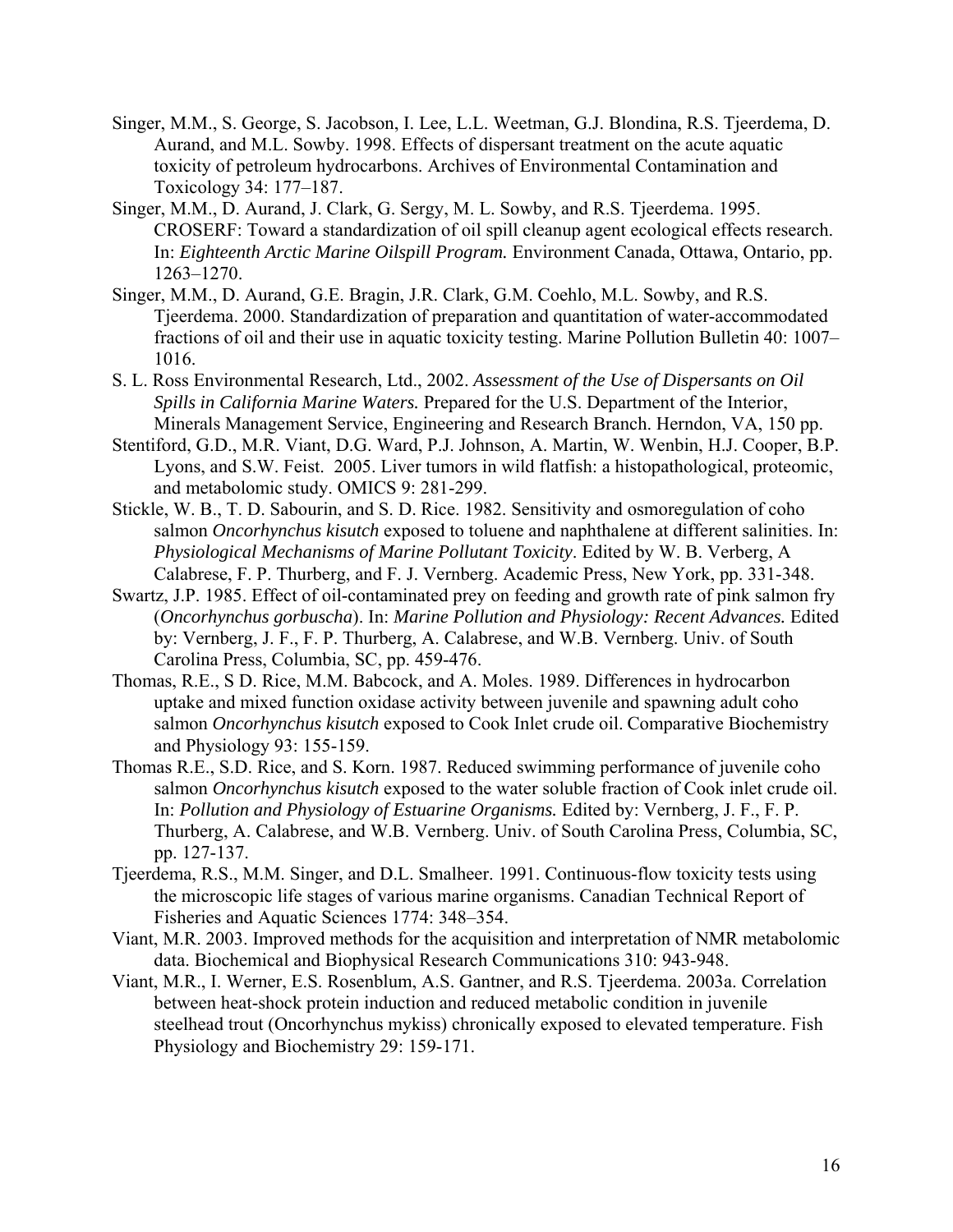Singer, M.M., S. George, S. Jacobson, I. Lee, L.L. Weetman, G.J. Blondina, R.S. Tjeerdema, D. Aurand, and M.L. Sowby. 1998. Effects of dispersant treatment on the acute aquatic toxicity of petroleum hydrocarbons. Archives of Environmental Contamination and Toxicology 34: 177–187.

Singer, M.M., D. Aurand, J. Clark, G. Sergy, M. L. Sowby, and R.S. Tjeerdema. 1995. CROSERF: Toward a standardization of oil spill cleanup agent ecological effects research. In: *Eighteenth Arctic Marine Oilspill Program.* Environment Canada, Ottawa, Ontario, pp. 1263–1270.

Singer, M.M., D. Aurand, G.E. Bragin, J.R. Clark, G.M. Coehlo, M.L. Sowby, and R.S. Tjeerdema. 2000. Standardization of preparation and quantitation of water-accommodated fractions of oil and their use in aquatic toxicity testing. Marine Pollution Bulletin 40: 1007–1016.

S. L. Ross Environmental Research, Ltd., 2002. *Assessment of the Use of Dispersants on Oil Spills in California Marine Waters.* Prepared for the U.S. Department of the Interior, Minerals Management Service, Engineering and Research Branch. Herndon, VA, 150 pp.

Stentiford, G.D., M.R. Viant, D.G. Ward, P.J. Johnson, A. Martin, W. Wenbin, H.J. Cooper, B.P. Lyons, and S.W. Feist. 2005. Liver tumors in wild flatfish: a histopathological, proteomic, and metabolomic study. OMICS 9: 281-299.

Stickle, W. B., T. D. Sabourin, and S. D. Rice. 1982. Sensitivity and osmoregulation of coho salmon *Oncorhynchus kisutch* exposed to toluene and naphthalene at different salinities. In: *Physiological Mechanisms of Marine Pollutant Toxicity*. Edited by W. B. Verberg, A Calabrese, F. P. Thurberg, and F. J. Vernberg. Academic Press, New York, pp. 331-348.

Swartz, J.P. 1985. Effect of oil-contaminated prey on feeding and growth rate of pink salmon fry (*Oncorhynchus gorbuscha*). In: *Marine Pollution and Physiology: Recent Advances.* Edited by: Vernberg, J. F., F. P. Thurberg, A. Calabrese, and W.B. Vernberg. Univ. of South Carolina Press, Columbia, SC, pp. 459-476.

Thomas, R.E., S D. Rice, M.M. Babcock, and A. Moles. 1989. Differences in hydrocarbon uptake and mixed function oxidase activity between juvenile and spawning adult coho salmon *Oncorhynchus kisutch* exposed to Cook Inlet crude oil. Comparative Biochemistry and Physiology 93: 155-159.

Thomas R.E., S.D. Rice, and S. Korn. 1987. Reduced swimming performance of juvenile coho salmon *Oncorhynchus kisutch* exposed to the water soluble fraction of Cook inlet crude oil. In: *Pollution and Physiology of Estuarine Organisms.* Edited by: Vernberg, J. F., F. P. Thurberg, A. Calabrese, and W.B. Vernberg. Univ. of South Carolina Press, Columbia, SC, pp. 127-137.

Tjeerdema, R.S., M.M. Singer, and D.L. Smalheer. 1991. Continuous-flow toxicity tests using the microscopic life stages of various marine organisms. Canadian Technical Report of Fisheries and Aquatic Sciences 1774: 348–354.

Viant, M.R. 2003. Improved methods for the acquisition and interpretation of NMR metabolomic data. Biochemical and Biophysical Research Communications 310: 943-948.

Viant, M.R., I. Werner, E.S. Rosenblum, A.S. Gantner, and R.S. Tjeerdema. 2003a. Correlation between heat-shock protein induction and reduced metabolic condition in juvenile steelhead trout (Oncorhynchus mykiss) chronically exposed to elevated temperature. Fish Physiology and Biochemistry 29: 159-171.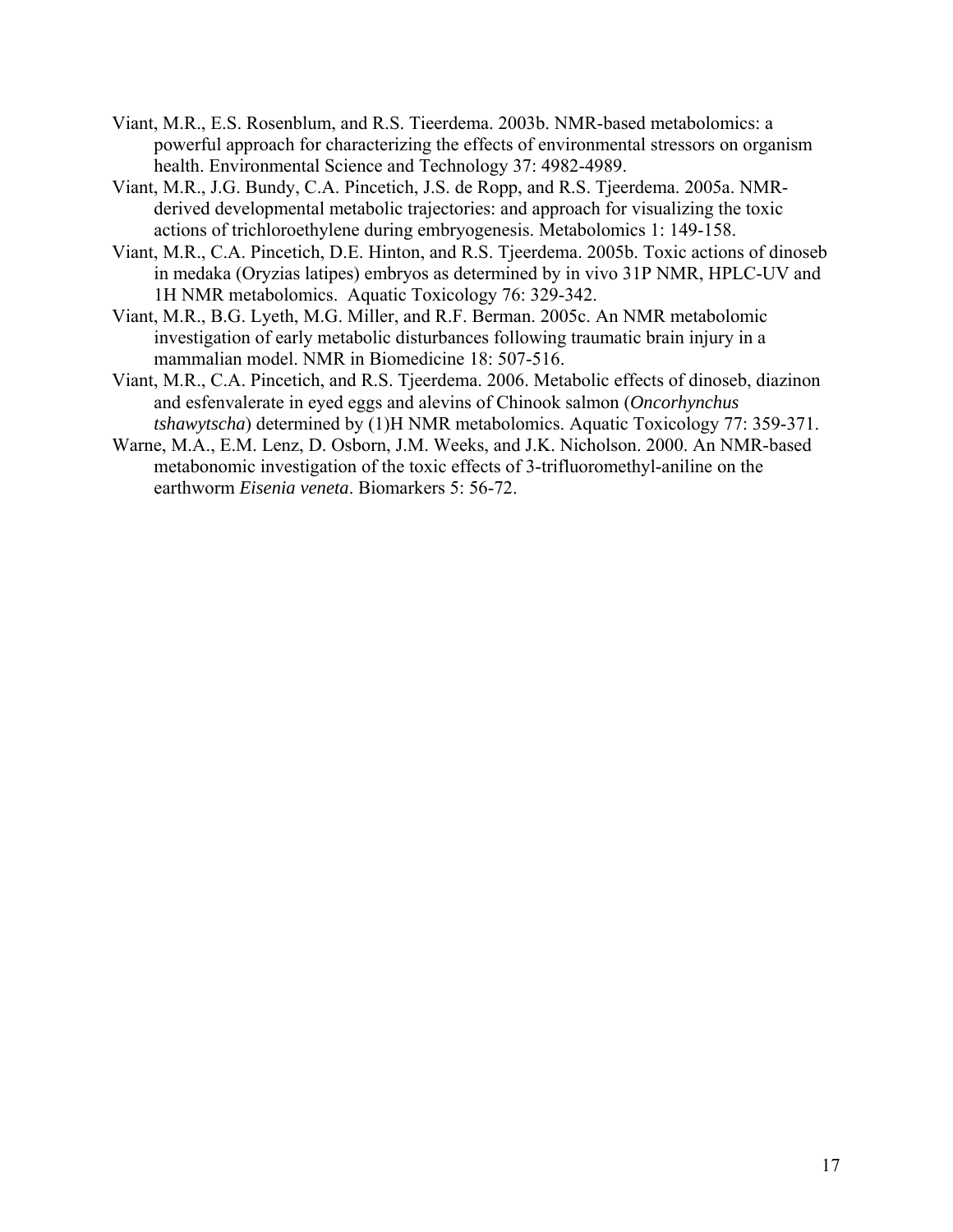Viant, M.R., E.S. Rosenblum, and R.S. Tieerdema. 2003b. NMR-based metabolomics: a powerful approach for characterizing the effects of environmental stressors on organism health. Environmental Science and Technology 37: 4982-4989.

Viant, M.R., J.G. Bundy, C.A. Pincetich, J.S. de Ropp, and R.S. Tjeerdema. 2005a. NMR-derived developmental metabolic trajectories: and approach for visualizing the toxic actions of trichloroethylene during embryogenesis. Metabolomics 1: 149-158.

Viant, M.R., C.A. Pincetich, D.E. Hinton, and R.S. Tjeerdema. 2005b. Toxic actions of dinoseb in medaka (Oryzias latipes) embryos as determined by in vivo 31P NMR, HPLC-UV and 1H NMR metabolomics. Aquatic Toxicology 76: 329-342.

Viant, M.R., B.G. Lyeth, M.G. Miller, and R.F. Berman. 2005c. An NMR metabolomic investigation of early metabolic disturbances following traumatic brain injury in a mammalian model. NMR in Biomedicine 18: 507-516.

Viant, M.R., C.A. Pincetich, and R.S. Tjeerdema. 2006. Metabolic effects of dinoseb, diazinon and esfenvalerate in eyed eggs and alevins of Chinook salmon (*Oncorhynchus tshawytscha*) determined by (1)H NMR metabolomics. Aquatic Toxicology 77: 359-371.

Warne, M.A., E.M. Lenz, D. Osborn, J.M. Weeks, and J.K. Nicholson. 2000. An NMR-based metabonomic investigation of the toxic effects of 3-trifluoromethyl-aniline on the earthworm *Eisenia veneta*. Biomarkers 5: 56-72.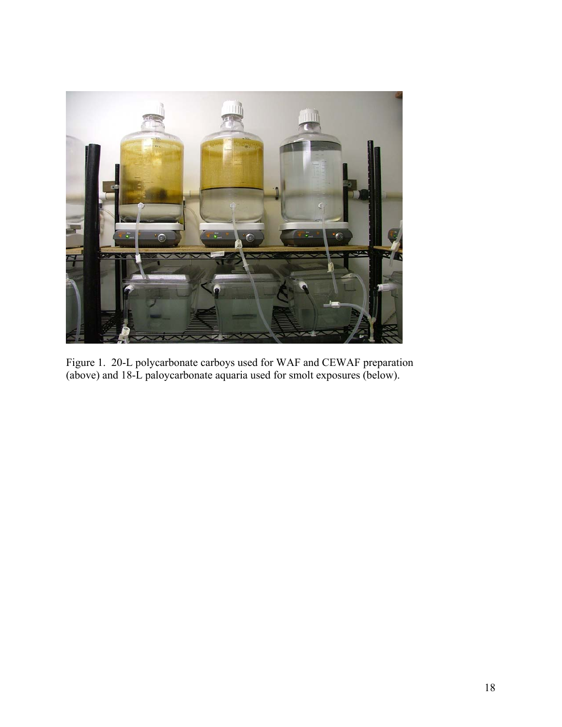Figure 1. 20-L polycarbonate carboys used for WAF and CEWAF preparation (above) and 18-L paloycarbonate aquaria used for smolt exposures (below).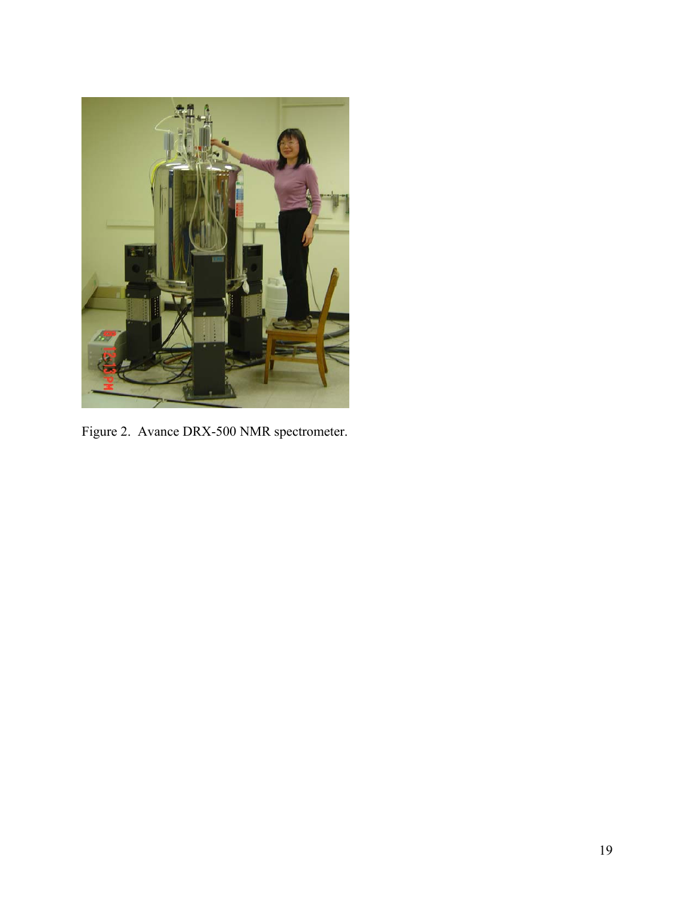Figure 2. Avance DRX-500 NMR spectrometer.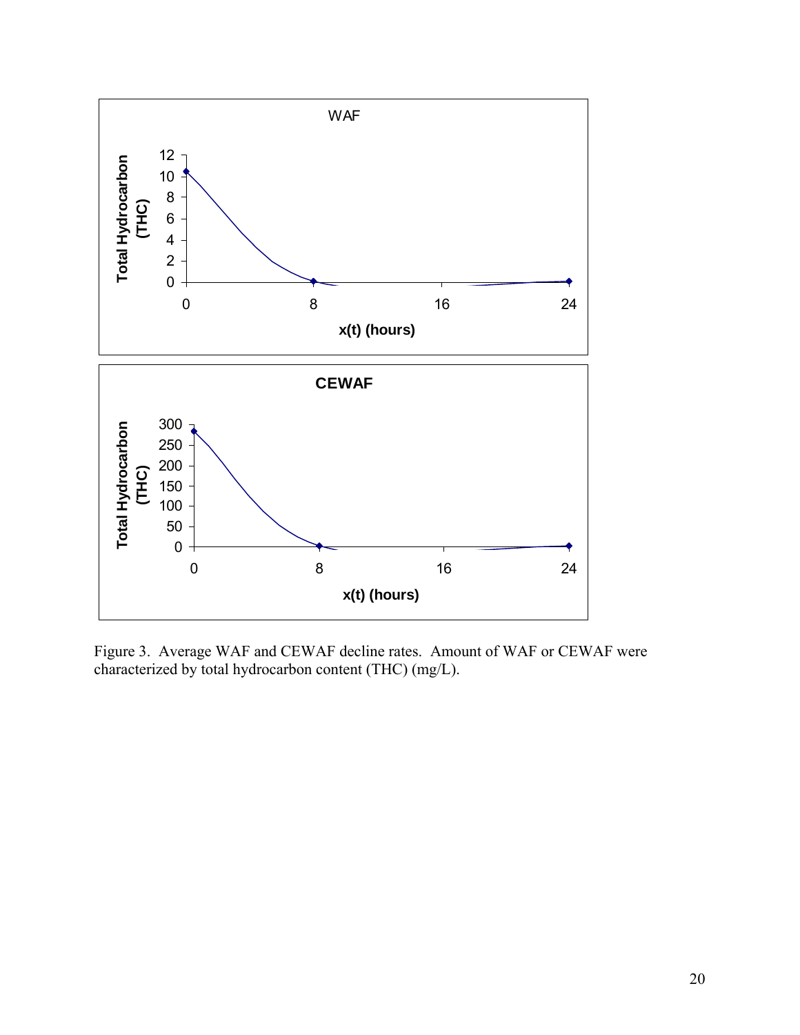Figure 3. Average WAF and CEWAF decline rates. Amount of WAF or CEWAF were characterized by total hydrocarbon content (THC) (mg/L).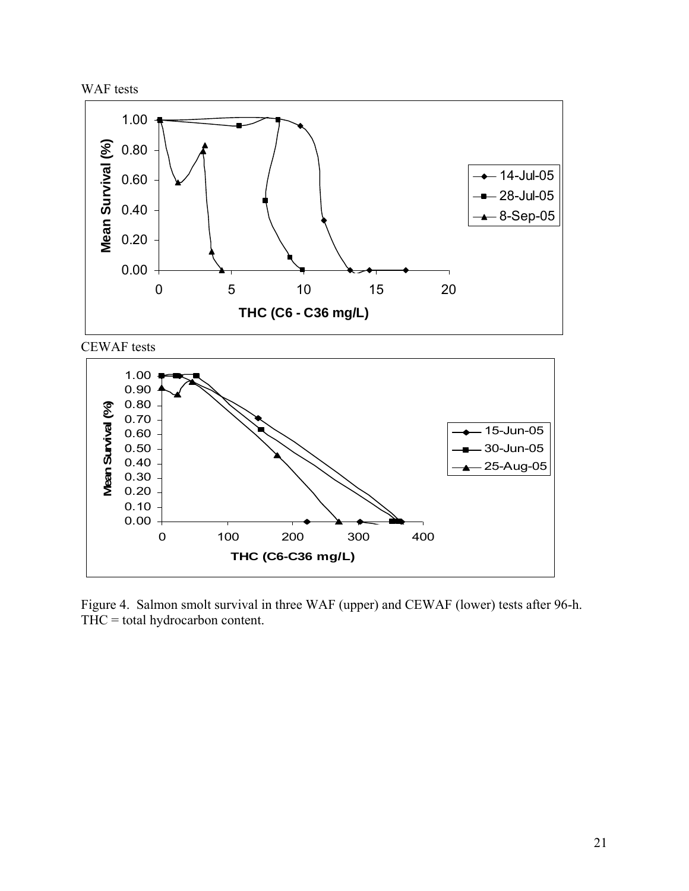WAF tests

CEWAF tests

Figure 4. Salmon smolt survival in three WAF (upper) and CEWAF (lower) tests after 96-h. THC = total hydrocarbon content.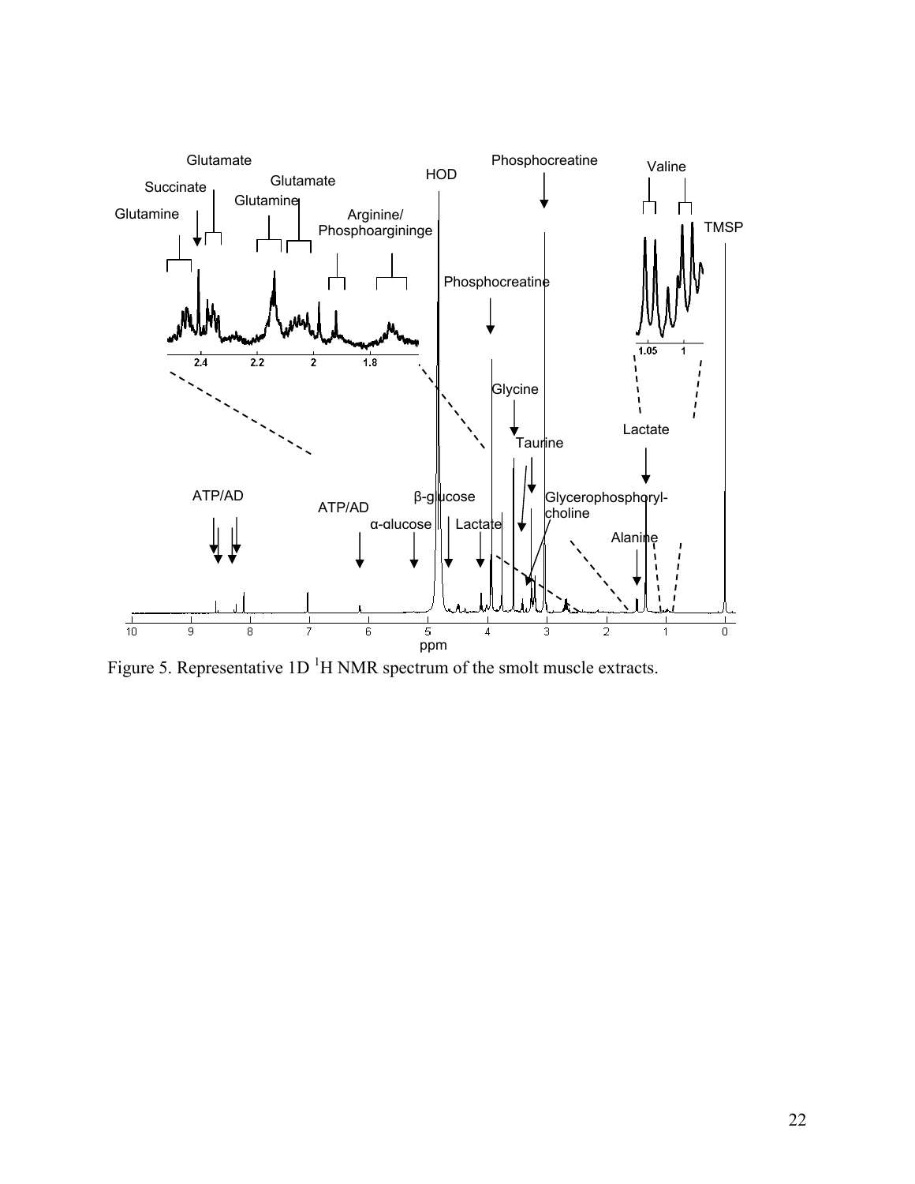Figure 5. Representative 1D $^{1}$H NMR spectrum of the smolt muscle extracts.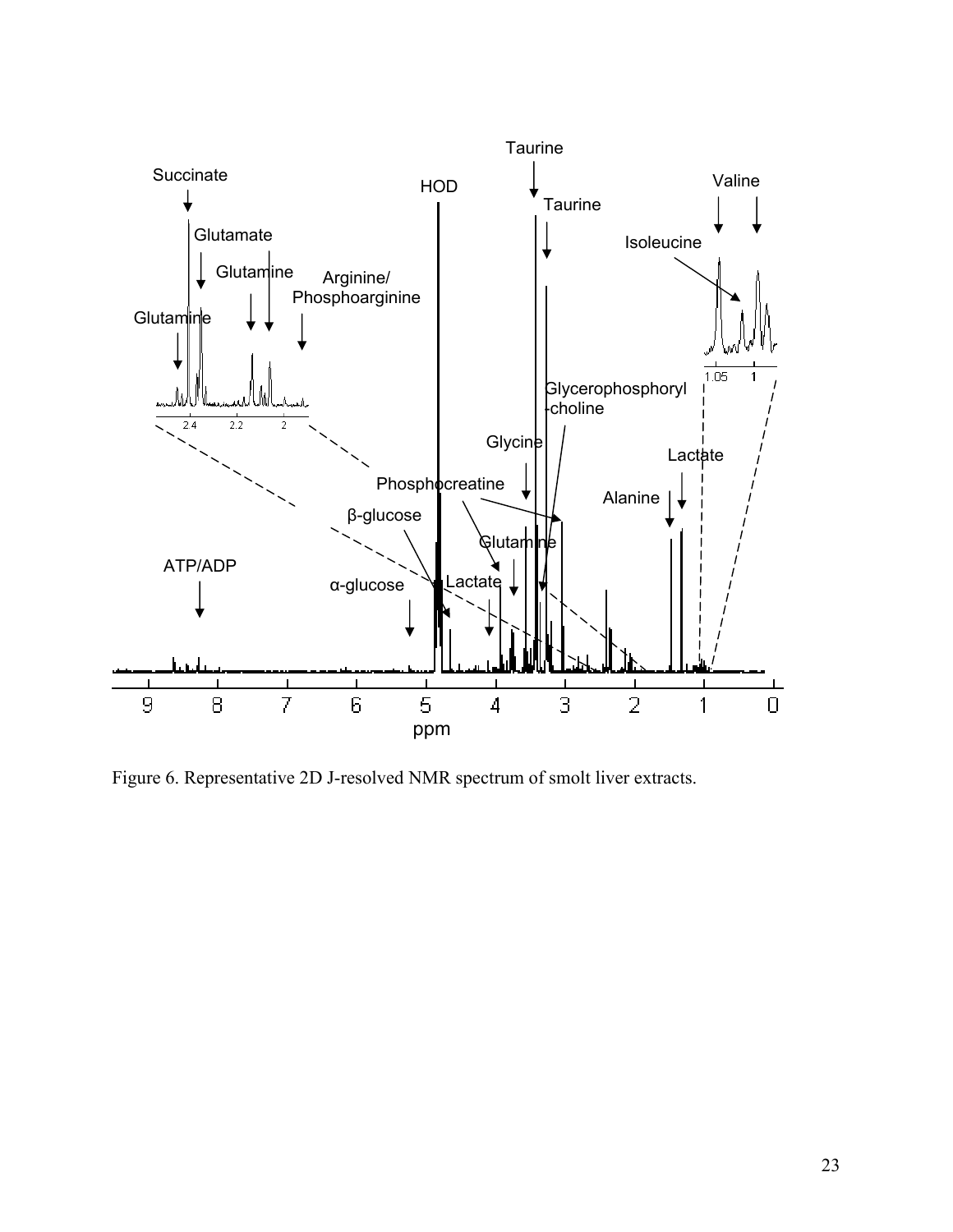Figure 6. Representative 2D J-resolved NMR spectrum of smolt liver extracts.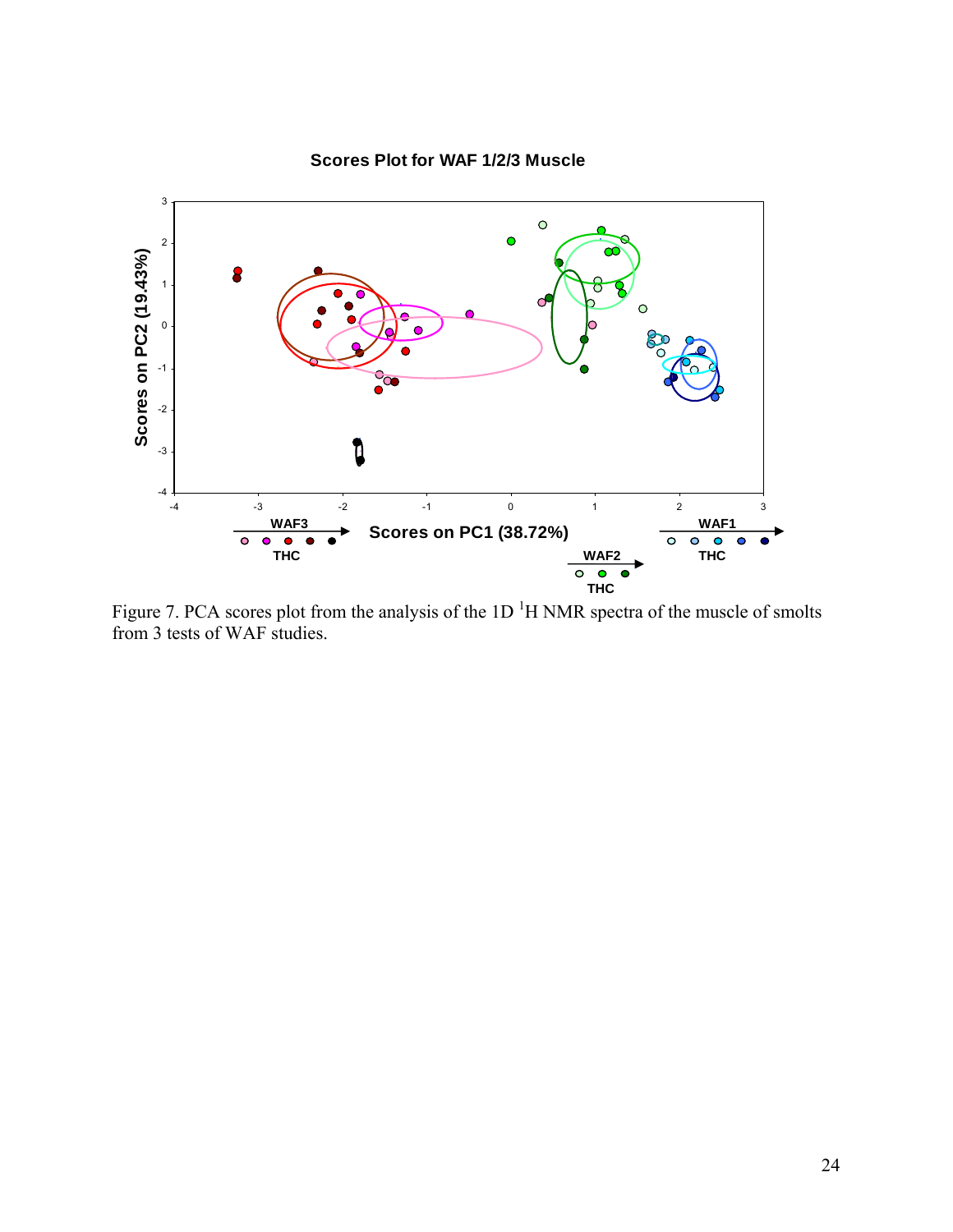Figure 7. PCA scores plot from the analysis of the 1D $^1$H NMR spectra of the muscle of smolts from 3 tests of WAF studies.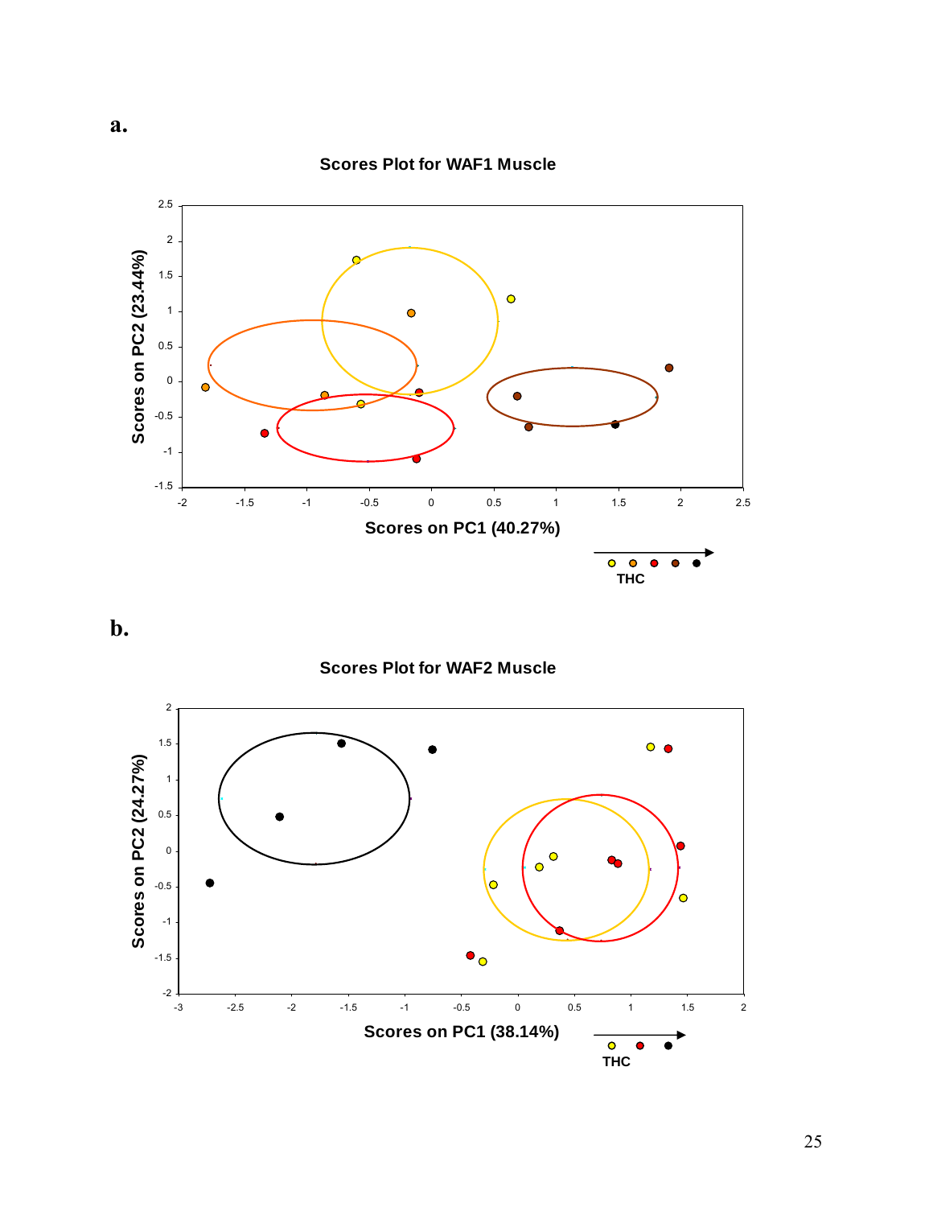a.

**Scores Plot for WAF1 Muscle**

Scores on PC2 (23.44%)

Scores on PC1 (40.27%)

THC

b.

**Scores Plot for WAF2 Muscle**

Scores on PC2 (24.27%)

Scores on PC1 (38.14%)

THC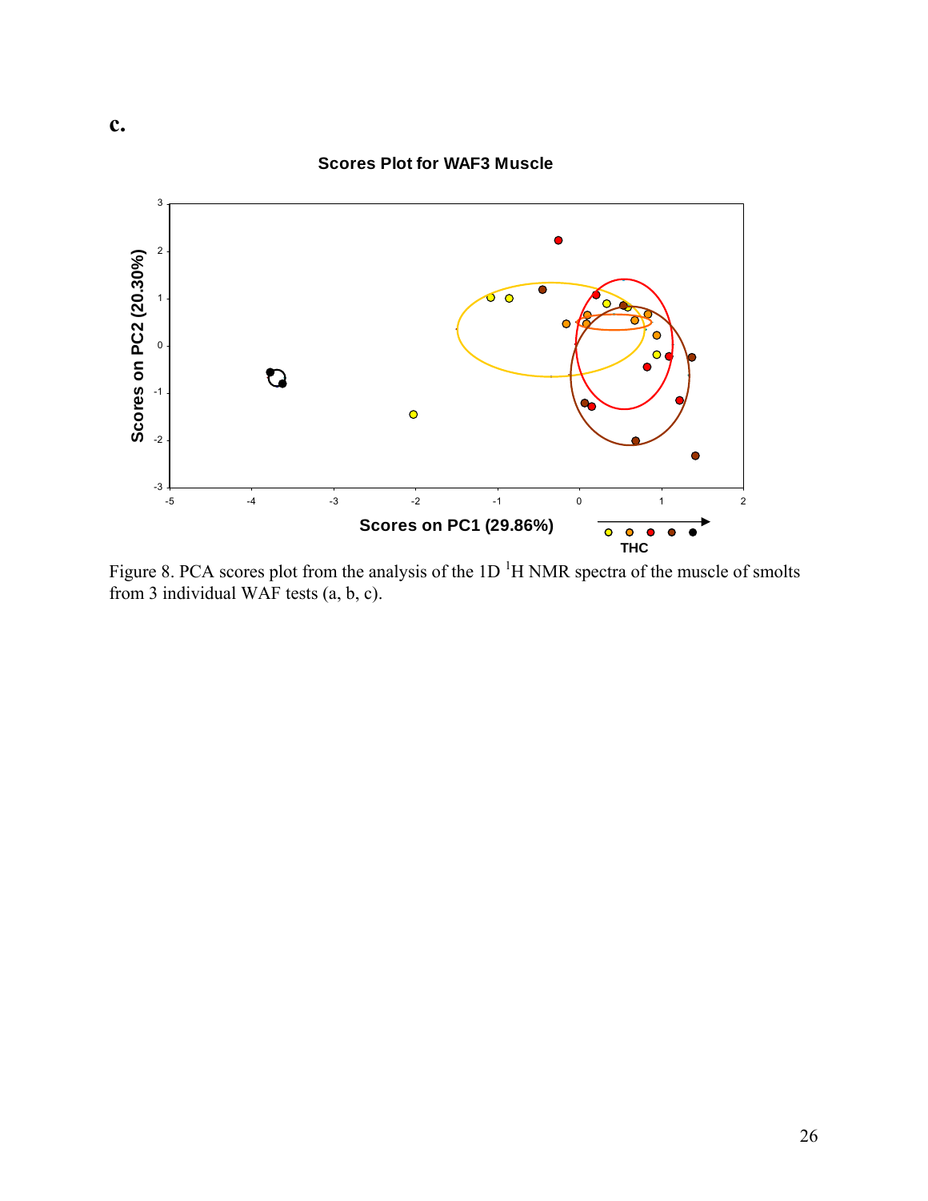**c.**

**Scores Plot for WAF3 Muscle**

Figure 8. PCA scores plot from the analysis of the 1D $^{1}$H NMR spectra of the muscle of smolts from 3 individual WAF tests (a, b, c).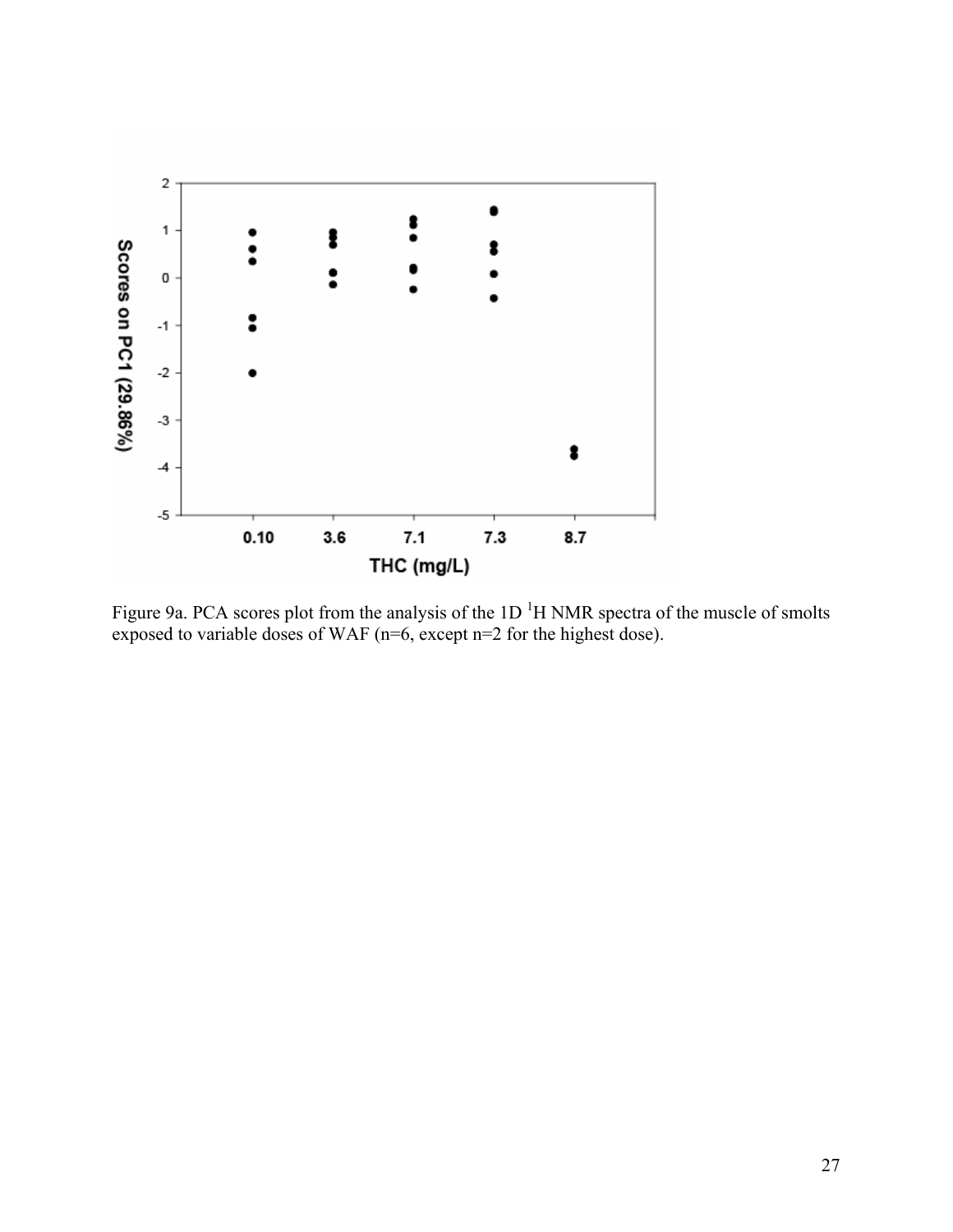Figure 9a. PCA scores plot from the analysis of the 1D $^{1}$H NMR spectra of the muscle of smolts exposed to variable doses of WAF (n=6, except n=2 for the highest dose).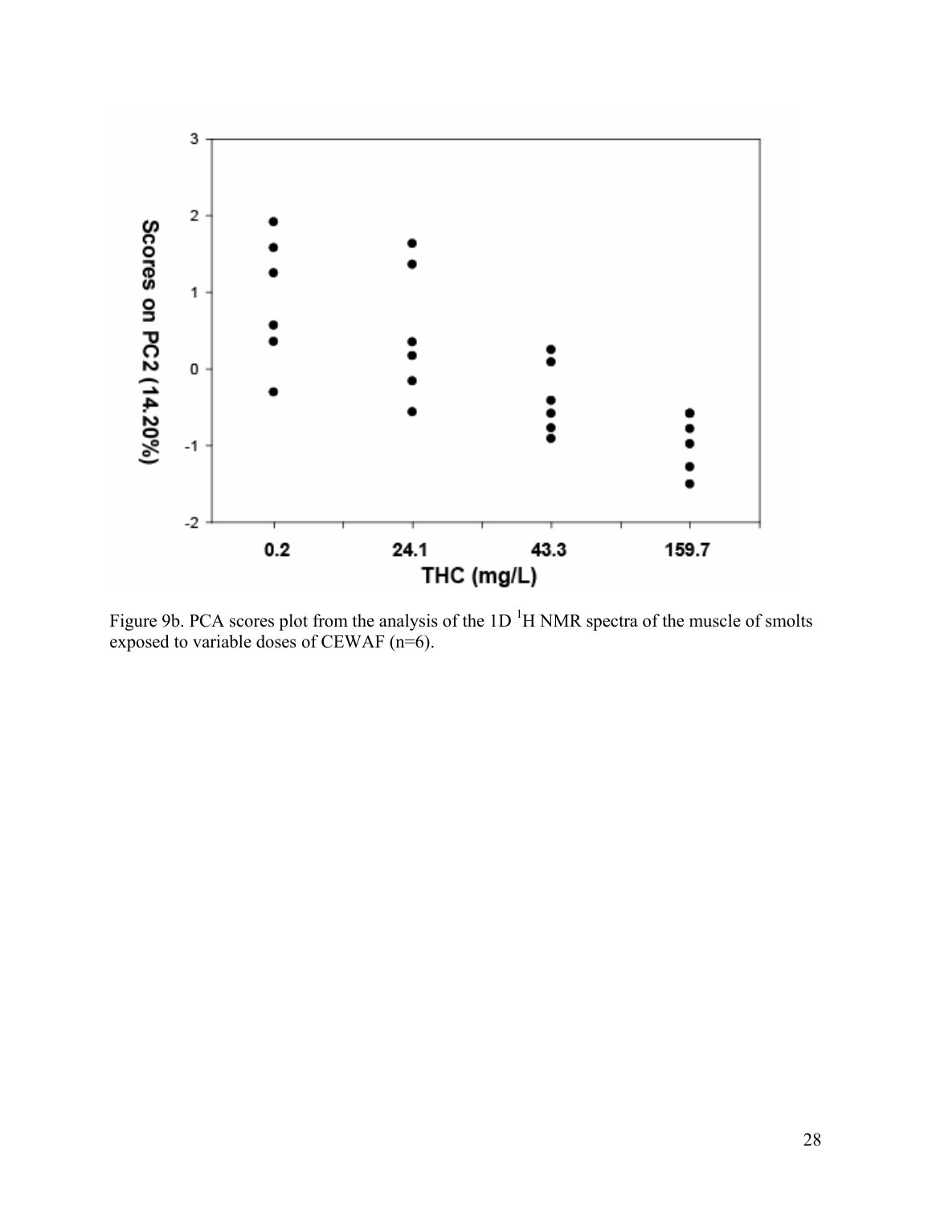Figure 9b. PCA scores plot from the analysis of the 1D $^{1}$H NMR spectra of the muscle of smolts exposed to variable doses of CEWAF (n=6).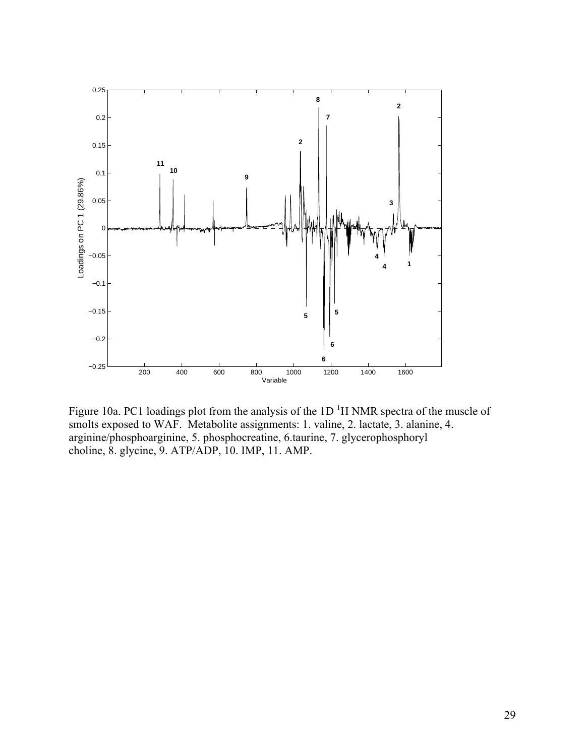Figure 10a. PC1 loadings plot from the analysis of the 1D $^{1}$H NMR spectra of the muscle of smolts exposed to WAF. Metabolite assignments: 1. valine, 2. lactate, 3. alanine, 4. arginine/phosphoarginine, 5. phosphocreatine, 6.taurine, 7. glycerophosphoryl choline, 8. glycine, 9. ATP/ADP, 10. IMP, 11. AMP.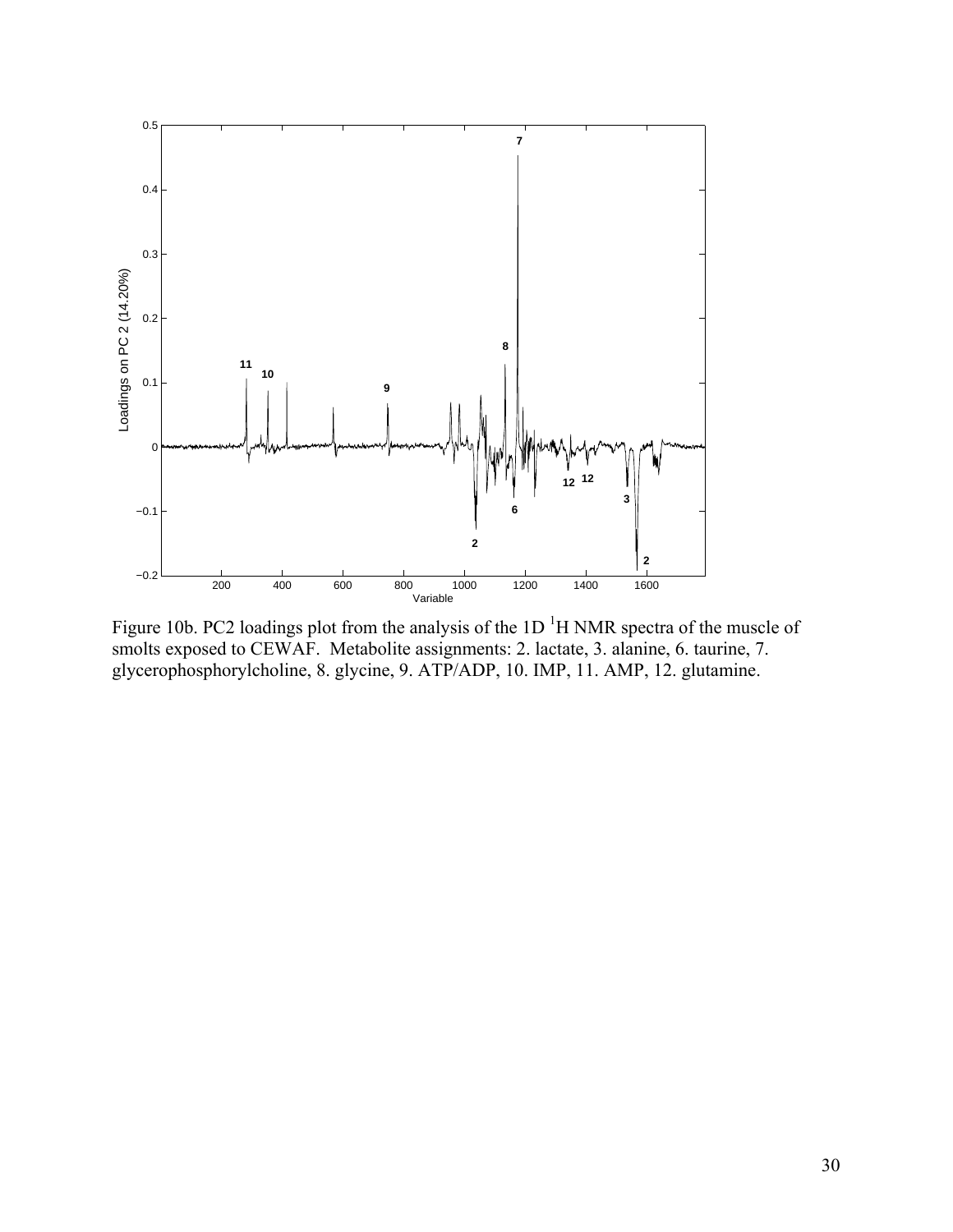Figure 10b. PC2 loadings plot from the analysis of the 1D $^{1}$H NMR spectra of the muscle of smolts exposed to CEWAF. Metabolite assignments: 2. lactate, 3. alanine, 6. taurine, 7. glycerophosphorylcholine, 8. glycine, 9. ATP/ADP, 10. IMP, 11. AMP, 12. glutamine.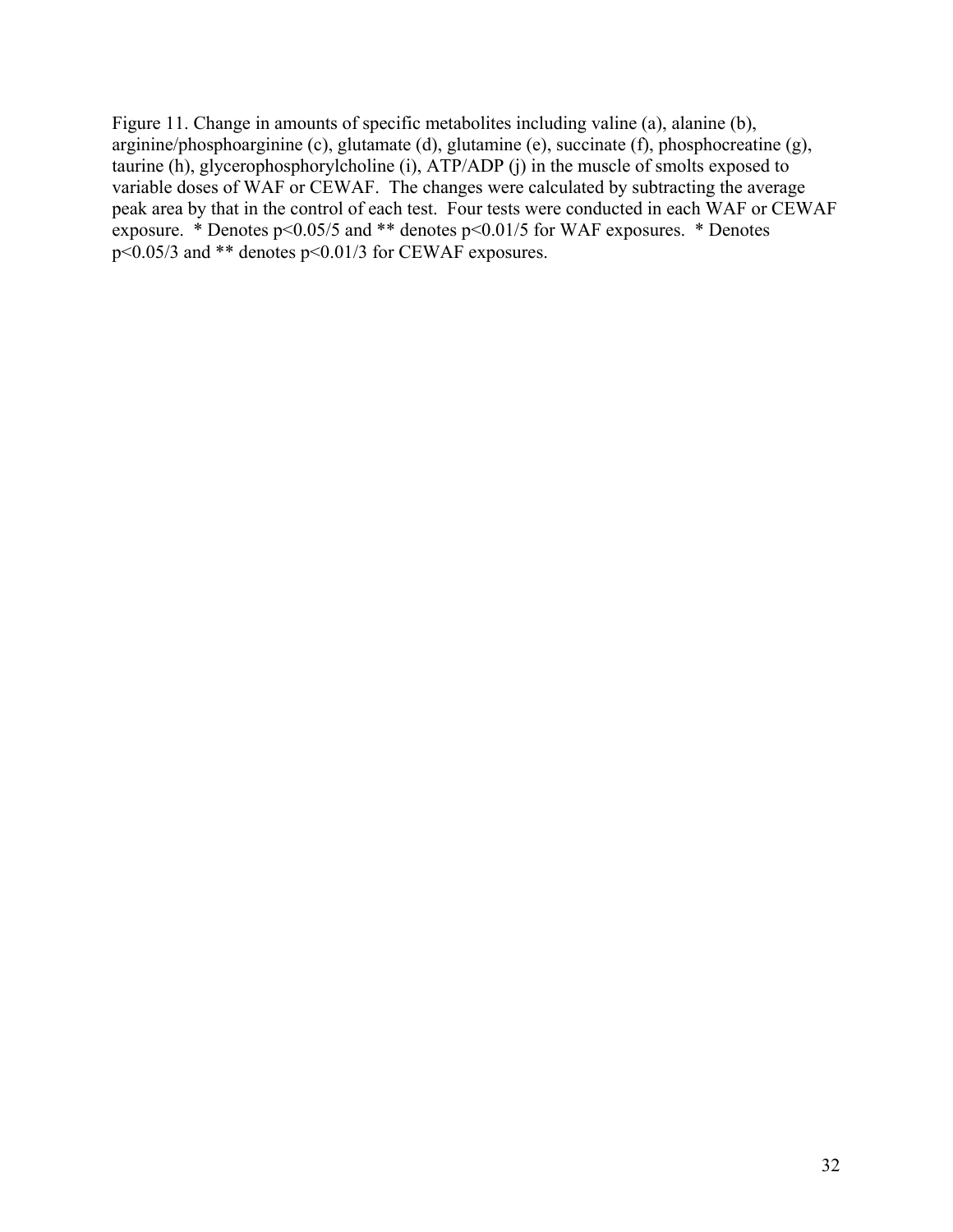Figure 11. Change in amounts of specific metabolites including valine (a), alanine (b), arginine/phosphoarginine (c), glutamate (d), glutamine (e), succinate (f), phosphocreatine (g), taurine (h), glycerophosphorylcholine (i), ATP/ADP (j) in the muscle of smolts exposed to variable doses of WAF or CEWAF. The changes were calculated by subtracting the average peak area by that in the control of each test. Four tests were conducted in each WAF or CEWAF exposure. * Denotes $p<0.05/5$ and ** denotes $p<0.01/5$ for WAF exposures. * Denotes $p<0.05/3$ and ** denotes $p<0.01/3$ for CEWAF exposures.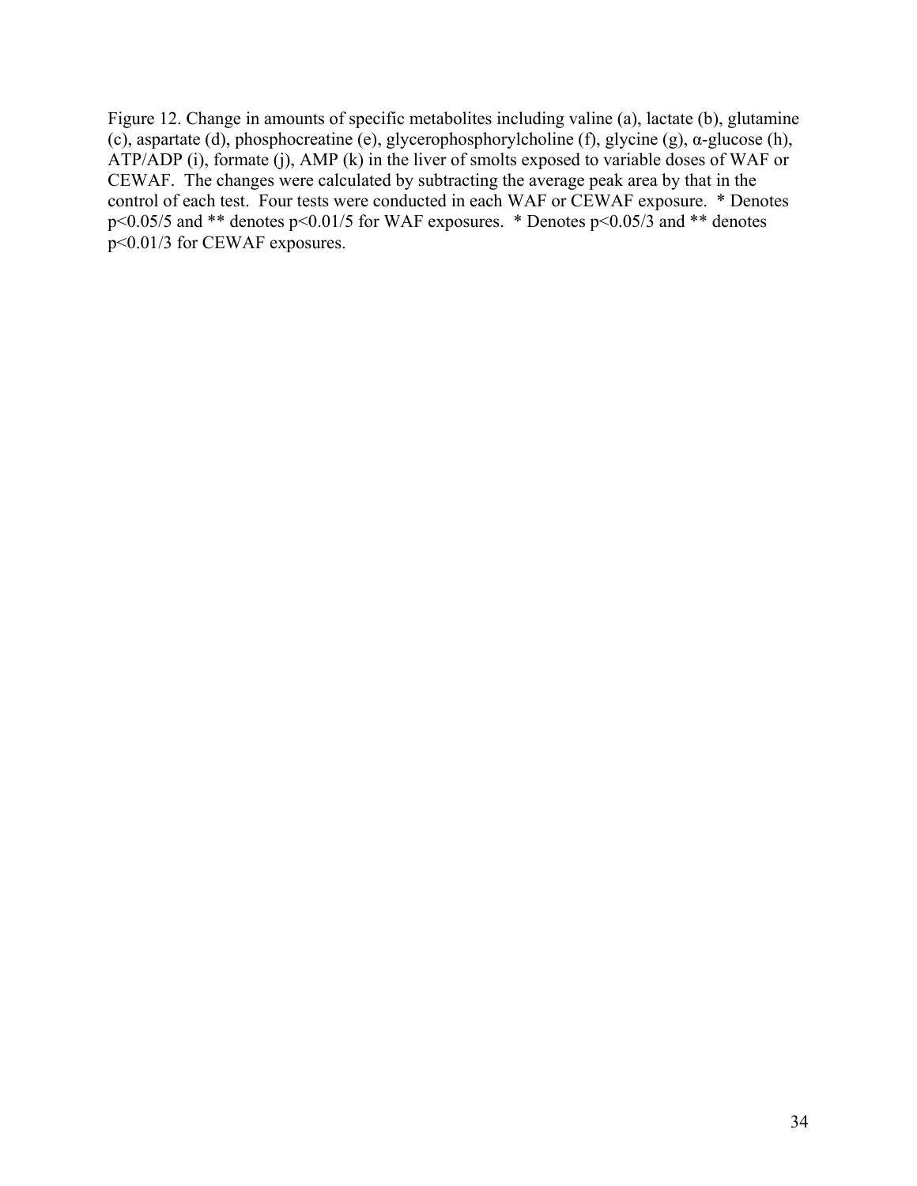Figure 12. Change in amounts of specific metabolites including valine (a), lactate (b), glutamine (c), aspartate (d), phosphocreatine (e), glycerophosphorylcholine (f), glycine (g), α-glucose (h), ATP/ADP (i), formate (j), AMP (k) in the liver of smolts exposed to variable doses of WAF or CEWAF. The changes were calculated by subtracting the average peak area by that in the control of each test. Four tests were conducted in each WAF or CEWAF exposure. * Denotes $p<0.05/5$ and ** denotes $p<0.01/5$ for WAF exposures. * Denotes $p<0.05/3$ and ** denotes $p<0.01/3$ for CEWAF exposures.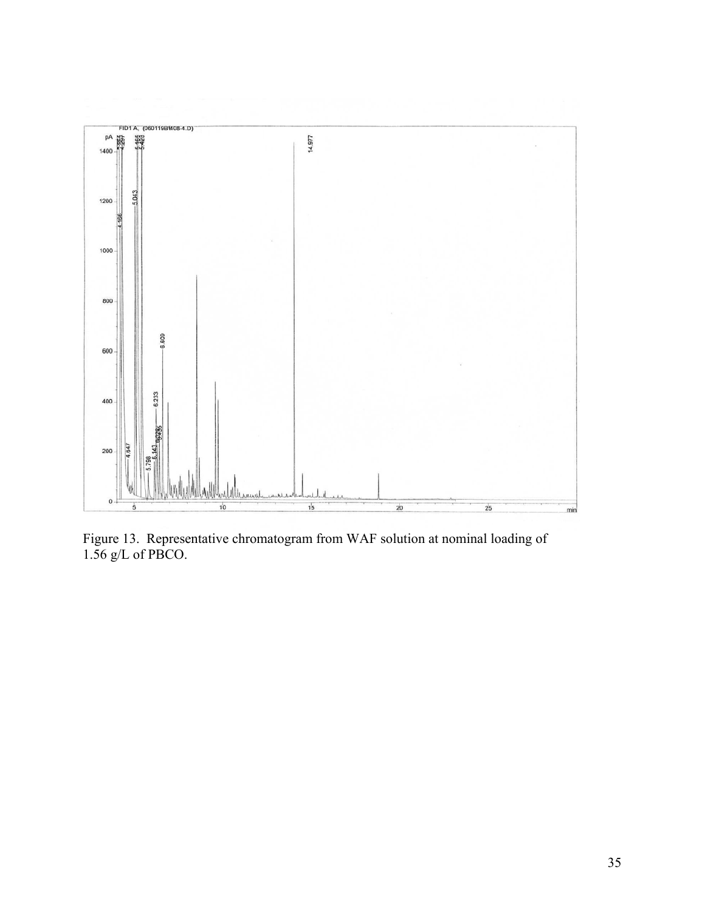Figure 13. Representative chromatogram from WAF solution at nominal loading of 1.56 g/L of PBCO.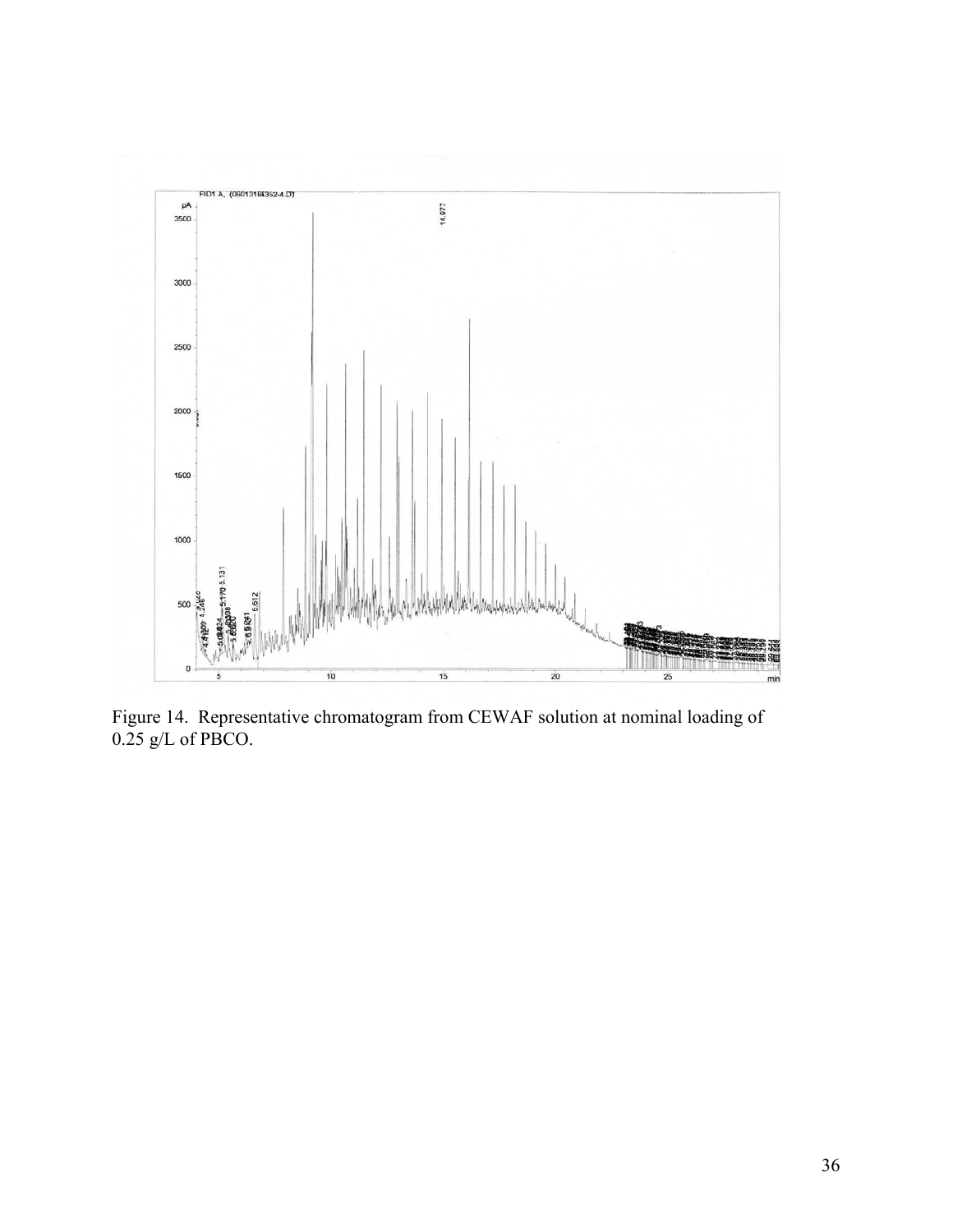Figure 14. Representative chromatogram from CEWAF solution at nominal loading of 0.25 g/L of PBCO.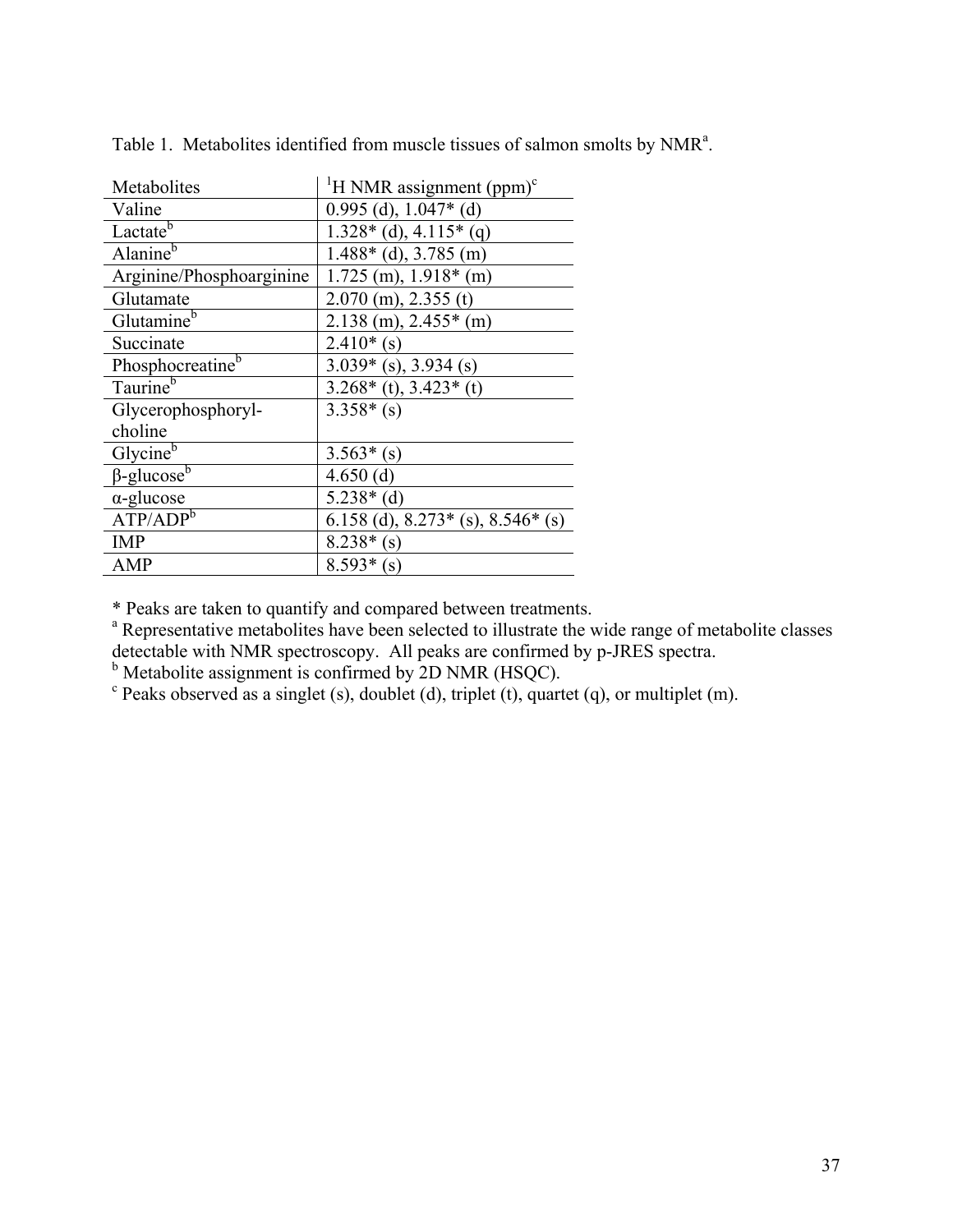Table 1. Metabolites identified from muscle tissues of salmon smolts by NMR[a].

| Metabolites | $^1$H NMR assignment (ppm)[c] |
|---|---|
| Valine | 0.995 (d), 1.047* (d) |
| Lactate[b] | 1.328* (d), 4.115* (q) |
| Alanine[b] | 1.488* (d), 3.785 (m) |
| Arginine/Phosphoarginine | 1.725 (m), 1.918* (m) |
| Glutamate | 2.070 (m), 2.355 (t) |
| Glutamine[b] | 2.138 (m), 2.455* (m) |
| Succinate | 2.410* (s) |
| Phosphocreatine[b] | 3.039* (s), 3.934 (s) |
| Taurine[b] | 3.268* (t), 3.423* (t) |
| Glycerophosphoryl-choline | 3.358* (s) |
| Glycine[b] | 3.563* (s) |
| β-glucose[b] | 4.650 (d) |
| α-glucose | 5.238* (d) |
| ATP/ADP[b] | 6.158 (d), 8.273* (s), 8.546* (s) |
| IMP | 8.238* (s) |
| AMP | 8.593* (s) |

* Peaks are taken to quantify and compared between treatments.

[a] Representative metabolites have been selected to illustrate the wide range of metabolite classes detectable with NMR spectroscopy. All peaks are confirmed by p-JRES spectra.

[b] Metabolite assignment is confirmed by 2D NMR (HSQC).

[c] Peaks observed as a singlet (s), doublet (d), triplet (t), quartet (q), or multiplet (m).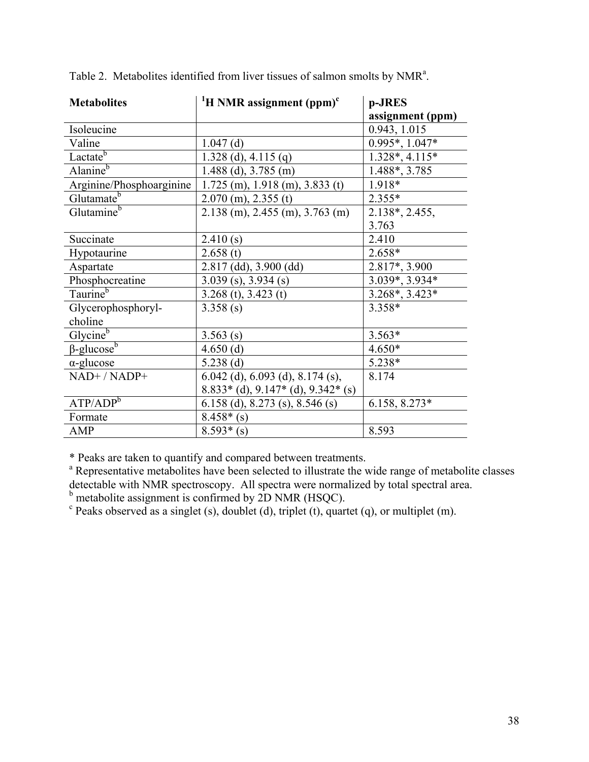Table 2. Metabolites identified from liver tissues of salmon smolts by NMR[a].

| Metabolites | $^1$H NMR assignment (ppm)[c] | p-JRES assignment (ppm) |
|---|---|---|
| Isoleucine | | 0.943, 1.015 |
| Valine | 1.047 (d) | 0.995*, 1.047* |
| Lactate[b] | 1.328 (d), 4.115 (q) | 1.328*, 4.115* |
| Alanine[b] | 1.488 (d), 3.785 (m) | 1.488*, 3.785 |
| Arginine/Phosphoarginine | 1.725 (m), 1.918 (m), 3.833 (t) | 1.918* |
| Glutamate[b] | 2.070 (m), 2.355 (t) | 2.355* |
| Glutamine[b] | 2.138 (m), 2.455 (m), 3.763 (m) | 2.138*, 2.455, 3.763 |
| Succinate | 2.410 (s) | 2.410 |
| Hypotaurine | 2.658 (t) | 2.658* |
| Aspartate | 2.817 (dd), 3.900 (dd) | 2.817*, 3.900 |
| Phosphocreatine | 3.039 (s), 3.934 (s) | 3.039*, 3.934* |
| Taurine[b] | 3.268 (t), 3.423 (t) | 3.268*, 3.423* |
| Glycerophosphoryl-choline | 3.358 (s) | 3.358* |
| Glycine[b] | 3.563 (s) | 3.563* |
| β-glucose[b] | 4.650 (d) | 4.650* |
| α-glucose | 5.238 (d) | 5.238* |
| NAD+ / NADP+ | 6.042 (d), 6.093 (d), 8.174 (s), 8.833* (d), 9.147* (d), 9.342* (s) | 8.174 |
| ATP/ADP[b] | 6.158 (d), 8.273 (s), 8.546 (s) | 6.158, 8.273* |
| Formate | 8.458* (s) | |
| AMP | 8.593* (s) | 8.593 |

* Peaks are taken to quantify and compared between treatments.

[a] Representative metabolites have been selected to illustrate the wide range of metabolite classes detectable with NMR spectroscopy. All spectra were normalized by total spectral area.

[b] metabolite assignment is confirmed by 2D NMR (HSQC).

[c] Peaks observed as a singlet (s), doublet (d), triplet (t), quartet (q), or multiplet (m).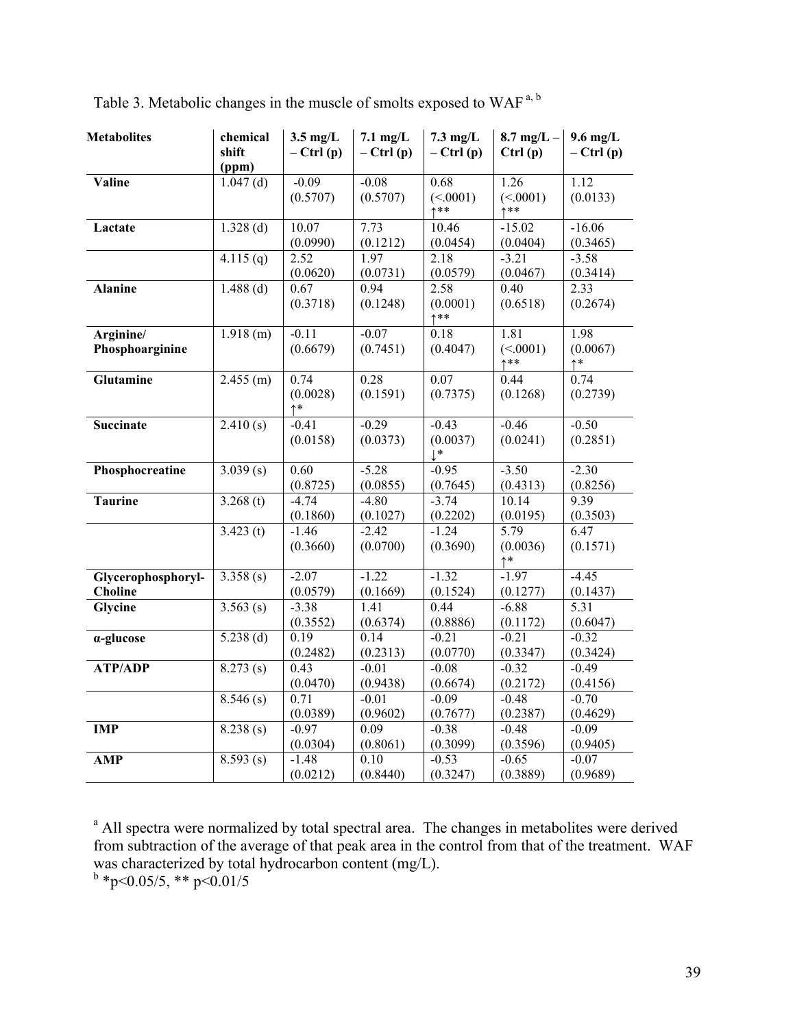Table 3. Metabolic changes in the muscle of smolts exposed to WAF [a, b]

| Metabolites | chemical shift (ppm) | 3.5 mg/L – Ctrl (p) | 7.1 mg/L – Ctrl (p) | 7.3 mg/L – Ctrl (p) | 8.7 mg/L – Ctrl (p) | 9.6 mg/L – Ctrl (p) |
|---|---|---|---|---|---|---|
| **Valine** | 1.047 (d) | -0.09 (0.5707) | -0.08 (0.5707) | 0.68 (<.0001) ↑** | 1.26 (<.0001) ↑** | 1.12 (0.0133) |
| **Lactate** | 1.328 (d) | 10.07 (0.0990) | 7.73 (0.1212) | 10.46 (0.0454) | -15.02 (0.0404) | -16.06 (0.3465) |
| | 4.115 (q) | 2.52 (0.0620) | 1.97 (0.0731) | 2.18 (0.0579) | -3.21 (0.0467) | -3.58 (0.3414) |
| **Alanine** | 1.488 (d) | 0.67 (0.3718) | 0.94 (0.1248) | 2.58 (0.0001) ↑** | 0.40 (0.6518) | 2.33 (0.2674) |
| **Arginine/ Phosphoarginine** | 1.918 (m) | -0.11 (0.6679) | -0.07 (0.7451) | 0.18 (0.4047) | 1.81 (<.0001) ↑** | 1.98 (0.0067) ↑* |
| **Glutamine** | 2.455 (m) | 0.74 (0.0028) ↑* | 0.28 (0.1591) | 0.07 (0.7375) | 0.44 (0.1268) | 0.74 (0.2739) |
| **Succinate** | 2.410 (s) | -0.41 (0.0158) | -0.29 (0.0373) | -0.43 (0.0037) ↓* | -0.46 (0.0241) | -0.50 (0.2851) |
| **Phosphocreatine** | 3.039 (s) | 0.60 (0.8725) | -5.28 (0.0855) | -0.95 (0.7645) | -3.50 (0.4313) | -2.30 (0.8256) |
| **Taurine** | 3.268 (t) | -4.74 (0.1860) | -4.80 (0.1027) | -3.74 (0.2202) | 10.14 (0.0195) | 9.39 (0.3503) |
| | 3.423 (t) | -1.46 (0.3660) | -2.42 (0.0700) | -1.24 (0.3690) | 5.79 (0.0036) ↑* | 6.47 (0.1571) |
| **Glycerophosphoryl-Choline** | 3.358 (s) | -2.07 (0.0579) | -1.22 (0.1669) | -1.32 (0.1524) | -1.97 (0.1277) | -4.45 (0.1437) |
| **Glycine** | 3.563 (s) | -3.38 (0.3552) | 1.41 (0.6374) | 0.44 (0.8886) | -6.88 (0.1172) | 5.31 (0.6047) |
| **α-glucose** | 5.238 (d) | 0.19 (0.2482) | 0.14 (0.2313) | -0.21 (0.0770) | -0.21 (0.3347) | -0.32 (0.3424) |
| **ATP/ADP** | 8.273 (s) | 0.43 (0.0470) | -0.01 (0.9438) | -0.08 (0.6674) | -0.32 (0.2172) | -0.49 (0.4156) |
| | 8.546 (s) | 0.71 (0.0389) | -0.01 (0.9602) | -0.09 (0.7677) | -0.48 (0.2387) | -0.70 (0.4629) |
| **IMP** | 8.238 (s) | -0.97 (0.0304) | 0.09 (0.8061) | -0.38 (0.3099) | -0.48 (0.3596) | -0.09 (0.9405) |
| **AMP** | 8.593 (s) | -1.48 (0.0212) | 0.10 (0.8440) | -0.53 (0.3247) | -0.65 (0.3889) | -0.07 (0.9689) |

[a] All spectra were normalized by total spectral area. The changes in metabolites were derived from subtraction of the average of that peak area in the control from that of the treatment. WAF was characterized by total hydrocarbon content (mg/L).

[b] *$p<0.05/5$, ** $p<0.01/5$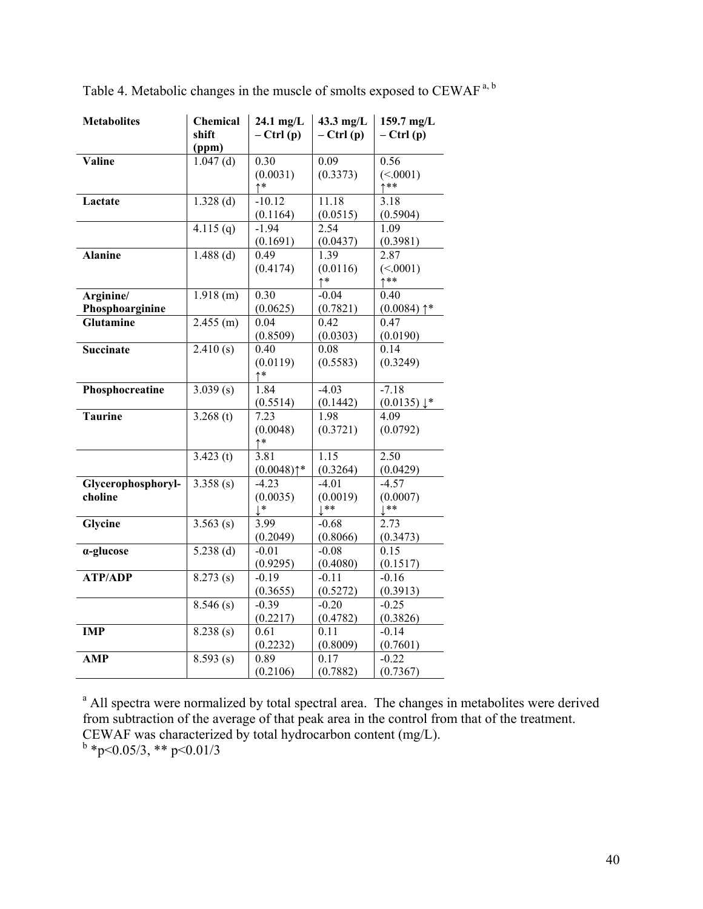Table 4. Metabolic changes in the muscle of smolts exposed to CEWAF [a, b]

| Metabolites | Chemical shift (ppm) | 24.1 mg/L – Ctrl (p) | 43.3 mg/L – Ctrl (p) | 159.7 mg/L – Ctrl (p) |
|---|---|---|---|---|
| **Valine** | 1.047 (d) | 0.30 (0.0031) ↑* | 0.09 (0.3373) | 0.56 (<.0001) ↑** |
| **Lactate** | 1.328 (d) | -10.12 (0.1164) | 11.18 (0.0515) | 3.18 (0.5904) |
| | 4.115 (q) | -1.94 (0.1691) | 2.54 (0.0437) | 1.09 (0.3981) |
| **Alanine** | 1.488 (d) | 0.49 (0.4174) | 1.39 (0.0116) ↑* | 2.87 (<.0001) ↑** |
| **Arginine/ Phosphoarginine** | 1.918 (m) | 0.30 (0.0625) | -0.04 (0.7821) | 0.40 (0.0084) ↑* |
| **Glutamine** | 2.455 (m) | 0.04 (0.8509) | 0.42 (0.0303) | 0.47 (0.0190) |
| **Succinate** | 2.410 (s) | 0.40 (0.0119) ↑* | 0.08 (0.5583) | 0.14 (0.3249) |
| **Phosphocreatine** | 3.039 (s) | 1.84 (0.5514) | -4.03 (0.1442) | -7.18 (0.0135) ↓* |
| **Taurine** | 3.268 (t) | 7.23 (0.0048) ↑* | 1.98 (0.3721) | 4.09 (0.0792) |
| | 3.423 (t) | 3.81 (0.0048)↑* | 1.15 (0.3264) | 2.50 (0.0429) |
| **Glycerophosphoryl-choline** | 3.358 (s) | -4.23 (0.0035) ↓* | -4.01 (0.0019) ↓** | -4.57 (0.0007) ↓** |
| **Glycine** | 3.563 (s) | 3.99 (0.2049) | -0.68 (0.8066) | 2.73 (0.3473) |
| **α-glucose** | 5.238 (d) | -0.01 (0.9295) | -0.08 (0.4080) | 0.15 (0.1517) |
| **ATP/ADP** | 8.273 (s) | -0.19 (0.3655) | -0.11 (0.5272) | -0.16 (0.3913) |
| | 8.546 (s) | -0.39 (0.2217) | -0.20 (0.4782) | -0.25 (0.3826) |
| **IMP** | 8.238 (s) | 0.61 (0.2232) | 0.11 (0.8009) | -0.14 (0.7601) |
| **AMP** | 8.593 (s) | 0.89 (0.2106) | 0.17 (0.7882) | -0.22 (0.7367) |

[a] All spectra were normalized by total spectral area. The changes in metabolites were derived from subtraction of the average of that peak area in the control from that of the treatment. CEWAF was characterized by total hydrocarbon content (mg/L).

[b] *$p<0.05/3$, ** $p<0.01/3$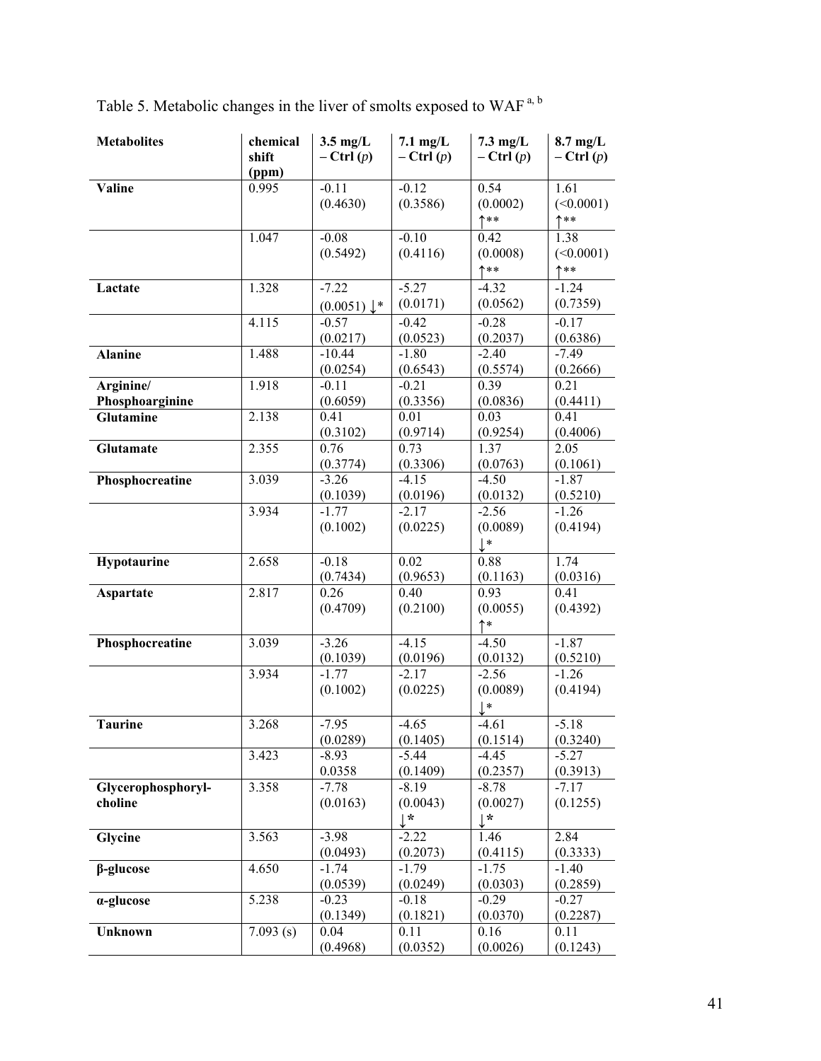Table 5. Metabolic changes in the liver of smolts exposed to WAF [a, b]

| Metabolites | chemical shift (ppm) | 3.5 mg/L – Ctrl (*p*) | 7.1 mg/L – Ctrl (*p*) | 7.3 mg/L – Ctrl (*p*) | 8.7 mg/L – Ctrl (*p*) |
|---|---|---|---|---|---|
| **Valine** | 0.995 | -0.11 (0.4630) | -0.12 (0.3586) | 0.54 (0.0002) ↑** | 1.61 (<0.0001) ↑** |
| | 1.047 | -0.08 (0.5492) | -0.10 (0.4116) | 0.42 (0.0008) ↑** | 1.38 (<0.0001) ↑** |
| **Lactate** | 1.328 | -7.22 (0.0051) ↓* | -5.27 (0.0171) | -4.32 (0.0562) | -1.24 (0.7359) |
| | 4.115 | -0.57 (0.0217) | -0.42 (0.0523) | -0.28 (0.2037) | -0.17 (0.6386) |
| **Alanine** | 1.488 | -10.44 (0.0254) | -1.80 (0.6543) | -2.40 (0.5574) | -7.49 (0.2666) |
| **Arginine/ Phosphoarginine** | 1.918 | -0.11 (0.6059) | -0.21 (0.3356) | 0.39 (0.0836) | 0.21 (0.4411) |
| **Glutamine** | 2.138 | 0.41 (0.3102) | 0.01 (0.9714) | 0.03 (0.9254) | 0.41 (0.4006) |
| **Glutamate** | 2.355 | 0.76 (0.3774) | 0.73 (0.3306) | 1.37 (0.0763) | 2.05 (0.1061) |
| **Phosphocreatine** | 3.039 | -3.26 (0.1039) | -4.15 (0.0196) | -4.50 (0.0132) | -1.87 (0.5210) |
| | 3.934 | -1.77 (0.1002) | -2.17 (0.0225) | -2.56 (0.0089) ↓* | -1.26 (0.4194) |
| **Hypotaurine** | 2.658 | -0.18 (0.7434) | 0.02 (0.9653) | 0.88 (0.1163) | 1.74 (0.0316) |
| **Aspartate** | 2.817 | 0.26 (0.4709) | 0.40 (0.2100) | 0.93 (0.0055) ↑* | 0.41 (0.4392) |
| **Phosphocreatine** | 3.039 | -3.26 (0.1039) | -4.15 (0.0196) | -4.50 (0.0132) | -1.87 (0.5210) |
| | 3.934 | -1.77 (0.1002) | -2.17 (0.0225) | -2.56 (0.0089) ↓* | -1.26 (0.4194) |
| **Taurine** | 3.268 | -7.95 (0.0289) | -4.65 (0.1405) | -4.61 (0.1514) | -5.18 (0.3240) |
| | 3.423 | -8.93 0.0358 | -5.44 (0.1409) | -4.45 (0.2357) | -5.27 (0.3913) |
| **Glycerophosphoryl-choline** | 3.358 | -7.78 (0.0163) | -8.19 (0.0043) ↓* | -8.78 (0.0027) ↓* | -7.17 (0.1255) |
| **Glycine** | 3.563 | -3.98 (0.0493) | -2.22 (0.2073) | 1.46 (0.4115) | 2.84 (0.3333) |
| **β-glucose** | 4.650 | -1.74 (0.0539) | -1.79 (0.0249) | -1.75 (0.0303) | -1.40 (0.2859) |
| **α-glucose** | 5.238 | -0.23 (0.1349) | -0.18 (0.1821) | -0.29 (0.0370) | -0.27 (0.2287) |
| **Unknown** | 7.093 (s) | 0.04 (0.4968) | 0.11 (0.0352) | 0.16 (0.0026) | 0.11 (0.1243) |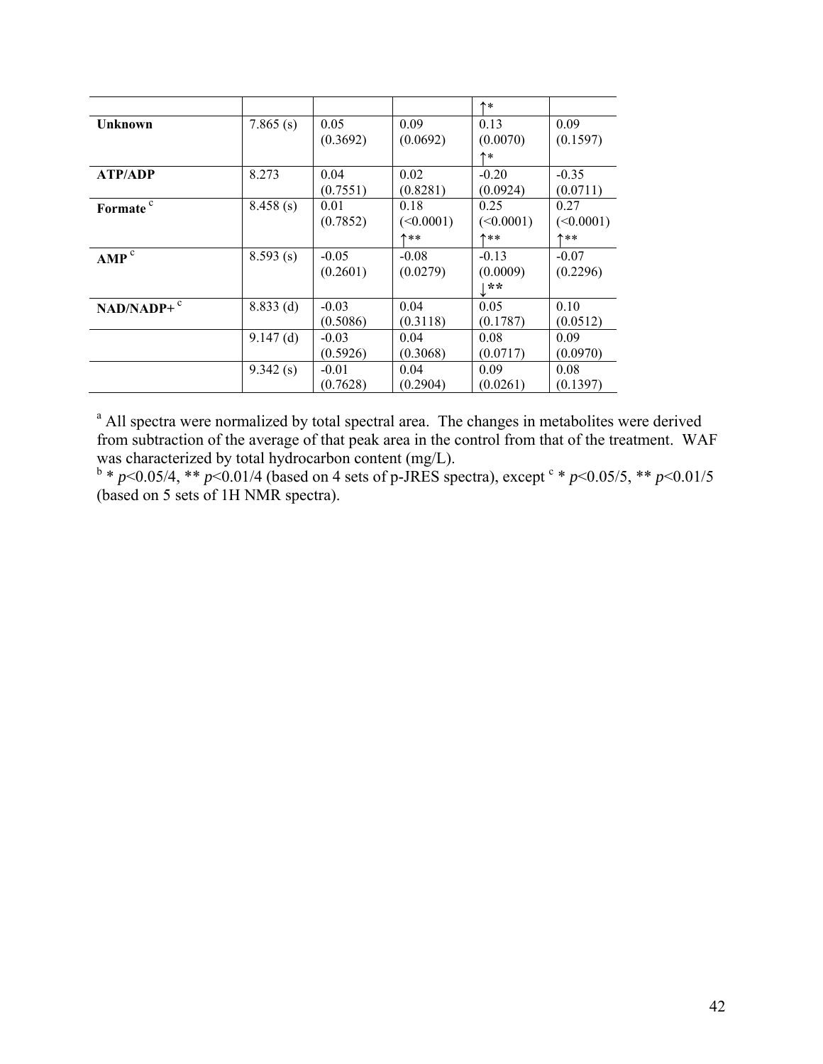| | | | | ↑* | |
|---|---|---|---|---|---|
| **Unknown** | 7.865 (s) | 0.05 (0.3692) | 0.09 (0.0692) | 0.13 (0.0070) ↑* | 0.09 (0.1597) |
| **ATP/ADP** | 8.273 | 0.04 (0.7551) | 0.02 (0.8281) | -0.20 (0.0924) | -0.35 (0.0711) |
| **Formate** [c] | 8.458 (s) | 0.01 (0.7852) | 0.18 (<0.0001) ↑** | 0.25 (<0.0001) ↑** | 0.27 (<0.0001) ↑** |
| **AMP** [c] | 8.593 (s) | -0.05 (0.2601) | -0.08 (0.0279) | -0.13 (0.0009) ↓** | -0.07 (0.2296) |
| **NAD/NADP+** [c] | 8.833 (d) | -0.03 (0.5086) | 0.04 (0.3118) | 0.05 (0.1787) | 0.10 (0.0512) |
| | 9.147 (d) | -0.03 (0.5926) | 0.04 (0.3068) | 0.08 (0.0717) | 0.09 (0.0970) |
| | 9.342 (s) | -0.01 (0.7628) | 0.04 (0.2904) | 0.09 (0.0261) | 0.08 (0.1397) |

[a] All spectra were normalized by total spectral area. The changes in metabolites were derived from subtraction of the average of that peak area in the control from that of the treatment. WAF was characterized by total hydrocarbon content (mg/L).

[b] * $p$<0.05/4, ** $p$<0.01/4 (based on 4 sets of p-JRES spectra), except [c] * $p$<0.05/5, ** $p$<0.01/5 (based on 5 sets of 1H NMR spectra).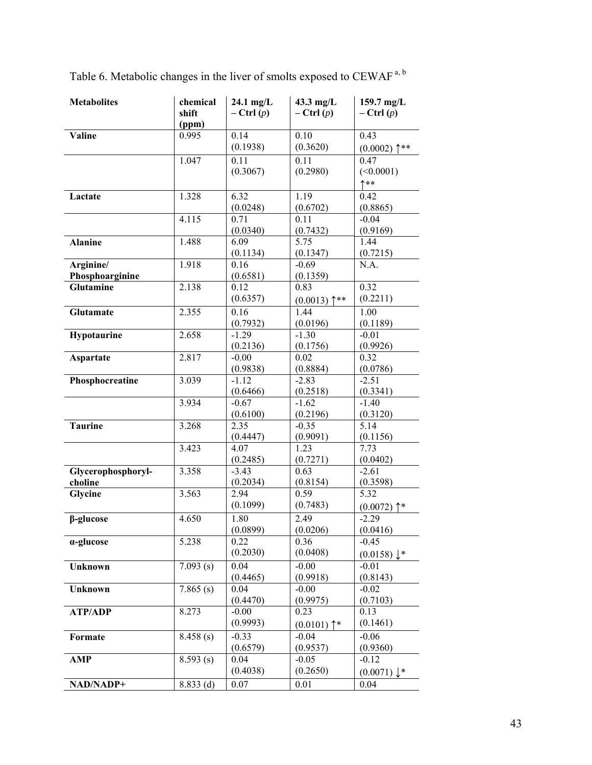Table 6. Metabolic changes in the liver of smolts exposed to CEWAF [a, b]

| Metabolites | chemical shift (ppm) | 24.1 mg/L – Ctrl (*p*) | 43.3 mg/L – Ctrl (*p*) | 159.7 mg/L – Ctrl (*p*) |
|---|---|---|---|---|
| **Valine** | 0.995 | 0.14 (0.1938) | 0.10 (0.3620) | 0.43 (0.0002) ↑** |
| | 1.047 | 0.11 (0.3067) | 0.11 (0.2980) | 0.47 (<0.0001) ↑** |
| **Lactate** | 1.328 | 6.32 (0.0248) | 1.19 (0.6702) | 0.42 (0.8865) |
| | 4.115 | 0.71 (0.0340) | 0.11 (0.7432) | -0.04 (0.9169) |
| **Alanine** | 1.488 | 6.09 (0.1134) | 5.75 (0.1347) | 1.44 (0.7215) |
| **Arginine/ Phosphoarginine** | 1.918 | 0.16 (0.6581) | -0.69 (0.1359) | N.A. |
| **Glutamine** | 2.138 | 0.12 (0.6357) | 0.83 (0.0013) ↑** | 0.32 (0.2211) |
| **Glutamate** | 2.355 | 0.16 (0.7932) | 1.44 (0.0196) | 1.00 (0.1189) |
| **Hypotaurine** | 2.658 | -1.29 (0.2136) | -1.30 (0.1756) | -0.01 (0.9926) |
| **Aspartate** | 2.817 | -0.00 (0.9838) | 0.02 (0.8884) | 0.32 (0.0786) |
| **Phosphocreatine** | 3.039 | -1.12 (0.6466) | -2.83 (0.2518) | -2.51 (0.3341) |
| | 3.934 | -0.67 (0.6100) | -1.62 (0.2196) | -1.40 (0.3120) |
| **Taurine** | 3.268 | 2.35 (0.4447) | -0.35 (0.9091) | 5.14 (0.1156) |
| | 3.423 | 4.07 (0.2485) | 1.23 (0.7271) | 7.73 (0.0402) |
| **Glycerophosphoryl-choline** | 3.358 | -3.43 (0.2034) | 0.63 (0.8154) | -2.61 (0.3598) |
| **Glycine** | 3.563 | 2.94 (0.1099) | 0.59 (0.7483) | 5.32 (0.0072) ↑* |
| **β-glucose** | 4.650 | 1.80 (0.0899) | 2.49 (0.0206) | -2.29 (0.0416) |
| **α-glucose** | 5.238 | 0.22 (0.2030) | 0.36 (0.0408) | -0.45 (0.0158) ↓* |
| **Unknown** | 7.093 (s) | 0.04 (0.4465) | -0.00 (0.9918) | -0.01 (0.8143) |
| **Unknown** | 7.865 (s) | 0.04 (0.4470) | -0.00 (0.9975) | -0.02 (0.7103) |
| **ATP/ADP** | 8.273 | -0.00 (0.9993) | 0.23 (0.0101) ↑* | 0.13 (0.1461) |
| **Formate** | 8.458 (s) | -0.33 (0.6579) | -0.04 (0.9537) | -0.06 (0.9360) |
| **AMP** | 8.593 (s) | 0.04 (0.4038) | -0.05 (0.2650) | -0.12 (0.0071) ↓* |
| **NAD/NADP+** | 8.833 (d) | 0.07 | 0.01 | 0.04 |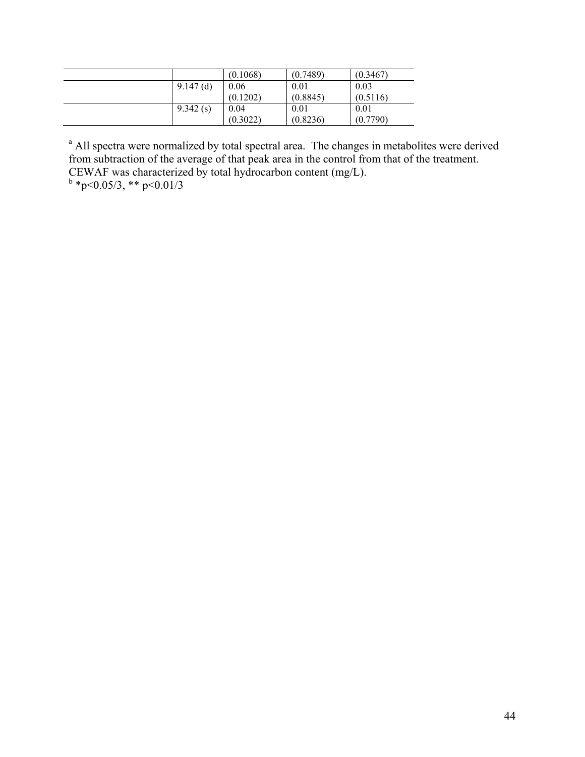| | | | | |
|---|---|---|---|---|
| | | (0.1068) | (0.7489) | (0.3467) |
| | 9.147 (d) | 0.06 (0.1202) | 0.01 (0.8845) | 0.03 (0.5116) |
| | 9.342 (s) | 0.04 (0.3022) | 0.01 (0.8236) | 0.01 (0.7790) |

[a] All spectra were normalized by total spectral area. The changes in metabolites were derived from subtraction of the average of that peak area in the control from that of the treatment. CEWAF was characterized by total hydrocarbon content (mg/L).

[b] *$p<0.05/3$, ** $p<0.01/3$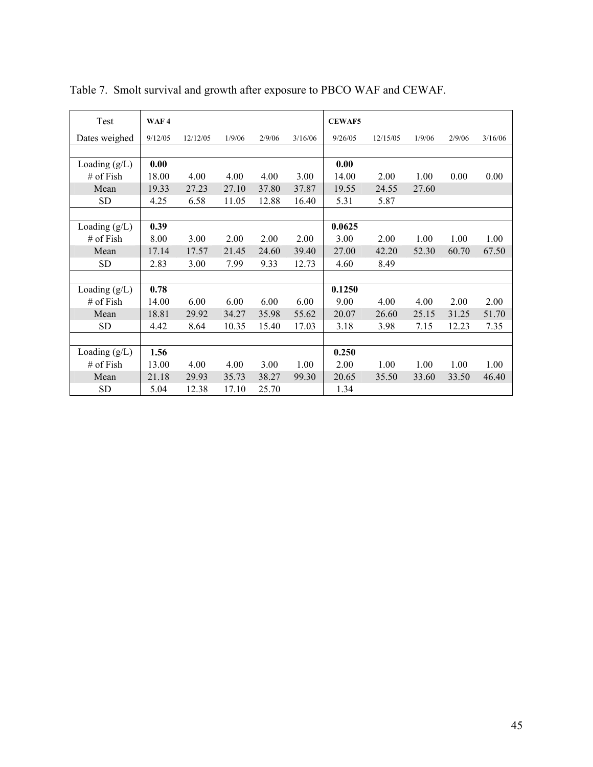Table 7. Smolt survival and growth after exposure to PBCO WAF and CEWAF.

| Test | WAF 4 | | | | | CEWAF5 | | | | |
|---|---|---|---|---|---|---|---|---|---|---|
| Dates weighed | 9/12/05 | 12/12/05 | 1/9/06 | 2/9/06 | 3/16/06 | 9/26/05 | 12/15/05 | 1/9/06 | 2/9/06 | 3/16/06 |
| | | | | | | | | | | |
| Loading (g/L) | **0.00** | | | | | **0.00** | | | | |
| # of Fish | 18.00 | 4.00 | 4.00 | 4.00 | 3.00 | 14.00 | 2.00 | 1.00 | 0.00 | 0.00 |
| Mean | 19.33 | 27.23 | 27.10 | 37.80 | 37.87 | 19.55 | 24.55 | 27.60 | | |
| SD | 4.25 | 6.58 | 11.05 | 12.88 | 16.40 | 5.31 | 5.87 | | | |
| | | | | | | | | | | |
| Loading (g/L) | **0.39** | | | | | **0.0625** | | | | |
| # of Fish | 8.00 | 3.00 | 2.00 | 2.00 | 2.00 | 3.00 | 2.00 | 1.00 | 1.00 | 1.00 |
| Mean | 17.14 | 17.57 | 21.45 | 24.60 | 39.40 | 27.00 | 42.20 | 52.30 | 60.70 | 67.50 |
| SD | 2.83 | 3.00 | 7.99 | 9.33 | 12.73 | 4.60 | 8.49 | | | |
| | | | | | | | | | | |
| Loading (g/L) | **0.78** | | | | | **0.1250** | | | | |
| # of Fish | 14.00 | 6.00 | 6.00 | 6.00 | 6.00 | 9.00 | 4.00 | 4.00 | 2.00 | 2.00 |
| Mean | 18.81 | 29.92 | 34.27 | 35.98 | 55.62 | 20.07 | 26.60 | 25.15 | 31.25 | 51.70 |
| SD | 4.42 | 8.64 | 10.35 | 15.40 | 17.03 | 3.18 | 3.98 | 7.15 | 12.23 | 7.35 |
| | | | | | | | | | | |
| Loading (g/L) | **1.56** | | | | | **0.250** | | | | |
| # of Fish | 13.00 | 4.00 | 4.00 | 3.00 | 1.00 | 2.00 | 1.00 | 1.00 | 1.00 | 1.00 |
| Mean | 21.18 | 29.93 | 35.73 | 38.27 | 99.30 | 20.65 | 35.50 | 33.60 | 33.50 | 46.40 |
| SD | 5.04 | 12.38 | 17.10 | 25.70 | | 1.34 | | | | |